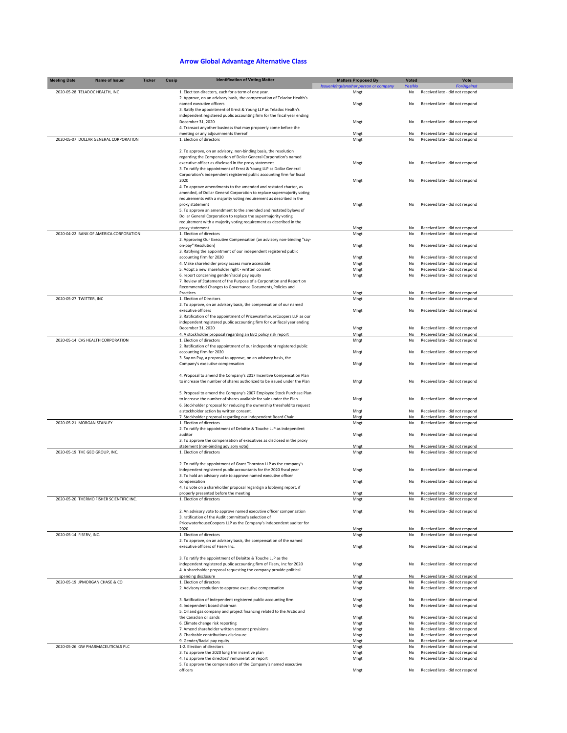# Arrow Global Advantage Alternative Class

| Meeting Date | Name of Issuer | Ticker | Cusip | Identification of Voting Matter | Matters Proposed By | Voted | Vote |
|---|---|---|---|---|---|---|---|
| | | | | | *Issuer/Mngt/another person or company* | *Yes/No* | *For/Against* |
| 2020-05-28 | TELADOC HEALTH, INC | | | 1. Elect ten directors, each for a term of one year. | Mngt | No | Received late - did not respond |
| | | | | 2. Approve, on an advisory basis, the compensation of Teladoc Health's named executive officers | Mngt | No | Received late - did not respond |
| | | | | 3. Ratify the appointment of Ernst & Young LLP as Teladoc Health's independent registered public accounting firm for the fsical year ending December 31, 2020 | Mngt | No | Received late - did not respond |
| | | | | 4. Transact anyother business that may propoerly come before the meeting or any adjournments thereof | Mngt | No | Received late - did not respond |
| 2020-05-07 | DOLLAR GENERAL CORPORATION | | | 1. Election of directors | Mngt | No | Received late - did not respond |
| | | | | 2. To approve, on an advisory, non-binding basis, the resolution regarding the Compensation of Dollar General Corporation's named executive officer as disclosed in the proxy statement | Mngt | No | Received late - did not respond |
| | | | | 3. To ratify the appointment of Ernst & Young LLP as Dollar General Corporation's independent registered public accounting firm for fiscal 2020 | Mngt | No | Received late - did not respond |
| | | | | 4. To approve amendments to the amended and restated charter, as amended, of Dollar General Corporation to replace supermajority voting requirements with a majority voting requirement as described in the proxy statement | Mngt | No | Received late - did not respond |
| | | | | 5. To approve an amendment to the amended and restated bylaws of Dollar General Corporation to replace the supermajority voting requirement with a majority voting requirement as described in the proxy statement | Mngt | No | Received late - did not respond |
| 2020-04-22 | BANK OF AMERICA CORPORATION | | | 1. Election of directors | Mngt | No | Received late - did not respond |
| | | | | 2. Approving Our Executive Compensation (an advisory non-binding "say-on-pay" Resolution) | Mngt | No | Received late - did not respond |
| | | | | 3. Ratifying the appointment of our independent registered public accounting firm for 2020 | Mngt | No | Received late - did not respond |
| | | | | 4. Make shareholder proxy access more accessible | Mngt | No | Received late - did not respond |
| | | | | 5. Adopt a new shareholder right - written consent | Mngt | No | Received late - did not respond |
| | | | | 6. report concerning gender/racial pay equity | Mngt | No | Received late - did not respond |
| | | | | 7. Review of Statement of the Purpose of a Corporation and Report on Recommended Changes to Governance Documents,Policies and Practices | Mngt | No | Received late - did not respond |
| 2020-05-27 | TWITTER, INC | | | 1. Election of Directors | Mngt | No | Received late - did not respond |
| | | | | 2. To approve, on an advisory basis, the compensation of our named executive officers | Mngt | No | Received late - did not respond |
| | | | | 3. Ratification of the appointment of PricewaterhouseCoopers LLP as our independent registered public accounting firm for our fiscal year ending December 31, 2020 | Mngt | No | Received late - did not respond |
| | | | | 4. A stockholder proposal regarding an EEO policy risk report | Mngt | No | Received late - did not respond |
| 2020-05-14 | CVS HEALTH CORPORATION | | | 1. Election of directors | Mngt | No | Received late - did not respond |
| | | | | 2. Ratification of the appointment of our independent registered public accounting firm for 2020 | Mngt | No | Received late - did not respond |
| | | | | 3. Say on Pay, a proposal to approve, on an advisory basis, the Company's executive compensation | Mngt | No | Received late - did not respond |
| | | | | 4. Proposal to amend the Company's 2017 Incentive Compensation Plan to increase the number of shares authorized to be issued under the Plan | Mngt | No | Received late - did not respond |
| | | | | 5. Proposal to amend the Company's 2007 Employee Stock Purchase Plan to increase the number of shares available for sale under the Plan | Mngt | No | Received late - did not respond |
| | | | | 6. Stockholder proposal for reducing the ownership threshold to request a stockholder action by written consent. | Mngt | No | Received late - did not respond |
| | | | | 7. Stockholder proposal regarding our independent Board Chair | Mngt | No | Received late - did not respond |
| 2020-05-21 | MORGAN STANLEY | | | 1. Election of directors | Mngt | No | Received late - did not respond |
| | | | | 2. To ratify the appointment of Deloitte & Touche LLP as independent auditor | Mngt | No | Received late - did not respond |
| | | | | 3. To approve the compensation of executives as disclosed in the proxy statement (non-binding advisory vote) | Mngt | No | Received late - did not respond |
| 2020-05-19 | THE GEO GROUP, INC. | | | 1. Election of directors | Mngt | No | Received late - did not respond |
| | | | | 2. To ratify the appointment of Grant Thornton LLP as the company's independent registered public accountants for the 2020 fiscal year | Mngt | No | Received late - did not respond |
| | | | | 3. To hold an advisory vote to approve named executive officer compensation | Mngt | No | Received late - did not respond |
| | | | | 4. To vote on a shareholder proposal regardign a lobbying report, if properly presented before the meeting | Mngt | No | Received late - did not respond |
| 2020-05-20 | THERMO FISHER SCIENTIFIC INC. | | | 1. Election of directors | Mngt | No | Received late - did not respond |
| | | | | 2. An advisory vote to approve named executive officer compensation | Mngt | No | Received late - did not respond |
| | | | | 3. ratification of the Audit committee's selection of PricewaterhouseCoopers LLP as the Company's independent auditor for 2020 | Mngt | No | Received late - did not respond |
| 2020-05-14 | FISERV, INC. | | | 1. Election of directors | Mngt | No | Received late - did not respond |
| | | | | 2. To approve, on an advisory basis, the compensation of the named executive officers of Fiserv Inc. | Mngt | No | Received late - did not respond |
| | | | | 3. To ratify the appointment of Deloitte & Touche LLP as the independent registered public accounting firm of Fiserv, Inc for 2020 | Mngt | No | Received late - did not respond |
| | | | | 4. A shareholder proposal requesting the company provide political spending disclosure | Mngt | No | Received late - did not respond |
| 2020-05-19 | JPMORGAN CHASE & CO | | | 1. Election of directors | Mngt | No | Received late - did not respond |
| | | | | 2. Advisory resolution to approve executive compensation | Mngt | No | Received late - did not respond |
| | | | | 3. Ratification of independent registered public accounting firm | Mngt | No | Received late - did not respond |
| | | | | 4. Independent board chairman | Mngt | No | Received late - did not respond |
| | | | | 5. Oil and gas company and project financing related to the Arctic and the Canadian oil sands | Mngt | No | Received late - did not respond |
| | | | | 6. Climate change risk reporting | Mngt | No | Received late - did not respond |
| | | | | 7. Amend shareholder written consent provisions | Mngt | No | Received late - did not respond |
| | | | | 8. Charitable contributions disclosure | Mngt | No | Received late - did not respond |
| | | | | 9. Gender/Racial pay equity | Mngt | No | Received late - did not respond |
| 2020-05-26 | GW PHARMACEUTICALS PLC | | | 1-2. Election of directors | Mngt | No | Received late - did not respond |
| | | | | 3. To approve the 2020 long trm incentive plan | Mngt | No | Received late - did not respond |
| | | | | 4. To approve the directors' remuneration report | Mngt | No | Received late - did not respond |
| | | | | 5. To approve the compensation of the Company's named executive officers | Mngt | No | Received late - did not respond |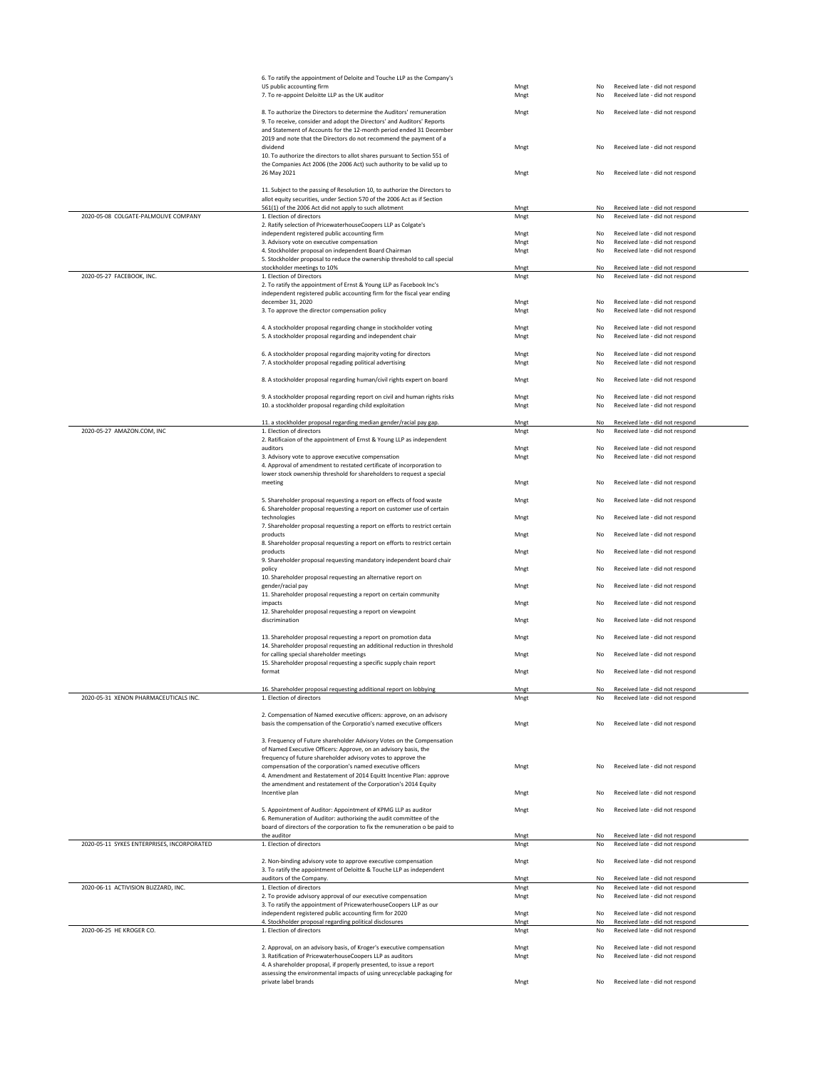| | | | | |
|---|---|---|---|---|
| | 6. To ratify the appointment of Deloitte and Touche LLP as the Company's US public accounting firm | Mngt | No | Received late - did not respond |
| | 7. To re-appoint Deloitte LLP as the UK auditor | Mngt | No | Received late - did not respond |
| | 8. To authorize the Directors to determine the Auditors' remuneration | Mngt | No | Received late - did not respond |
| | 9. To receive, consider and adopt the Directors' and Auditors' Reports and Statement of Accounts for the 12-month period ended 31 December 2019 and note that the Directors do not recommend the payment of a dividend | Mngt | No | Received late - did not respond |
| | 10. To authorize the directors to allot shares pursuant to Section 551 of the Companies Act 2006 (the 2006 Act) such authority to be valid up to 26 May 2021 | Mngt | No | Received late - did not respond |
| | 11. Subject to the passing of Resolution 10, to authorize the Directors to allot equity securities, under Section 570 of the 2006 Act as if Section 561(1) of the 2006 Act did not apply to such allotment | Mngt | No | Received late - did not respond |
| 2020-05-08 COLGATE-PALMOLIVE COMPANY | 1. Election of directors | Mngt | No | Received late - did not respond |
| | 2. Ratify selection of PricewaterhouseCoopers LLP as Colgate's independent registered public accounting firm | Mngt | No | Received late - did not respond |
| | 3. Advisory vote on executive compensation | Mngt | No | Received late - did not respond |
| | 4. Stockholder proposal on independent Board Chairman | Mngt | No | Received late - did not respond |
| | 5. Stockholder proposal to reduce the ownership threshold to call special stockholder meetings to 10% | Mngt | No | Received late - did not respond |
| 2020-05-27 FACEBOOK, INC. | 1. Election of Directors | Mngt | No | Received late - did not respond |
| | 2. To ratify the appointment of Ernst & Young LLP as Facebook Inc's independent registered public accounting firm for the fiscal year ending december 31, 2020 | Mngt | No | Received late - did not respond |
| | 3. To approve the director compensation policy | Mngt | No | Received late - did not respond |
| | 4. A stockholder proposal regarding change in stockholder voting | Mngt | No | Received late - did not respond |
| | 5. A stockholder proposal regarding and independent chair | Mngt | No | Received late - did not respond |
| | 6. A stockholder proposal regarding majority voting for directors | Mngt | No | Received late - did not respond |
| | 7. A stockholder proposal regading political advertising | Mngt | No | Received late - did not respond |
| | 8. A stockholder proposal regarding human/civil rights expert on board | Mngt | No | Received late - did not respond |
| | 9. A stockholder proposal regarding report on civil and human rights risks | Mngt | No | Received late - did not respond |
| | 10. a stockholder proposal regarding child exploitation | Mngt | No | Received late - did not respond |
| | 11. a stockholder proposal regarding median gender/racial pay gap. | Mngt | No | Received late - did not respond |
| 2020-05-27 AMAZON.COM, INC | 1. Election of directors | Mngt | No | Received late - did not respond |
| | 2. Ratificaion of the appointment of Ernst & Young LLP as independent auditors | Mngt | No | Received late - did not respond |
| | 3. Advisory vote to approve executive compensation | Mngt | No | Received late - did not respond |
| | 4. Approval of amendment to restated certificate of incorporation to lower stock ownership threshold for shareholders to request a special meeting | Mngt | No | Received late - did not respond |
| | 5. Shareholder proposal requesting a report on effects of food waste | Mngt | No | Received late - did not respond |
| | 6. Shareholder proposal requesting a report on customer use of certain technologies | Mngt | No | Received late - did not respond |
| | 7. Shareholder proposal requesting a report on efforts to restrict certain products | Mngt | No | Received late - did not respond |
| | 8. Shareholder proposal requesting a report on efforts to restrict certain products | Mngt | No | Received late - did not respond |
| | 9. Shareholder proposal requesting mandatory independent board chair policy | Mngt | No | Received late - did not respond |
| | 10. Shareholder proposal requesting an alternative report on gender/racial pay | Mngt | No | Received late - did not respond |
| | 11. Shareholder proposal requesting a report on certain community impacts | Mngt | No | Received late - did not respond |
| | 12. Shareholder proposal requesting a report on viewpoint discrimination | Mngt | No | Received late - did not respond |
| | 13. Shareholder proposal requesting a report on promotion data | Mngt | No | Received late - did not respond |
| | 14. Shareholder proposal requesting an additional reduction in threshold for calling special shareholder meetings | Mngt | No | Received late - did not respond |
| | 15. Shareholder proposal requesting a specific supply chain report format | Mngt | No | Received late - did not respond |
| | 16. Shareholder proposal requesting additional report on lobbying | Mngt | No | Received late - did not respond |
| 2020-05-31 XENON PHARMACEUTICALS INC. | 1. Election of directors | Mngt | No | Received late - did not respond |
| | 2. Compensation of Named executive officers: approve, on an advisory basis the compensation of the Corporatio's named executive officers | Mngt | No | Received late - did not respond |
| | 3. Frequency of Future shareholder Advisory Votes on the Compensation of Named Executive Officers: Approve, on an advisory basis, the frequency of future shareholder advisory votes to approve the compensation of the corporation's named executive officers | Mngt | No | Received late - did not respond |
| | 4. Amendment and Restatement of 2014 Equitt Incentive Plan: approve the amendment and restatement of the Corporation's 2014 Equity Incentive plan | Mngt | No | Received late - did not respond |
| | 5. Appointment of Auditor: Appointment of KPMG LLP as auditor | Mngt | No | Received late - did not respond |
| | 6. Remuneration of Auditor: authorixing the audit committee of the board of directors of the corporation to fix the remuneration o be paid to the auditor | Mngt | No | Received late - did not respond |
| 2020-05-11 SYKES ENTERPRISES, INCORPORATED | 1. Election of directors | Mngt | No | Received late - did not respond |
| | 2. Non-binding advisory vote to approve executive compensation | Mngt | No | Received late - did not respond |
| | 3. To ratify the appointment of Deloitte & Touche LLP as independent auditors of the Company. | Mngt | No | Received late - did not respond |
| 2020-06-11 ACTIVISION BLIZZARD, INC. | 1. Election of directors | Mngt | No | Received late - did not respond |
| | 2. To provide advisory approval of our executive compensation | Mngt | No | Received late - did not respond |
| | 3. To ratify the appointment of PricewaterhouseCoopers LLP as our independent registered public accounting firm for 2020 | Mngt | No | Received late - did not respond |
| | 4. Stockholder proposal regarding political disclosures | Mngt | No | Received late - did not respond |
| 2020-06-25 HE KROGER CO. | 1. Election of directors | Mngt | No | Received late - did not respond |
| | 2. Approval, on an advisory basis, of Kroger's executive compensation | Mngt | No | Received late - did not respond |
| | 3. Ratification of PricewaterhouseCoopers LLP as auditors | Mngt | No | Received late - did not respond |
| | 4. A shareholder proposal, if properly presented, to issue a report assessing the environmental impacts of using unrecyclable packaging for private label brands | Mngt | No | Received late - did not respond |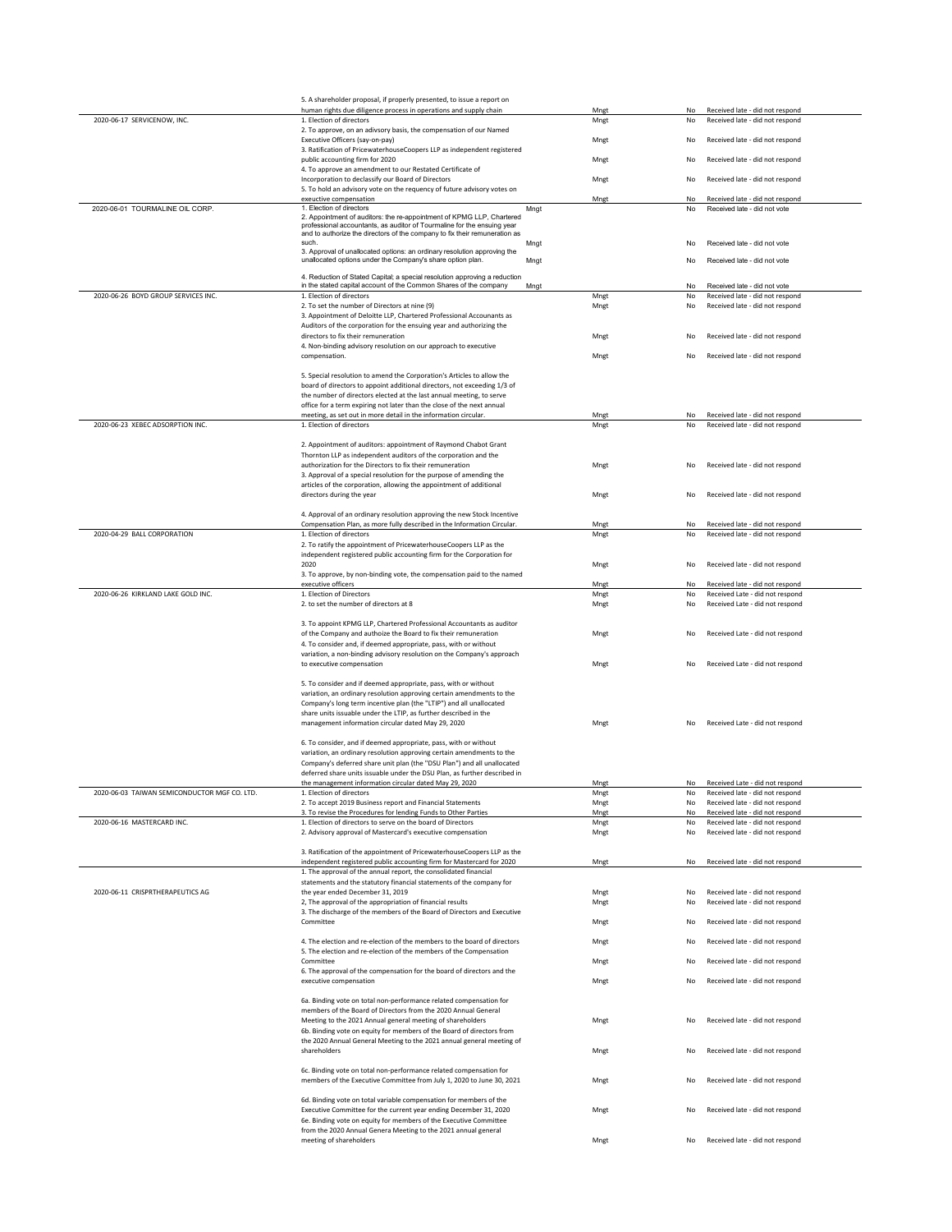| | | | | |
|---|---|---|---|---|
| | 5. A shareholder proposal, if properly presented, to issue a report on human rights due diligence process in operations and supply chain | Mngt | No | Received late - did not respond |
| 2020-06-17 SERVICENOW, INC. | 1. Election of directors | Mngt | No | Received late - did not respond |
| | 2. To approve, on an advisory basis, the compensation of our Named Executive Officers (say-on-pay) | Mngt | No | Received late - did not respond |
| | 3. Ratification of PricewaterhouseCoopers LLP as independent registered public accounting firm for 2020 | Mngt | No | Received late - did not respond |
| | 4. To approve an amendment to our Restated Certificate of Incorporation to declassify our Board of Directors | Mngt | No | Received late - did not respond |
| | 5. To hold an advisory vote on the requency of future advisory votes on executive compensation | Mngt | No | Received late - did not respond |
| 2020-06-01 TOURMALINE OIL CORP. | 1. Election of directors | Mngt | No | Received late - did not vote |
| | 2. Appointment of auditors: the re-appointment of KPMG LLP, Chartered professional accountants, as auditor of Tourmaline for the ensuing year and to authorize the directors of the company to fix their remuneration as such. | Mngt | No | Received late - did not vote |
| | 3. Approval of unallocated options: an ordinary resolution approving the unallocated options under the Company's share option plan. | Mngt | No | Received late - did not vote |
| | 4. Reduction of Stated Capital; a special resolution approving a reduction in the stated capital account of the Common Shares of the company | Mngt | No | Received late - did not vote |
| 2020-06-26 BOYD GROUP SERVICES INC. | 1. Election of directors | Mngt | No | Received late - did not respond |
| | 2. To set the number of Directors at nine (9) | Mngt | No | Received late - did not respond |
| | 3. Appointment of Deloitte LLP, Chartered Professional Accounants as Auditors of the corporation for the ensuing year and authorizing the directors to fix their remuneration | Mngt | No | Received late - did not respond |
| | 4. Non-binding advisory resolution on our approach to executive compensation. | Mngt | No | Received late - did not respond |
| | 5. Special resolution to amend the Corporation's Articles to allow the board of directors to appoint additional directors, not exceeding 1/3 of the number of directors elected at the last annual meeting, to serve office for a term expiring not later than the close of the next annual meeting, as set out in more detail in the information circular. | Mngt | No | Received late - did not respond |
| 2020-06-23 XEBEC ADSORPTION INC. | 1. Election of directors | Mngt | No | Received late - did not respond |
| | 2. Appointment of auditors: appointment of Raymond Chabot Grant Thornton LLP as independent auditors of the corporation and the authorization for the Directors to fix their remuneration | Mngt | No | Received late - did not respond |
| | 3. Approval of a special resolution for the purpose of amending the articles of the corporation, allowing the appointment of additional directors during the year | Mngt | No | Received late - did not respond |
| | 4. Approval of an ordinary resolution approving the new Stock Incentive Compensation Plan, as more fully described in the Information Circular. | Mngt | No | Received late - did not respond |
| 2020-04-29 BALL CORPORATION | 1. Election of directors | Mngt | No | Received late - did not respond |
| | 2. To ratify the appointment of PricewaterhouseCoopers LLP as the independent registered public accounting firm for the Corporation for 2020 | Mngt | No | Received late - did not respond |
| | 3. To approve, by non-binding vote, the compensation paid to the named executive officers | Mngt | No | Received late - did not respond |
| 2020-06-26 KIRKLAND LAKE GOLD INC. | 1. Election of Directors | Mngt | No | Received Late - did not respond |
| | 2. to set the number of directors at 8 | Mngt | No | Received Late - did not respond |
| | 3. To appoint KPMG LLP, Chartered Professional Accountants as auditor of the Company and authoize the Board to fix their remuneration | Mngt | No | Received Late - did not respond |
| | 4. To consider and, if deemed appropriate, pass, with or without variation, a non-binding advisory resolution on the Company's approach to executive compensation | Mngt | No | Received Late - did not respond |
| | 5. To consider and if deemed appropriate, pass, with or without variation, an ordinary resolution approving certain amendments to the Company's long term incentive plan (the "LTIP") and all unallocated share units issuable under the LTIP, as further described in the management information circular dated May 29, 2020 | Mngt | No | Received Late - did not respond |
| | 6. To consider, and if deemed appropriate, pass, with or without variation, an ordinary resolution approving certain amendments to the Company's deferred share unit plan (the "DSU Plan") and all unallocated deferred share units issuable under the DSU Plan, as further described in the management information circular dated May 29, 2020 | Mngt | No | Received Late - did not respond |
| 2020-06-03 TAIWAN SEMICONDUCTOR MGF CO. LTD. | 1. Election of directors | Mngt | No | Received late - did not respond |
| | 2. To accept 2019 Business report and Financial Statements | Mngt | No | Received late - did not respond |
| | 3. To revise the Procedures for lending Funds to Other Parties | Mngt | No | Received late - did not respond |
| 2020-06-16 MASTERCARD INC. | 1. Election of directors to serve on the board of Directors | Mngt | No | Received late - did not respond |
| | 2. Advisory approval of Mastercard's executive compensation | Mngt | No | Received late - did not respond |
| | 3. Ratification of the appointment of PricewaterhouseCoopers LLP as the independent registered public accounting firm for Mastercard for 2020 | Mngt | No | Received late - did not respond |
| 2020-06-11 CRISPRTHERAPEUTICS AG | 1. The approval of the annual report, the consolidated financial statements and the statutory financial statements of the company for the year ended December 31, 2019 | Mngt | No | Received late - did not respond |
| | 2, The approval of the appropriation of financial results | Mngt | No | Received late - did not respond |
| | 3. The discharge of the members of the Board of Directors and Executive Committee | Mngt | No | Received late - did not respond |
| | 4. The election and re-election of the members to the board of directors | Mngt | No | Received late - did not respond |
| | 5. The election and re-election of the members of the Compensation Committee | Mngt | No | Received late - did not respond |
| | 6. The approval of the compensation for the board of directors and the executive compensation | Mngt | No | Received late - did not respond |
| | 6a. Binding vote on total non-performance related compensation for members of the Board of Directors from the 2020 Annual General Meeting to the 2021 Annual general meeting of shareholders | Mngt | No | Received late - did not respond |
| | 6b. Binding vote on equity for members of the Board of directors from the 2020 Annual General Meeting to the 2021 annual general meeting of shareholders | Mngt | No | Received late - did not respond |
| | 6c. Binding vote on total non-performance related compensation for members of the Executive Committee from July 1, 2020 to June 30, 2021 | Mngt | No | Received late - did not respond |
| | 6d. Binding vote on total variable compensation for members of the Executive Committee for the current year ending December 31, 2020 | Mngt | No | Received late - did not respond |
| | 6e. Binding vote on equity for members of the Executive Committee from the 2020 Annual Genera Meeting to the 2021 annual general meeting of shareholders | Mngt | No | Received late - did not respond |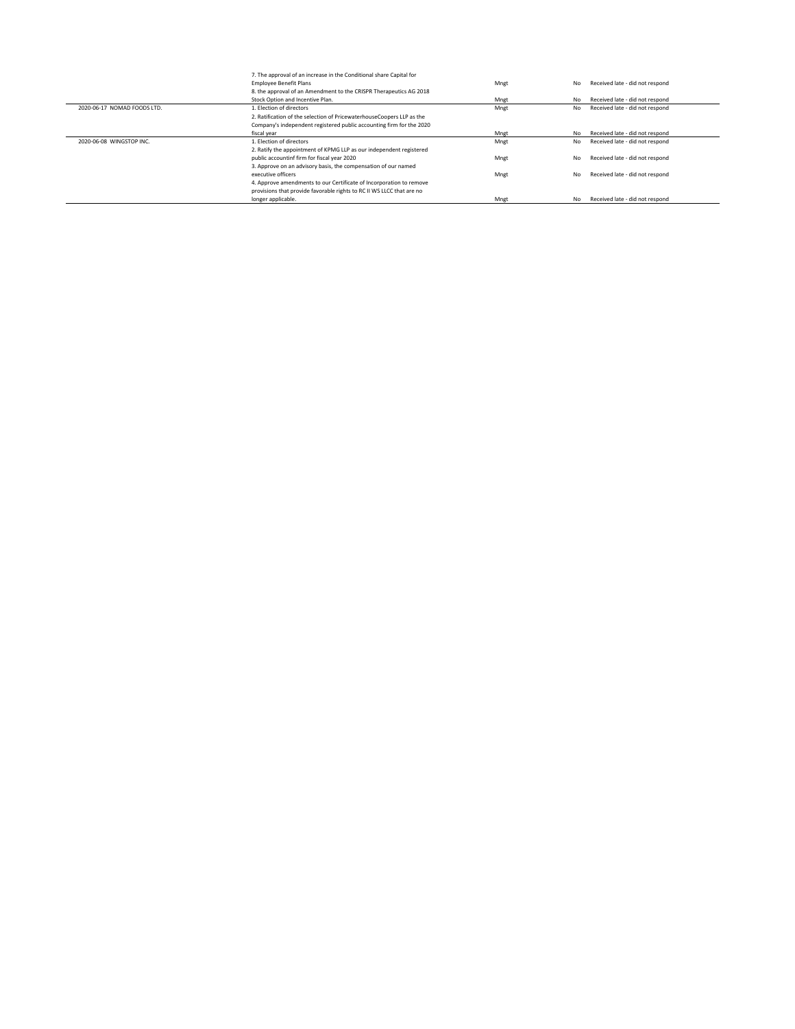| | | | | |
|---|---|---|---|---|
| | 7. The approval of an increase in the Conditional share Capital for Employee Benefit Plans | Mngt | No | Received late - did not respond |
| | 8. the approval of an Amendment to the CRISPR Therapeutics AG 2018 Stock Option and Incentive Plan. | Mngt | No | Received late - did not respond |
| 2020-06-17 NOMAD FOODS LTD. | 1. Election of directors | Mngt | No | Received late - did not respond |
| | 2. Ratification of the selection of PricewaterhouseCoopers LLP as the Company's independent registered public accounting firm for the 2020 fiscal year | Mngt | No | Received late - did not respond |
| 2020-06-08 WINGSTOP INC. | 1. Election of directors | Mngt | No | Received late - did not respond |
| | 2. Ratify the appointment of KPMG LLP as our independent registered public accountinf firm for fiscal year 2020 | Mngt | No | Received late - did not respond |
| | 3. Approve on an advisory basis, the compensation of our named executive officers | Mngt | No | Received late - did not respond |
| | 4. Approve amendments to our Certificate of Incorporation to remove provisions that provide favorable rights to RC II WS LLCC that are no longer applicable. | Mngt | No | Received late - did not respond |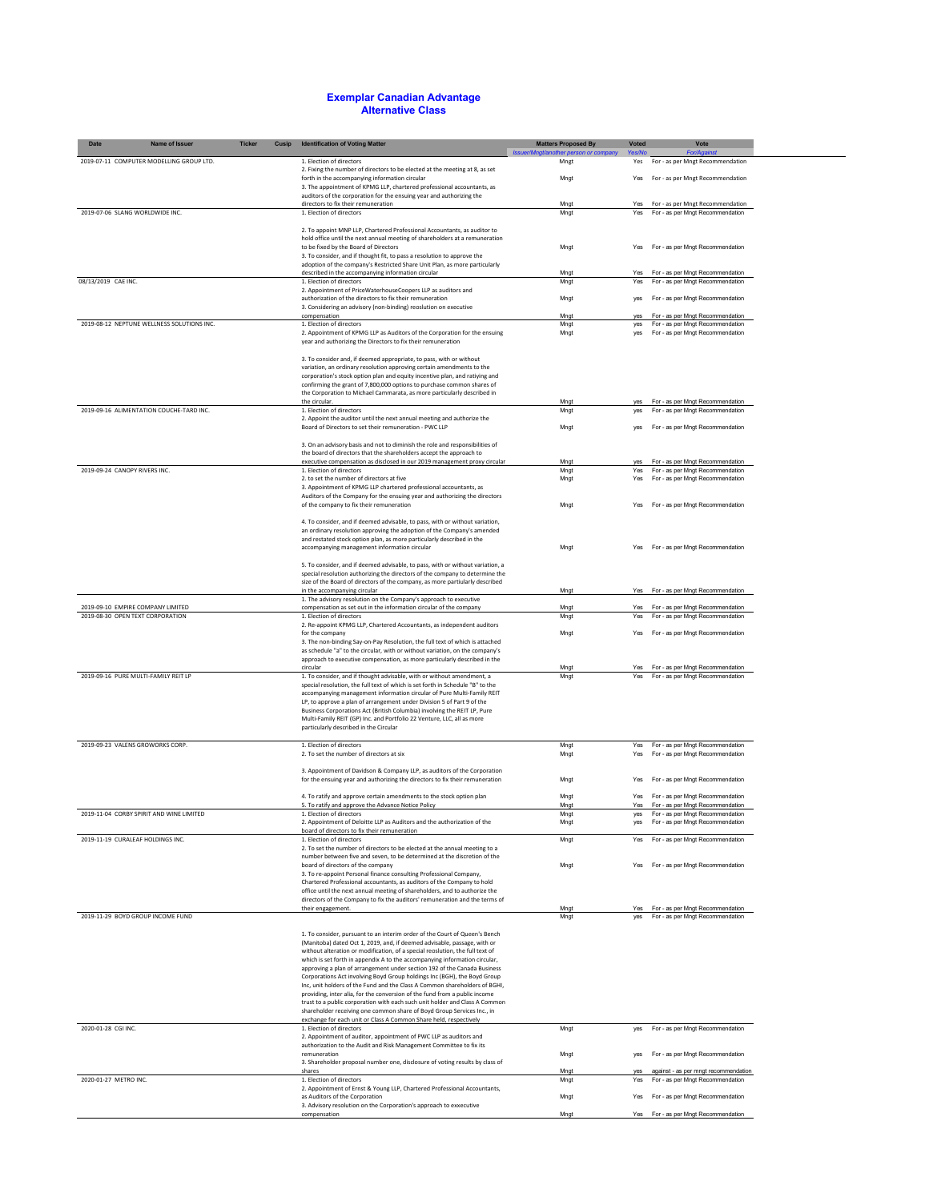# Exemplar Canadian Advantage
## Alternative Class

| Date | Name of Issuer | Ticker | Cusip | Identification of Voting Matter | Matters Proposed By<br>Issuer/Mngt/another person or company | Voted<br>Yes/No | Vote<br>For/Against |
|---|---|---|---|---|---|---|---|
| 2019-07-11 | COMPUTER MODELLING GROUP LTD. | | | 1. Election of directors | Mngt | Yes | For - as per Mngt Recommendation |
| | | | | 2. Fixing the number of directors to be elected at the meeting at 8, as set forth in the accompanying information circular | Mngt | Yes | For - as per Mngt Recommendation |
| | | | | 3. The appointment of KPMG LLP, chartered professional accountants, as auditors of the corporation for the ensuing year and authorizing the directors to fix their remuneration | Mngt | Yes | For - as per Mngt Recommendation |
| 2019-07-06 | SLANG WORLDWIDE INC. | | | 1. Election of directors | Mngt | Yes | For - as per Mngt Recommendation |
| | | | | 2. To appoint MNP LLP, Chartered Professional Accountants, as auditor to hold office until the next annual meeting of shareholders at a remuneration to be fixed by the Board of Directors | Mngt | Yes | For - as per Mngt Recommendation |
| | | | | 3. To consider, and if thought fit, to pass a resolution to approve the adoption of the company's Restricted Share Unit Plan, as more particularly described in the accompanying information circular | Mngt | Yes | For - as per Mngt Recommendation |
| 08/13/2019 | CAE INC. | | | 1. Election of directors | Mngt | Yes | For - as per Mngt Recommendation |
| | | | | 2. Appointment of PriceWaterhouseCoopers LLP as auditors and authorization of the directors to fix their remuneration | Mngt | yes | For - as per Mngt Recommendation |
| | | | | 3. Considering an advisory (non-binding) reolsution on executive compensation | Mngt | yes | For - as per Mngt Recommendation |
| 2019-08-12 | NEPTUNE WELLNESS SOLUTIONS INC. | | | 1. Election of directors | Mngt | yes | For - as per Mngt Recommendation |
| | | | | 2. Appointment of KPMG LLP as Auditors of the Corporation for the ensuing year and authorizing the Directors to fix their remuneration | Mngt | yes | For - as per Mngt Recommendation |
| | | | | 3. To consider and, if deemed appropriate, to pass, with or without variation, an ordinary resolution approving certain amendments to the corporation's stock option plan and equity incentive plan, and ratifying and confirming the grant of 7,800,000 options to purchase common shares of the Corporation to Michael Cammarata, as more particularly described in the circular. | Mngt | yes | For - as per Mngt Recommendation |
| 2019-09-16 | ALIMENTATION COUCHE-TARD INC. | | | 1. Election of directors | Mngt | yes | For - as per Mngt Recommendation |
| | | | | 2. Appoint the auditor until the next annual meeting and authorize the Board of Directors to set their remuneration - PWC LLP | Mngt | yes | For - as per Mngt Recommendation |
| | | | | 3. On an advisory basis and not to diminish the role and responsibilities of the board of directors that the shareholders accept the approach to executive compensation as disclosed in our 2019 management proxy circular | Mngt | yes | For - as per Mngt Recommendation |
| 2019-09-24 | CANOPY RIVERS INC. | | | 1. Election of directors | Mngt | Yes | For - as per Mngt Recommendation |
| | | | | 2. to set the number of directors at five | Mngt | Yes | For - as per Mngt Recommendation |
| | | | | 3. Appointment of KPMG LLP chartered professional accountants, as Auditors of the Company for the ensuing year and authorizing the directors of the company to fix their remuneration | Mngt | Yes | For - as per Mngt Recommendation |
| | | | | 4. To consider, and if deemed advisable, to pass, with or without variation, an ordinary resolution approving the adoption of the Company's amended and restated stock option plan, as more particularly described in the accompanying management information circular | Mngt | Yes | For - as per Mngt Recommendation |
| | | | | 5. To consider, and if deemed advisable, to pass, with or without variation, a special resolution authorizing the directors of the company to determine the size of the Board of directors of the company, as more partiularly described in the accompanying circular | Mngt | Yes | For - as per Mngt Recommendation |
| 2019-09-10 | EMPIRE COMPANY LIMITED | | | 1. The advisory resolution on the Company's approach to executive compensation as set out in the information circular of the company | Mngt | Yes | For - as per Mngt Recommendation |
| 2019-08-30 | OPEN TEXT CORPORATION | | | 1. Election of directors | Mngt | Yes | For - as per Mngt Recommendation |
| | | | | 2. Re-appoint KPMG LLP, Chartered Accountants, as independent auditors for the company | Mngt | Yes | For - as per Mngt Recommendation |
| | | | | 3. The non-binding Say-on-Pay Resolution, the full text of which is attached as schedule "a" to the circular, with or without variation, on the company's approach to executive compensation, as more particularly described in the circular | Mngt | Yes | For - as per Mngt Recommendation |
| 2019-09-16 | PURE MULTI-FAMILY REIT LP | | | 1. To consider, and if thought advisable, with or without amendment, a special resolution, the full text of which is set forth in Schedule "B" to the accompanying management information circular of Pure Multi-Family REIT LP, to approve a plan of arrangement under Division 5 of Part 9 of the Business Corporations Act (British Columbia) involving the REIT LP, Pure Multi-Family REIT (GP) Inc. and Portfolio 22 Venture, LLC, all as more particularly described in the Circular | Mngt | Yes | For - as per Mngt Recommendation |
| 2019-09-23 | VALENS GROWORKS CORP. | | | 1. Election of directors | Mngt | Yes | For - as per Mngt Recommendation |
| | | | | 2. To set the number of directors at six | Mngt | Yes | For - as per Mngt Recommendation |
| | | | | 3. Appointment of Davidson & Company LLP, as auditors of the Corporation for the ensuing year and authorizing the directors to fix their remuneration | Mngt | Yes | For - as per Mngt Recommendation |
| | | | | 4. To ratify and approve certain amendments to the stock option plan | Mngt | Yes | For - as per Mngt Recommendation |
| | | | | 5. To ratify and approve the Advance Notice Policy | Mngt | Yes | For - as per Mngt Recommendation |
| 2019-11-04 | CORBY SPIRIT AND WINE LIMITED | | | 1. Election of directors | Mngt | yes | For - as per Mngt Recommendation |
| | | | | 2. Appointment of Deloitte LLP as Auditors and the authorization of the board of directors to fix their remuneration | Mngt | yes | For - as per Mngt Recommendation |
| 2019-11-19 | CURALEAF HOLDINGS INC. | | | 1. Election of directors | Mngt | Yes | For - as per Mngt Recommendation |
| | | | | 2. To set the number of directors to be elected at the annual meeting to a number between five and seven, to be determined at the discretion of the board of directors of the company | Mngt | Yes | For - as per Mngt Recommendation |
| | | | | 3. To re-appoint Personal finance consulting Professional Company, Chartered Professional accountants, as auditors of the Company to hold office until the next annual meeting of shareholders, and to authorize the directors of the Company to fix the auditors' remuneration and the terms of their engagement. | Mngt | Yes | For - as per Mngt Recommendation |
| 2019-11-29 | BOYD GROUP INCOME FUND | | | 1. To consider, pursuant to an interim order of the Court of Queen's Bench (Manitoba) dated Oct 1, 2019, and, if deemed advisable, passage, with or without alteration or modification, of a special resolution, the full text of which is set forth in appendix A to the accompanying information circular, approving a plan of arrangement under section 192 of the Canada Business Corporations Act involving Boyd Group holdings Inc (BGH), the Boyd Group Inc, unit holders of the Fund and the Class A Common shareholders of BGHI, providing, inter alia, for the conversion of the fund from a public income trust to a public corporation with each such unit holder and Class A Common shareholder receiving one common share of Boyd Group Services Inc., in exchange for each unit or Class A Common Share held, respectively | Mngt | yes | For - as per Mngt Recommendation |
| 2020-01-28 | CGI INC. | | | 1. Election of directors | Mngt | yes | For - as per Mngt Recommendation |
| | | | | 2. Appointment of auditor, appointment of PWC LLP as auditors and authorization to the Audit and Risk Management Committee to fix its remuneration | Mngt | yes | For - as per Mngt Recommendation |
| | | | | 3. Shareholder proposal number one, disclosure of voting results by class of shares | Mngt | yes | against - as per mngt recommendation |
| 2020-01-27 | METRO INC. | | | 1. Election of directors | Mngt | Yes | For - as per Mngt Recommendation |
| | | | | 2. Appointment of Ernst & Young LLP, Chartered Professional Accountants, as Auditors of the Corporation | Mngt | Yes | For - as per Mngt Recommendation |
| | | | | 3. Advisory resolution on the Corporation's approach to exxecutive compensation | Mngt | Yes | For - as per Mngt Recommendation |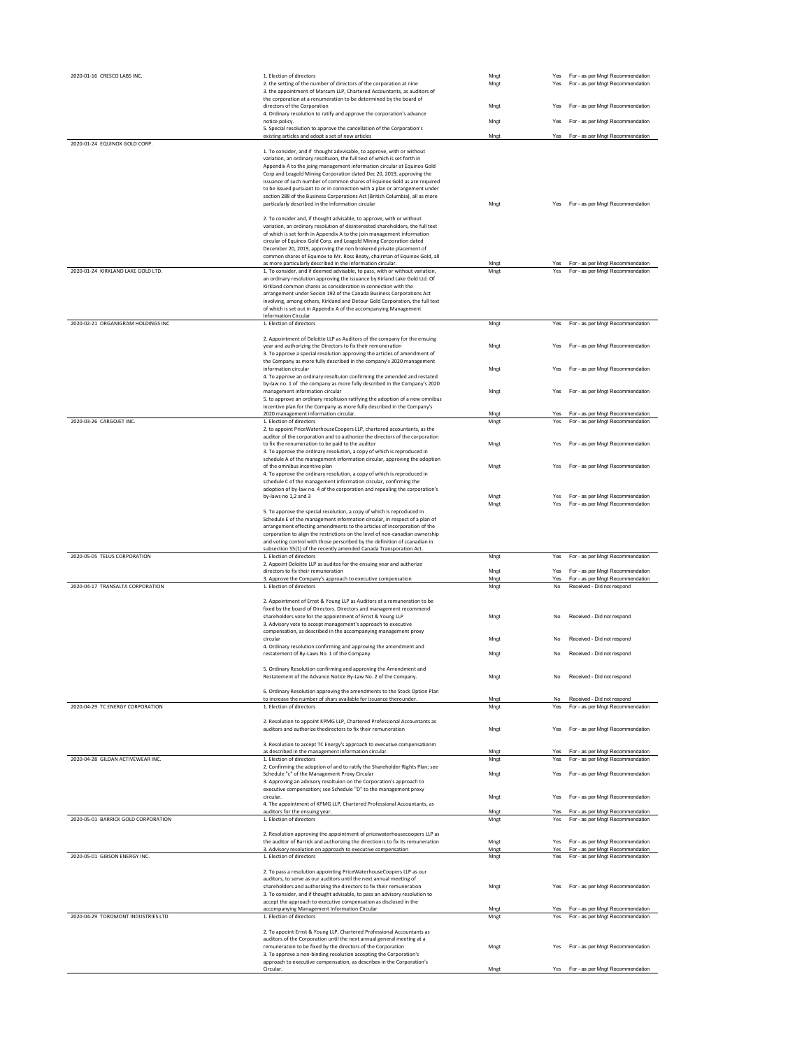| | | | | |
|---|---|---|---|---|
| 2020-01-16 CRESCO LABS INC. | 1. Election of directors | Mngt | Yes | For - as per Mngt Recommendation |
| | 2. the setting of the number of directors of the corporation at nine | Mngt | Yes | For - as per Mngt Recommendation |
| | 3. the appointment of Marcum LLP, Chartered Accountants, as auditors of the corporation at a renumeration to be determined by the board of directors of the Corporation | Mngt | Yes | For - as per Mngt Recommendation |
| | 4. Ordinary resolution to ratify and approve the corporation's advance notice policy. | Mngt | Yes | For - as per Mngt Recommendation |
| | 5. Special resolution to approve the cancellation of the Corporation's existing articles and adopt a set of new articles | Mngt | Yes | For - as per Mngt Recommendation |
| 2020-01-24 EQUINOX GOLD CORP. | 1. To consider, and if thought advvisable, to approve, with or without variation, an ordinary resoltuion, the full text of which is set forth in Appendix A to the joing management information circular at Equinox Gold Corp and Leagold Mining Corporation dated Dec 20, 2019, approving the issuance of such number of common shares of Equinox Gold as are required to be issued pursuant to or in connection with a plan or arrangement under section 288 of the Business Corporations Act (British Columbia), all as more particularly described in the information circular | Mngt | Yes | For - as per Mngt Recommendation |
| | 2. To consider and, if thought advisable, to approve, with or without variation, an ordinary resolution of disinterested shareholders, the full text of which is set forth in Appendix A to the join management information circular of Equinox Gold Corp. and Leagold Mining Corporation dated December 20, 2019, approving the non brokered private placement of common shares of Equinox to Mr. Ross Beaty, chairman of Equinox Gold, all as more particularly described in the information circular. | Mngt | Yes | For - as per Mngt Recommendation |
| 2020-01-24 KIRKLAND LAKE GOLD LTD. | 1. To consider, and if deemed advisable, to pass, with or without variation, an ordinary resolution approving the issuance by Kirland Lake Gold Ltd. Of Kirkland common shares as consideration in connection with the arrangement under Secion 192 of the Canada Business Corporations Act involving, among others, Kirkland and Detour Gold Corporation, the full text of which is set out in Appendix A of the accompanying Management Information Circular | Mngt | Yes | For - as per Mngt Recommendation |
| 2020-02-21 ORGANIGRAM HOLDINGS INC | 1. Election of directors | Mngt | Yes | For - as per Mngt Recommendation |
| | 2. Appointment of Deloitte LLP as Auditors of the company for the ensuing year and authorizing the Directors to fix their remuneration | Mngt | Yes | For - as per Mngt Recommendation |
| | 3. To approve a special resolution approving the articles of amendment of the Company as more fully described in the company's 2020 management information circular | Mngt | Yes | For - as per Mngt Recommendation |
| | 4. To approve an ordinary resoltuion confirming the amended and restated by-law no. 1 of the company as more fully described in the Company's 2020 management information circular | Mngt | Yes | For - as per Mngt Recommendation |
| | 5. to approve an ordinary resoltuion ratifying the adoption of a new omnibus incentive plan for the Company as more fully described in the Company's 2020 management information circular. | Mngt | Yes | For - as per Mngt Recommendation |
| 2020-03-26 CARGOJET INC. | 1. Election of directors | Mngt | Yes | For - as per Mngt Recommendation |
| | 2. to appoint PriceWaterhouseCoopers LLP, chartered accountants, as the auditor of the corporation and to authorize the directors of the corporation to fix the renumeration to be paid to the auditor | Mngt | Yes | For - as per Mngt Recommendation |
| | 3. To approve the ordinary resolution, a copy of which is reproduced in schedule A of the management information circular, approving the adoption of the omnibus incentive plan | Mngt | Yes | For - as per Mngt Recommendation |
| | 4. To approve the ordinary resolution, a copy of which is reproduced in schedule C of the management information circular, confirming the adoption of by-law no. 4 of the corporation and repealing the corporation's by-laws no 1,2 and 3 | Mngt | Yes | For - as per Mngt Recommendation |
| | 5. To approve the special resolution, a copy of which is reproduced in Schedule E of the management information circular, in respect of a plan of arrangement effecting amendments to the articles of incorporation of the corporation to align the restrictions on the level of non-canadian ownership and voting control with those perscribed by the definition of ccanadian in subsection 55(1) of the recently amended Canada Transporation Act. | Mngt | Yes | For - as per Mngt Recommendation |
| 2020-05-05 TELUS CORPORATION | 1. Election of directors | Mngt | Yes | For - as per Mngt Recommendation |
| | 2. Appoint Deloitte LLP as auditos for the ensuing year and authorize directors to fix their remuneration | Mngt | Yes | For - as per Mngt Recommendation |
| | 3. Approve the Company's approach to executive compensation | Mngt | Yes | For - as per Mngt Recommendation |
| 2020-04-17 TRANSALTA CORPORATION | 1. Election of directors | Mngt | No | Received - Did not respond |
| | 2. Appointment of Ernst & Young LLP as Auditors at a remuneration to be fixed by the board of Directors. Directors and management recommend shareholders vote for the appointment of Ernst & Young LLP | Mngt | No | Received - Did not respond |
| | 3. Advisory vote to accept management's approach to executive compensation, as described in the accompanying management proxy circular | Mngt | No | Received - Did not respond |
| | 4. Ordinary resolution confirming and approving the amendment and restatement of By-Laws No. 1 of the Company. | Mngt | No | Received - Did not respond |
| | 5. Ordinary Resolution confirming and approving the Amendment and Restatement of the Advance Notice By-Law No. 2 of the Company. | Mngt | No | Received - Did not respond |
| | 6. Ordinary Resolution approving the amendments to the Stock Option Plan to increase the number of shars available for issuance thereunder. | Mngt | No | Received - Did not respond |
| 2020-04-29 TC ENERGY CORPORATION | 1. Election of directors | Mngt | Yes | For - as per Mngt Recommendation |
| | 2. Resolution to appoint KPMG LLP, Chartered Professional Accountants as auditors and authorize thedirectors to fix their remuneration | Mngt | Yes | For - as per Mngt Recommendation |
| | 3. Resolution to accept TC Energy's approach to executive compensationm as described in the management information circular. | Mngt | Yes | For - as per Mngt Recommendation |
| 2020-04-28 GILDAN ACTIVEWEAR INC. | 1. Election of directors | Mngt | Yes | For - as per Mngt Recommendation |
| | 2. Confirming the adoption of and to ratify the Shareholder Rights Plan; see Schedule "c" of the Management Proxy Circular | Mngt | Yes | For - as per Mngt Recommendation |
| | 3. Approving an advisory resoltuion on the Corporation's approach to executive compensation; see Schedule "D" to the management proxy circular. | Mngt | Yes | For - as per Mngt Recommendation |
| | 4. The appointment of KPMG LLP, Chartered Professional Accountants, as auditors for the ensuing year. | Mngt | Yes | For - as per Mngt Recommendation |
| 2020-05-01 BARRICK GOLD CORPORATION | 1. Election of directors | Mngt | Yes | For - as per Mngt Recommendation |
| | 2. Resolution approving the appointment of pricewaterhousecoopers LLP as the auditor of Barrick and authorizing the directionrs to fix its remuneration | Mngt | Yes | For - as per Mngt Recommendation |
| | 3. Advisory resolution on approach to executive compensation | Mngt | Yes | For - as per Mngt Recommendation |
| 2020-05-01 GIBSON ENERGY INC. | 1. Election of directors | Mngt | Yes | For - as per Mngt Recommendation |
| | 2. To pass a resolution appointing PriceWaterhouseCoopers LLP as our auditors, to serve as our auditors until the next annual meeting of shareholders and authorizing the directors to fix their remuneration | Mngt | Yes | For - as per Mngt Recommendation |
| | 3. To consider, and if thought advisable, to pass an advisory resolution to accept the approach to executive compensation as disclosed in the accompanying Management Information Circular | Mngt | Yes | For - as per Mngt Recommendation |
| 2020-04-29 TOROMONT INDUSTRIES LTD | 1. Election of directors | Mngt | Yes | For - as per Mngt Recommendation |
| | 2. To appoint Ernst & Young LLP, Chartered Professional Accountants as auditors of the Corporation until the next annual general meeting at a remuneration to be fixed by the directors of the Corporation | Mngt | Yes | For - as per Mngt Recommendation |
| | 3. To approve a non-binding resolution accepting the Corporation's approach to executive compensation, as describex in the Corporation's Circular. | Mngt | Yes | For - as per Mngt Recommendation |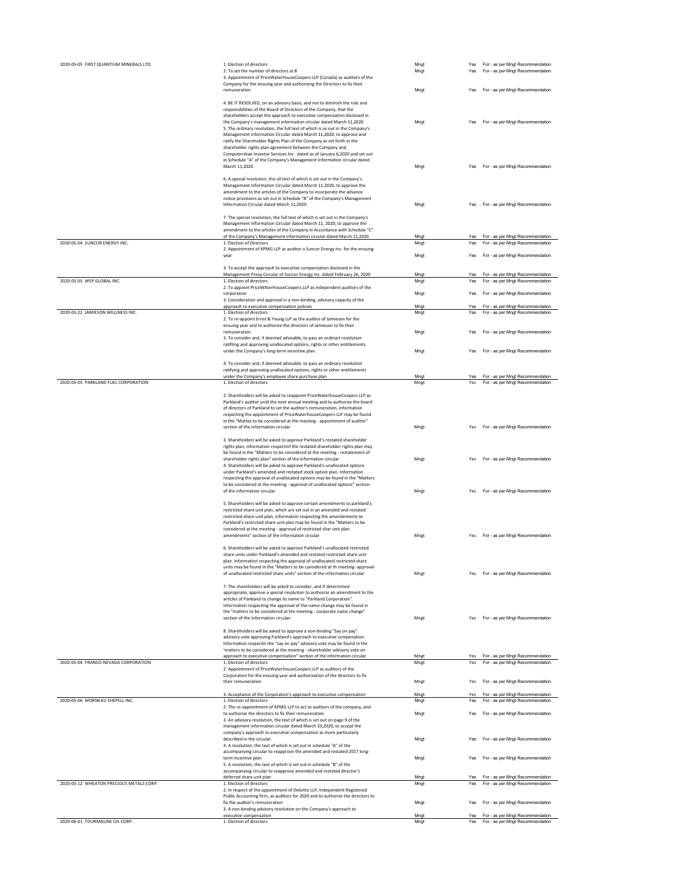| | | | | |
|---|---|---|---|---|
| 2020-05-05 FIRST QUANTIUM MINERALS LTD. | 1. Election of directors | Mngt | Yes | For - as per Mngt Recommendation |
| | 2. To set the number of directors at 8 | Mngt | Yes | For - as per Mngt Recommendation |
| | 3. Appointment of PriceWaterhouseCoopers LLP (Canada) as auditors of the Company for the ensuing year and authorizing the Directors to fix their remuneration | Mngt | Yes | For - as per Mngt Recommendation |
| | 4. BE IT RESOLVED, on an advisory basis, and not to diminish the role and responsibilities of the Board of Directors of the Company, that the shareholders accept the approach to executive compensation disclosed in the Company's management information circular dated March 11,2020 | Mngt | Yes | For - as per Mngt Recommendation |
| | 5. The ordinary resolution, the full text of which is se out in the Company's Management Information Circular dated March 11,2020, to approve and ratify the Shareholder Rights Plan of the Company as set forth in the shareholder rights plan agreement between the Company and Computershae Investor Services Inc. dated as of January 6,2020 and set out in Schedule "A" of the Company's Management Information circular dated March 11,2020 | Mngt | Yes | For - as per Mngt Recommendation |
| | 6. A special resolution, the ull text of which is set out in the Company's Management Information Circular dated March 11,2020, to approve the amendment to the articles of the Company to incorporate the advance notice provisions as set out in Schedule "B" of the Company's Management Information Circular dated March 11,2020 | Mngt | Yes | For - as per Mngt Recommendation |
| | 7. The special resolution, the full text of which is set out in the Company's Management Information Circular dated March 11, 2020, to approve the amendment to the articles of the Company in Accordance with Schedule "C" of the Company's Management information circular dated March 11,2020. | Mngt | Yes | For - as per Mngt Recommendation |
| 2020-05-04 SUNCOR ENERGY INC. | 1. Election of Directors | Mngt | Yes | For - as per Mngt Recommendation |
| | 2. Appointment of KPMG LLP as auditor o Suncor Energy Inc. for the ensuing year | Mngt | Yes | For - as per Mngt Recommendation |
| | 3. To accept the approach to executive compensation disclosed in the Management Proxy Circular of Suncor Energy Inc. dated February 26, 2020 | Mngt | Yes | For - as per Mngt Recommendation |
| 2020-05-05 WSP GLOBAL INC. | 1. Election of directors | Mngt | Yes | For - as per Mngt Recommendation |
| | 2. To appoint PriceWAterhouseCoopers LLP as independent auditors of the corporation | Mngt | Yes | For - as per Mngt Recommendation |
| | 3. Consideration and approval in a non-binding, advisory capacity of the approach to executive compensation policies | Mngt | Yes | For - as per Mngt Recommendation |
| 2020-05-22 JAMIESON WELLNESS INC. | 1. Election of directors | Mngt | Yes | For - as per Mngt Recommendation |
| | 2. To re-appoint Ernst & Young LLP as the auditos of Jamieson for the ensuing year and to authorize the directors of Jamieson to fix their remuneration | Mngt | Yes | For - as per Mngt Recommendation |
| | 3. To consider and, if deemed advisable, to pass an ordinart resolution ratifting and approving unallocated options, rights or other entitlements under the Company's long-term incentive plan. | Mngt | Yes | For - as per Mngt Recommendation |
| | 4. To consider and, if deemed advisable, to pass an ordinary resolution ratifying and approving unallocated options, rights or other entitlements under the Company's employee share purchase plan | Mngt | Yes | For - as per Mngt Recommendation |
| 2020-05-05 PARKLAND FUEL CORPORATION | 1. Election of directors | Mngt | Yes | For - as per Mngt Recommendation |
| | 2. Shareholders will be asked to reappoint PriceWaterhouseCoopers LLP as Parkland's auditor until the next annual meeting and to authorize the board of directors of Parkland to set the auditor's remuneration, information respecting the appointment of PriceWaterhouseCoopers LLP may be found in the "Mattes to be considered at the meeting - appointment of auditor" section of the information circular | Mngt | Yes | For - as per Mngt Recommendation |
| | 3. Shareholders will be asked to approve Parkland's restated shareholder rights plan, information respectinf the restated shareholder rights plan may be found in the "Matters to be considered at the meeting - restatement of shareholder rights plan" section of the information circular | Mngt | Yes | For - as per Mngt Recommendation |
| | 4. Shareholders will be asked to approve Parkland's unallocated options under Parkland's amended and restated stock option plan. Information respecting the approval of unallocated options may be found in the "Matters to be considered at the meeting - approval of unallocated options" section of the information circular | Mngt | Yes | For - as per Mngt Recommendation |
| | 5. Shareholders will be asked to approve certain amendments to parkland's restricted share unit plan, which are set out in an amended and restated restricted share unit plan, information respecting the amendements to Parkland's restricted share unit plan may be found in the "Matters to be considered at the meeting - approval of restricted shar unit plan amendments" section of the information circular | Mngt | Yes | For - as per Mngt Recommendation |
| | 6. Shareholders will be asked to approve Parkland's unallocated restricted share units under Parkland's amended and restated restricted share unit plan. Information respecting the approval of unallocated restricted share units may be found in the "Matters to be considered at th meeting- approval of unallocated restricted share units" section of the information circular | Mngt | Yes | For - as per Mngt Recommendation |
| | 7. The shareholders will be asked to consider, and if determined appropriate, approve a special resolution to authoirze an amendment to the articles of Parkland to change its name to "Parkland Corporation". Information respecting the approval of the name change may be found in the "matters to be considered at the meeting - corporate name change" section of the information circular. | Mngt | Yes | For - as per Mngt Recommendation |
| | 8. Shareholders will be asked to approve a non-binding "Say on pay" advisory vote approving Parkland's approach to executive compenation. Information respectin the "say on pay" advisory vote may be found in the 'matters to be considered at the meeting - shareholder advisory vote on approach to executive compensation" section of the information circular | Mngt | Yes | For - as per Mngt Recommendation |
| 2020-05-04 FRANCO-NEVADA CORPORATION | 1. Election of directors | Mngt | Yes | For - as per Mngt Recommendation |
| | 2. Appointment of PriceWaterhouseCoopers LLP as auditors of the Corporation for the ensuing year and authorization of the directors to fix their remuneration | Mngt | Yes | For - as per Mngt Recommendation |
| | 3. Acceptance of the Corporation's approach to executive compensation | Mngt | Yes | For - as per Mngt Recommendation |
| 2020-05-06 MORNEAU SHEPELL INC. | 1. Election of directors | Mngt | Yes | For - as per Mngt Recommendation |
| | 2. The re-appointment of KPMG LLP to act as auditors of the company, and to authorize the directors to fix their remuneration | Mngt | Yes | For - as per Mngt Recommendation |
| | 3. An advisory resolution, the text of which is set out on page 9 of the management information circular dated March 23,2020, to accept the company's approach to executive compensation as more particularly described in the circular. | Mngt | Yes | For - as per Mngt Recommendation |
| | 4. A resolution, the text of which is set out in schedule "A" of the accompanying circular to reapprove the amended and restated 2017 long-term incentive plan | Mngt | Yes | For - as per Mngt Recommendation |
| | 5. A resolution, the text of which is set out in schedule "B" of the accompanying circular to reapprove amended and restated director's deferred share unit plan | Mngt | Yes | For - as per Mngt Recommendation |
| 2020-05-12 WHEATON PRECIOUS METALS CORP. | 1. Election of directors | Mngt | Yes | For - as per Mngt Recommendation |
| | 2. In respect of the appointment of Deloitte LLP, Independent Registered Public Accounting firm, as auditors for 2020 and to authorize the directors to fix the auditor's remuneration | Mngt | Yes | For - as per Mngt Recommendation |
| | 3. A non-binding advisory resolution on the Company's approach to executive compensation | Mngt | Yes | For - as per Mngt Recommendation |
| 2020-06-01 TOURMALINE OIL CORP. | 1. Election of directors | Mngt | Yes | For - as per Mngt Recommendation |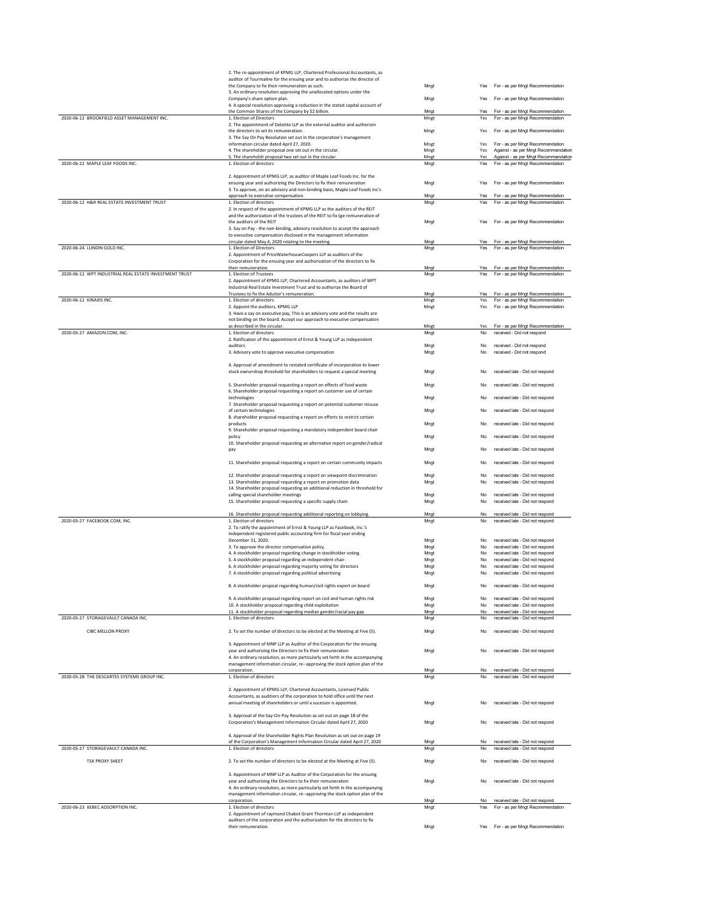| Date / Company | Proposal | Proposed by | Voted | Vote |
|---|---|---|---|---|
| | 2. The re-appointment of KPMG LLP, Chartered Professional Accountants, as auditor of Tourmaline for the ensuing year and to authorize the director of the Company to fix their remuneration as such. | Mngt | Yes | For - as per Mngt Recommendation |
| | 3. An ordinary resolution approving the unallocated options under the Company's share option plan. | Mngt | Yes | For - as per Mngt Recommendation |
| | 4. A special resolution approving a reduction in the stated capital account of the Common Shares of the Company by $2 billion. | Mngt | Yes | For - as per Mngt Recommendation |
| 2020-06-12 BROOKFIELD ASSET MANAGEMENT INC. | 1. Election of Directors | Mngt | Yes | For - as per Mngt Recommendation |
| | 2. The appointment of Deloitte LLP as the external auditor and authorizin the directors to set its remuneration. | Mngt | Yes | For - as per Mngt Recommendation |
| | 3. The Say On Pay Resolution set out in the corporation's management information circular dated April 27, 2020. | Mngt | Yes | For - as per Mngt Recommendation |
| | 4. The shareholder proposal one set out in the circular. | Mngt | Yes | Against - as per Mngt Recommendation |
| | 5. The shareholdr proposal two set out in the circular. | Mngt | Yes | Against - as per Mngt Recommendation |
| 2020-06-22 MAPLE LEAF FOODS INC. | 1. Election of directors | Mngt | Yes | For - as per Mngt Recommendation |
| | 2. Appointment of KPMG LLP, as auditor of Maple Leaf Foods Inc. for the ensuing year and authorizing the Directors to fix their remuneration | Mngt | Yes | For - as per Mngt Recommendation |
| | 3. To approve, on an advisory and non-binding basis, Maple Leaf Foods Inc's approach to executive compensation. | Mngt | Yes | For - as per Mngt Recommendation |
| 2020-06-12 H&R REAL ESTATE INVESTMENT TRUST | 1. Election of directors | Mngt | Yes | For - as per Mngt Recommendation |
| | 2. In respect of the appointment of KPMG LLP as the auditors of the REIT and the authorization of the trustees of the REIT to fix tge remuneration of the auditors of the REIT | Mngt | Yes | For - as per Mngt Recommendation |
| | 3. Say on Pay - the non-binding, advisory resolution to accept the approach to executive compensation disclosed in the management information circular dated May 4, 2020 relating to the meeting | Mngt | Yes | For - as per Mngt Recommendation |
| 2020-06-24 LUNDIN GOLD INC. | 1. Election of Directors | Mngt | Yes | For - as per Mngt Recommendation |
| | 2. Appointment of PriceWaterhouseCoopers LLP as auditors of the Corporation for the ensuing year and authorization of the directors to fix their remuneration. | Mngt | Yes | For - as per Mngt Recommendation |
| 2020-06-12 WPT INDUSTRIAL REAL ESTATE INVESTMENT TRUST | 1. Election of Trustees | Mngt | Yes | For - as per Mngt Recommendation |
| | 2. Appointment of KPMG LLP, Chartered Accountants, as auditors of WPT Industrial Real Estate Investment Trust and to authorize the Board of Trustees to fix the Aduitor's remuneration. | Mngt | Yes | For - as per Mngt Recommendation |
| 2020-06-12 KINAXIS INC. | 1. Election of directors | Mngt | Yes | For - as per Mngt Recommendation |
| | 2. Appoint the auditors, KPMG LLP | Mngt | Yes | For - as per Mngt Recommendation |
| | 3. Have a say on executive pay, This is an advisory vote and the results are not binding on the board. Accept our approach to executive compensation as described in the circular. | Mngt | Yes | For - as per Mngt Recommendation |
| 2020-05-27 AMAZON.COM, INC. | 1. Election of directors | Mngt | No | received - Did not respond |
| | 2. Ratification of the appointment of Ernst & Young LLP as independent auditors | Mngt | No | received - Did not respond |
| | 3. Advisory vote to approve executive compensation | Mngt | No | received - Did not respond |
| | 4. Approval of amendment to restated certificate of incorporation to lower stock ownershop threshold for shareholders to request a special meeting | Mngt | No | received late - Did not respond |
| | 5. Shareholder proposal requesting a report on effects of food waste | Mngt | No | received late - Did not respond |
| | 6. Shareholder proposal requesting a report on customer use of certain technologies | Mngt | No | received late - Did not respond |
| | 7. Shareholder proposal requesting a report on potential customer misuse of certain technologies | Mngt | No | received late - Did not respond |
| | 8. shareholder proposal requesting a report on efforts to restrict certain products | Mngt | No | received late - Did not respond |
| | 9. Shareholder proposal requesting a mandatory independent board chair policy | Mngt | No | received late - Did not respond |
| | 10. Shareholder proposal requesting an alternative report on gender/radical pay | Mngt | No | received late - Did not respond |
| | 11. Shareholder proposal requesting a report on certain community impacts | Mngt | No | received late - Did not respond |
| | 12. Shareholder proposal requesting a report on viewpoint discrimination | Mngt | No | received late - Did not respond |
| | 13. Shareholder proposal requesting a report on promotion data | Mngt | No | received late - Did not respond |
| | 14. Shareholder proposal requesting an additional reduction in threshold for calling special shareholder meetings | Mngt | No | received late - Did not respond |
| | 15. Shareholder proposal requesting a specific supply chain | Mngt | No | received late - Did not respond |
| | 16. Shareholder proposal requesting additional reporting on lobbying. | Mngt | No | received late - Did not respond |
| 2020-05-27 FACEBOOK.COM, INC. | 1. Election of directors | Mngt | No | received late - Did not respond |
| | 2. To ratify the appointment of Ernst & Young LLP as Facebook, Inc.'s independent registered public accounting firm for fiscal year ending December 31, 2020. | Mngt | No | received late - Did not respond |
| | 3. To approve the director compensation policy. | Mngt | No | received late - Did not respond |
| | 4. A stockholder proposal regarding change in stockholder voting. | Mngt | No | received late - Did not respond |
| | 5. A stockholder proposal regarding an independent chair. | Mngt | No | received late - Did not respond |
| | 6. A stockholder proposal regarding majority voting for directors | Mngt | No | received late - Did not respond |
| | 7. A stockholder proposal regarding political advertising | Mngt | No | received late - Did not respond |
| | 8. A stockholder propoal regarding human/civil rights expert on board | Mngt | No | received late - Did not respond |
| | 9. A stockholder proposal regarding report on civil and human rights risk | Mngt | No | received late - Did not respond |
| | 10. A stockholder proposal regarding child exploitation | Mngt | No | received late - Did not respond |
| | 11. A stockholder proposal regarding median gender/racial pay gap. | Mngt | No | received late - Did not respond |
| 2020-05-27 STORAGEVAULT CANADA INC. | 1. Election of directors | Mngt | No | received late - Did not respond |
| CIBC MELLON PROXY | 2. To set the number of directors to be elected at the Meeting at Five (5). | Mngt | No | received late - Did not respond |
| | 3. Appointment of MNP LLP as Auditor of the Corporation for the ensuing year and authorizing the Directors to fix their remuneration | Mngt | No | received late - Did not respond |
| | 4. An ordinary resolution, as more particularly set forth in the accompanying management information circular, re--approving the stock option plan of the corporation. | Mngt | No | received late - Did not respond |
| 2020-05-28 THE DESCARTES SYSTEMS GROUP INC. | 1. Election of directors | Mngt | No | received late - Did not respond |
| | 2. Appointment of KPMG LLP, Chartered Accountants, Licensed Public Accountants, as auditors of the corporation to hold office until the next annual meeting of shareholders or until a sucessor is appointed. | Mngt | No | received late - Did not respond |
| | 3. Approval of the Say-On-Pay Resolution as set out on page 18 of the Corporation's Management Information Circular dated April 27, 2020 | Mngt | No | received late - Did not respond |
| | 4. Approval of the Shareholder Rights Plan Resolution as set out on page 19 of the Corporation's Management Information Circular dated April 27, 2020 | Mngt | No | received late - Did not respond |
| 2020-05-27 STORAGEVAULT CANADA INC. | 1. Election of directors | Mngt | No | received late - Did not respond |
| TSX PROXY SHEET | 2. To set the number of directors to be elected at the Meeting at Five (5). | Mngt | No | received late - Did not respond |
| | 3. Appointment of MNP LLP as Auditor of the Corporation for the ensuing year and authorizing the Directors to fix their remuneration | Mngt | No | received late - Did not respond |
| | 4. An ordinary resolution, as more particularly set forth in the accompanying management information circular, re--approving the stock option plan of the corporation. | Mngt | No | received late - Did not respond |
| 2020-06-23 XEBEC ADSORPTION INC. | 1. Election of directors | Mngt | Yes | For - as per Mngt Recommendation |
| | 2. Appointment of raymond Chabot Grant Thornton LLP as independent auditors of the corporation and the authorization for the directors to fix their remuneration. | Mngt | Yes | For - as per Mngt Recommendation |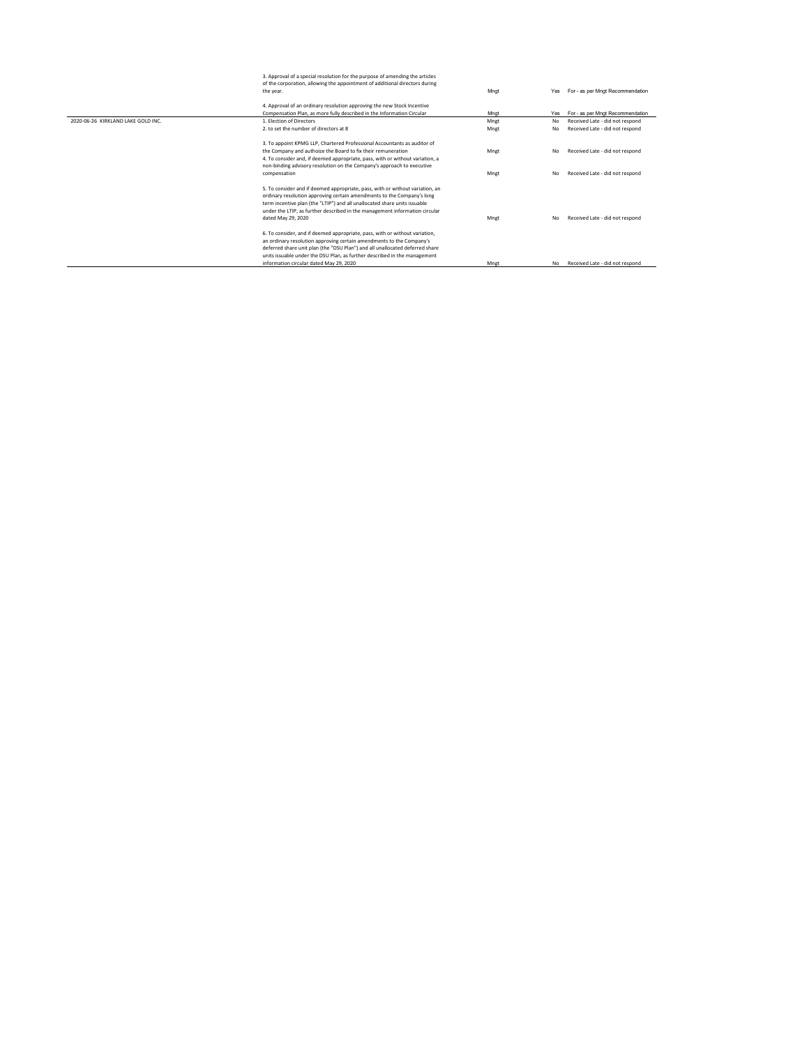| | | | | |
|---|---|---|---|---|
| | 3. Approval of a special resolution for the purpose of amending the articles of the corporation, allowing the appointment of additional directors during the year. | Mngt | Yes | For - as per Mngt Recommendation |
| | 4. Approval of an ordinary resolution approving the new Stock Incentive Compensation Plan, as more fully described in the Information Circular | Mngt | Yes | For - as per Mngt Recommendation |
| 2020-06-26 KIRKLAND LAKE GOLD INC. | 1. Election of Directors | Mngt | No | Received Late - did not respond |
| | 2. to set the number of directors at 8 | Mngt | No | Received Late - did not respond |
| | 3. To appoint KPMG LLP, Chartered Professional Accountants as auditor of the Company and authoize the Board to fix their remuneration | Mngt | No | Received Late - did not respond |
| | 4. To consider and, if deemed appropriate, pass, with or without variation, a non-binding advisory resolution on the Company's approach to executive compensation | Mngt | No | Received Late - did not respond |
| | 5. To consider and if deemed appropriate, pass, with or without variation, an ordinary resolution approving certain amendments to the Company's long term incentive plan (the "LTIP") and all unallocated share units issuable under the LTIP, as further described in the management information circular dated May 29, 2020 | Mngt | No | Received Late - did not respond |
| | 6. To consider, and if deemed appropriate, pass, with or without variation, an ordinary resolution approving certain amendments to the Company's deferred share unit plan (the "DSU Plan") and all unallocated deferred share units issuable under the DSU Plan, as further described in the management information circular dated May 29, 2020 | Mngt | No | Received Late - did not respond |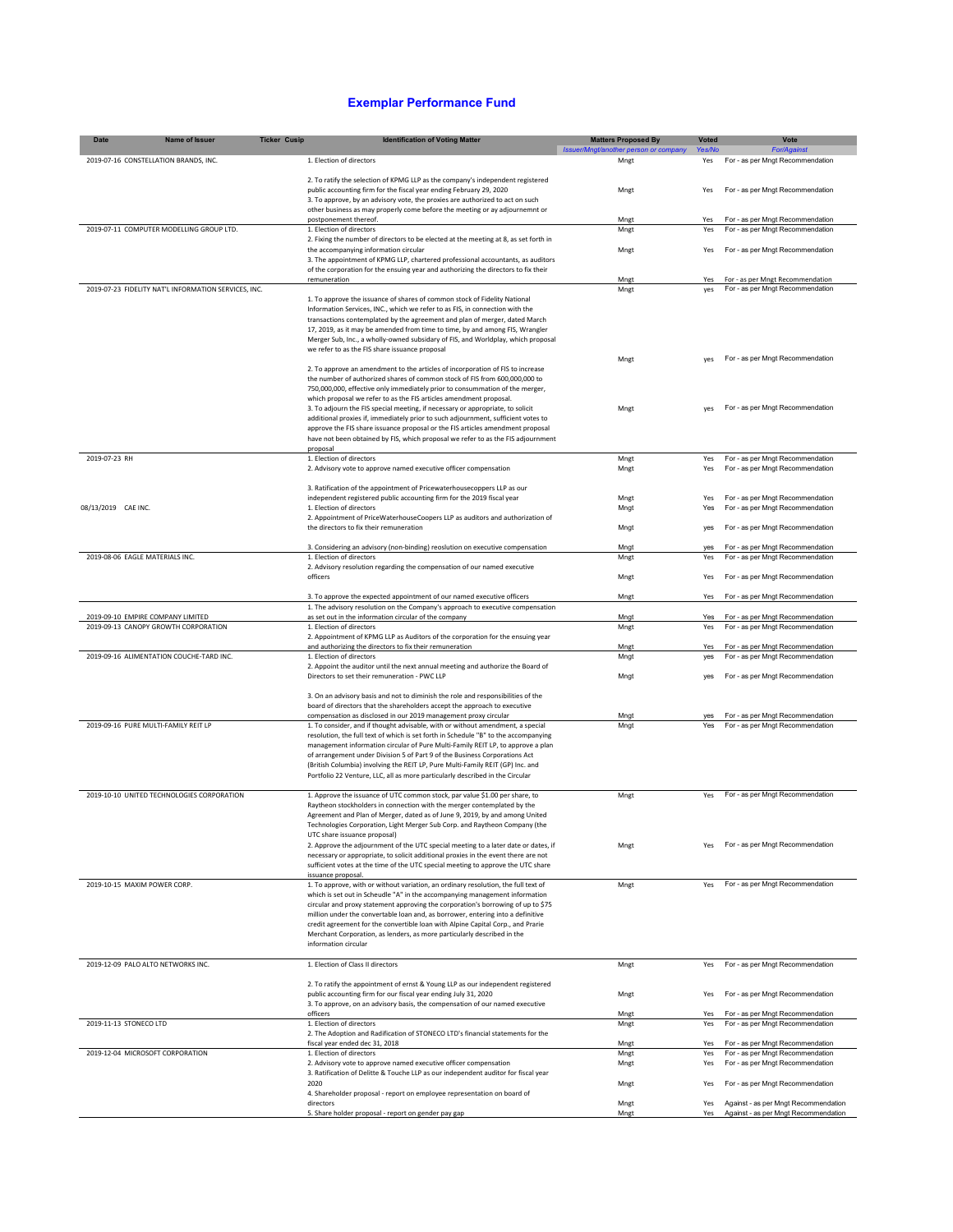# Exemplar Performance Fund

| Date | Name of Issuer | Ticker | Cusip | Identification of Voting Matter | Matters Proposed By | Voted | Vote |
|---|---|---|---|---|---|---|---|
| | | | | | *Issuer/Mngt/another person or company* | *Yes/No* | *For/Against* |
| 2019-07-16 | CONSTELLATION BRANDS, INC. | | | 1. Election of directors | Mngt | Yes | For - as per Mngt Recommendation |
| | | | | 2. To ratify the selection of KPMG LLP as the company's independent registered public accounting firm for the fiscal year ending February 29, 2020 | Mngt | Yes | For - as per Mngt Recommendation |
| | | | | 3. To approve, by an advisory vote, the proxies are authorized to act on such other business as may properly come before the meeting or ay adjournemnt or postponement thereof. | Mngt | Yes | For - as per Mngt Recommendation |
| 2019-07-11 | COMPUTER MODELLING GROUP LTD. | | | 1. Election of directors | Mngt | Yes | For - as per Mngt Recommendation |
| | | | | 2. Fixing the number of directors to be elected at the meeting at 8, as set forth in the accompanying information circular | Mngt | Yes | For - as per Mngt Recommendation |
| | | | | 3. The appointment of KPMG LLP, chartered professional accountants, as auditors of the corporation for the ensuing year and authorizing the directors to fix their remuneration | Mngt | Yes | For - as per Mngt Recommendation |
| 2019-07-23 | FIDELITY NAT'L INFORMATION SERVICES, INC. | | | 1. To approve the issuance of shares of common stock of Fidelity National Information Services, INC., which we refer to as FIS, in connection with the transactions contemplated by the agreement and plan of merger, dated March 17, 2019, as it may be amended from time to time, by and among FIS, Wrangler Merger Sub, Inc., a wholly-owned subsidary of FIS, and Worldplay, which proposal we refer to as the FIS share issuance proposal | Mngt | yes | For - as per Mngt Recommendation |
| | | | | 2. To approve an amendment to the articles of incorporation of FIS to increase the number of authorized shares of common stock of FIS from 600,000,000 to 750,000,000, effective only immediately prior to consummation of the merger, which proposal we refer to as the FIS articles amendment proposal. | Mngt | yes | For - as per Mngt Recommendation |
| | | | | 3. To adjourn the FIS special meeting, if necessary or appropriate, to solicit additional proxies if, immediately prior to such adjournment, sufficient votes to approve the FIS share issuance proposal or the FIS articles amendment proposal have not been obtained by FIS, which proposal we refer to as the FIS adjournment proposal | Mngt | yes | For - as per Mngt Recommendation |
| 2019-07-23 | RH | | | 1. Election of directors | Mngt | Yes | For - as per Mngt Recommendation |
| | | | | 2. Advisory vote to approve named executive officer compensation | Mngt | Yes | For - as per Mngt Recommendation |
| | | | | 3. Ratification of the appointment of Pricewaterhousecoppers LLP as our independent registered public accounting firm for the 2019 fiscal year | Mngt | Yes | For - as per Mngt Recommendation |
| 08/13/2019 | CAE INC. | | | 1. Election of directors | Mngt | Yes | For - as per Mngt Recommendation |
| | | | | 2. Appointment of PriceWaterhouseCoopers LLP as auditors and authorization of the directors to fix their remuneration | Mngt | yes | For - as per Mngt Recommendation |
| | | | | 3. Considering an advisory (non-binding) reoslution on executive compensation | Mngt | yes | For - as per Mngt Recommendation |
| 2019-08-06 | EAGLE MATERIALS INC. | | | 1. Election of directors | Mngt | Yes | For - as per Mngt Recommendation |
| | | | | 2. Advisory resolution regarding the compensation of our named executive officers | Mngt | Yes | For - as per Mngt Recommendation |
| | | | | 3. To approve the expected appointment of our named executive officers | Mngt | Yes | For - as per Mngt Recommendation |
| 2019-09-10 | EMPIRE COMPANY LIMITED | | | 1. The advisory resolution on the Company's approach to executive compensation as set out in the information circular of the company | Mngt | Yes | For - as per Mngt Recommendation |
| 2019-09-13 | CANOPY GROWTH CORPORATION | | | 1. Election of directors | Mngt | Yes | For - as per Mngt Recommendation |
| | | | | 2. Appointment of KPMG LLP as Auditors of the corporation for the ensuing year and authorizing the directors to fix their remuneration | Mngt | Yes | For - as per Mngt Recommendation |
| 2019-09-16 | ALIMENTATION COUCHE-TARD INC. | | | 1. Election of directors | Mngt | yes | For - as per Mngt Recommendation |
| | | | | 2. Appoint the auditor until the next annual meeting and authorize the Board of Directors to set their remuneration - PWC LLP | Mngt | yes | For - as per Mngt Recommendation |
| | | | | 3. On an advisory basis and not to diminish the role and responsibilities of the board of directors that the shareholders accept the approach to executive compensation as disclosed in our 2019 management proxy circular | Mngt | yes | For - as per Mngt Recommendation |
| 2019-09-16 | PURE MULTI-FAMILY REIT LP | | | 1. To consider, and if thought advisable, with or without amendment, a special resolution, the full text of which is set forth in Schedule "B" to the accompanying management information circular of Pure Multi-Family REIT LP, to approve a plan of arrangement under Division 5 of Part 9 of the Business Corporations Act (British Columbia) involving the REIT LP, Pure Multi-Family REIT (GP) Inc. and Portfolio 22 Venture, LLC, all as more particularly described in the Circular | Mngt | Yes | For - as per Mngt Recommendation |
| 2019-10-10 | UNITED TECHNOLOGIES CORPORATION | | | 1. Approve the issuance of UTC common stock, par value $1.00 per share, to Raytheon stockholders in connection with the merger contemplated by the Agreement and Plan of Merger, dated as of June 9, 2019, by and among United Technologies Corporation, Light Merger Sub Corp. and Raytheon Company (the UTC share issuance proposal) | Mngt | Yes | For - as per Mngt Recommendation |
| | | | | 2. Approve the adjournment of the UTC special meeting to a later date or dates, if necessary or appropriate, to solicit additional proxies in the event there are not sufficient votes at the time of the UTC special meeting to approve the UTC share issuance proposal. | Mngt | Yes | For - as per Mngt Recommendation |
| 2019-10-15 | MAXIM POWER CORP. | | | 1. To approve, with or without variation, an ordinary resolution, the full text of which is set out in Scheudle "A" in the accompanying management information circular and proxy statement approving the corporation's borrowing of up to $75 million under the convertable loan and, as borrower, entering into a definitive credit agreement for the convertible loan with Alpine Capital Corp., and Prarie Merchant Corporation, as lenders, as more particularly described in the information circular | Mngt | Yes | For - as per Mngt Recommendation |
| 2019-12-09 | PALO ALTO NETWORKS INC. | | | 1. Election of Class II directors | Mngt | Yes | For - as per Mngt Recommendation |
| | | | | 2. To ratify the appointment of ernst & Young LLP as our independent registered public accounting firm for our fiscal year ending July 31, 2020 | Mngt | Yes | For - as per Mngt Recommendation |
| | | | | 3. To approve, on an advisory basis, the compensation of our named executive officers | Mngt | Yes | For - as per Mngt Recommendation |
| 2019-11-13 | STONECO LTD | | | 1. Election of directors | Mngt | Yes | For - as per Mngt Recommendation |
| | | | | 2. The Adoption and Radification of STONECO LTD's financial statements for the fiscal year ended dec 31, 2018 | Mngt | Yes | For - as per Mngt Recommendation |
| 2019-12-04 | MICROSOFT CORPORATION | | | 1. Election of directors | Mngt | Yes | For - as per Mngt Recommendation |
| | | | | 2. Advisory vote to approve named executive officer compensation | Mngt | Yes | For - as per Mngt Recommendation |
| | | | | 3. Ratification of Delitte & Touche LLP as our independent auditor for fiscal year 2020 | Mngt | Yes | For - as per Mngt Recommendation |
| | | | | 4. Shareholder proposal - report on employee representation on board of directors | Mngt | Yes | Against - as per Mngt Recommendation |
| | | | | 5. Share holder proposal - report on gender pay gap | Mngt | Yes | Against - as per Mngt Recommendation |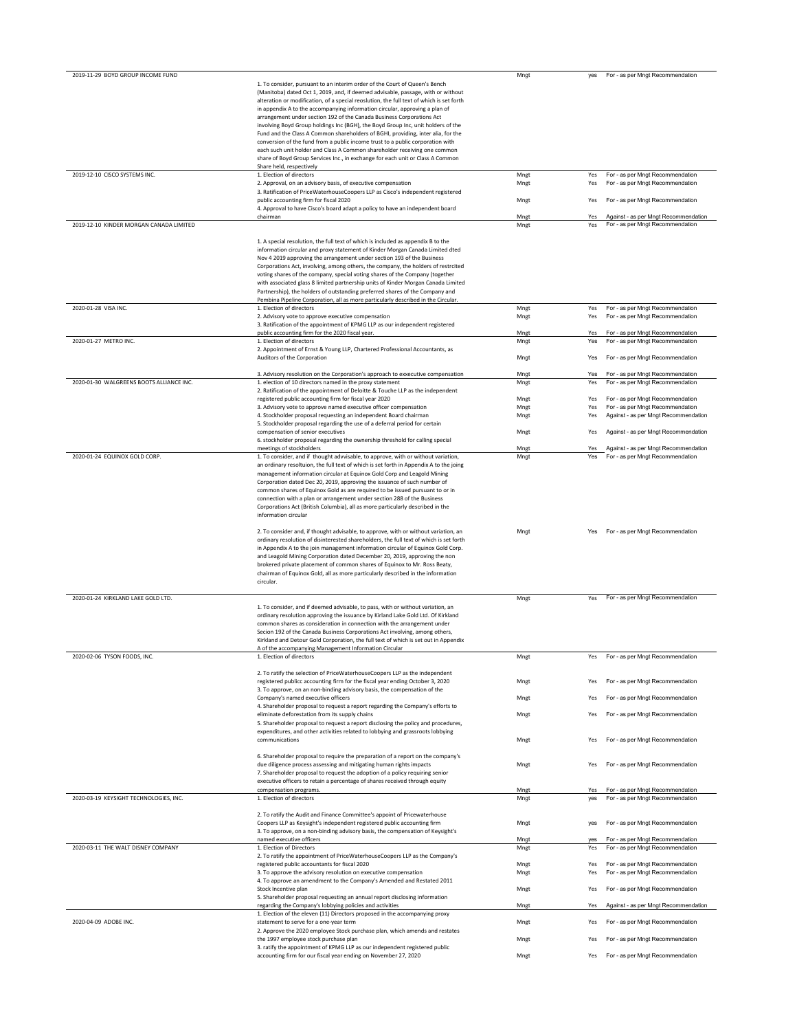| | | | | |
|---|---|---|---|---|
| 2019-11-29 BOYD GROUP INCOME FUND | 1. To consider, pursuant to an interim order of the Court of Queen's Bench (Manitoba) dated Oct 1, 2019, and, if deemed advisable, passage, with or without alteration or modification, of a special reoslution, the full text of which is set forth in appendix A to the accompanying information circular, approving a plan of arrangement under section 192 of the Canada Business Corporations Act involving Boyd Group Holdings Inc (BGH), the Boyd Group Inc, unit holders of the Fund and the Class A Common shareholders of BGHI, providing, inter alia, for the conversion of the fund from a public income trust to a public corporation with each such unit holder and Class A Common shareholder receiving one common share of Boyd Group Services Inc., in exchange for each unit or Class A Common Share held, respectively | Mngt | yes | For - as per Mngt Recommendation |
| 2019-12-10 CISCO SYSTEMS INC. | 1. Election of directors | Mngt | Yes | For - as per Mngt Recommendation |
| | 2. Approval, on an advisory basis, of executive compensation | Mngt | Yes | For - as per Mngt Recommendation |
| | 3. Ratification of PriceWaterhouseCoopers LLP as Cisco's independent registered public accounting firm for fiscal 2020 | Mngt | Yes | For - as per Mngt Recommendation |
| | 4. Approval to have Cisco's board adapt a policy to have an independent board chairman | Mngt | Yes | Against - as per Mngt Recommendation |
| 2019-12-10 KINDER MORGAN CANADA LIMITED | 1. A special resolution, the full text of which is included as appendix B to the information circular and proxy statement of Kinder Morgan Canada Limited dted Nov 4 2019 approving the arrangement under section 193 of the Business Corporations Act, involving, among others, the company, the holders of restrcited voting shares of the company, special voting shares of the Company (together with associated glass B limited partnership units of Kinder Morgan Canada Limited Partnership), the holders of outstanding preferred shares of the Company and Pembina Pipeline Corporation, all as more particularly described in the Circular. | Mngt | Yes | For - as per Mngt Recommendation |
| 2020-01-28 VISA INC. | 1. Election of directors | Mngt | Yes | For - as per Mngt Recommendation |
| | 2. Advisory vote to approve executive compensation | Mngt | Yes | For - as per Mngt Recommendation |
| | 3. Ratification of the appointment of KPMG LLP as our independent registered public accounting firm for the 2020 fiscal year. | Mngt | Yes | For - as per Mngt Recommendation |
| 2020-01-27 METRO INC. | 1. Election of directors | Mngt | Yes | For - as per Mngt Recommendation |
| | 2. Appointment of Ernst & Young LLP, Chartered Professional Accountants, as Auditors of the Corporation | Mngt | Yes | For - as per Mngt Recommendation |
| | 3. Advisory resolution on the Corporation's approach to executive compensation | Mngt | Yes | For - as per Mngt Recommendation |
| 2020-01-30 WALGREENS BOOTS ALLIANCE INC. | 1. election of 10 directors named in the proxy statement | Mngt | Yes | For - as per Mngt Recommendation |
| | 2. Ratification of the appointment of Deloitte & Touche LLP as the independent registered public accounting firm for fiscal year 2020 | Mngt | Yes | For - as per Mngt Recommendation |
| | 3. Advisory vote to approve named executive officer compensation | Mngt | Yes | For - as per Mngt Recommendation |
| | 4. Stockholder proposal requesting an independent Board chairman | Mngt | Yes | Against - as per Mngt Recommendation |
| | 5. Stockholder proposal regarding the use of a deferral period for certain compensation of senior executives | Mngt | Yes | Against - as per Mngt Recommendation |
| | 6. stockholder proposal regarding the ownership threshold for calling special meetings of stockholders | Mngt | Yes | Against - as per Mngt Recommendation |
| 2020-01-24 EQUINOX GOLD CORP. | 1. To consider, and if thought advvisable, to approve, with or without variation, an ordinary resoltuion, the full text of which is set forth in Appendix A to the joing management information circular at Equinox Gold Corp and Leagold Mining Corporation dated Dec 20, 2019, approving the issuance of such number of common shares of Equinox Gold as are required to be issued pursuant to or in connection with a plan or arrangement under section 288 of the Business Corporations Act (British Columbia), all as more particularly described in the information circular | Mngt | Yes | For - as per Mngt Recommendation |
| | 2. To consider and, if thought advisable, to approve, with or without variation, an ordinary resolution of disinterested shareholders, the full text of which is set forth in Appendix A to the join management information circular of Equinox Gold Corp. and Leagold Mining Corporation dated December 20, 2019, approving the non brokered private placement of common shares of Equinox to Mr. Ross Beaty, chairman of Equinox Gold, all as more particularly described in the information circular. | Mngt | Yes | For - as per Mngt Recommendation |
| 2020-01-24 KIRKLAND LAKE GOLD LTD. | 1. To consider, and if deemed advisable, to pass, with or without variation, an ordinary resolution approving the issuance by Kirland Lake Gold Ltd. Of Kirkland common shares as consideration in connection with the arrangement under Secion 192 of the Canada Business Corporations Act involving, among others, Kirkland and Detour Gold Corporation, the full text of which is set out in Appendix A of the accompanying Management Information Circular | Mngt | Yes | For - as per Mngt Recommendation |
| 2020-02-06 TYSON FOODS, INC. | 1. Election of directors | Mngt | Yes | For - as per Mngt Recommendation |
| | 2. To ratify the selection of PriceWaterhouseCoopers LLP as the independent registered publicc accounting firm for the fiscal year ending October 3, 2020 | Mngt | Yes | For - as per Mngt Recommendation |
| | 3. To approve, on an non-binding advisory basis, the compensation of the Company's named executive officers | Mngt | Yes | For - as per Mngt Recommendation |
| | 4. Shareholder proposal to request a report regarding the Company's efforts to eliminate deforestation from its supply chains | Mngt | Yes | For - as per Mngt Recommendation |
| | 5. Shareholder proposal to request a report disclosing the policy and procedures, expenditures, and other activities related to lobbying and grassroots lobbying communications | Mngt | Yes | For - as per Mngt Recommendation |
| | 6. Shareholder proposal to require the preparation of a report on the company's due diligence process assessing and mitigating human rights impacts | Mngt | Yes | For - as per Mngt Recommendation |
| | 7. Shareholder proposal to request the adoption of a policy requiring senior executive officers to retain a percentage of shares received through equity compensation programs. | Mngt | Yes | For - as per Mngt Recommendation |
| 2020-03-19 KEYSIGHT TECHNOLOGIES, INC. | 1. Election of directors | Mngt | yes | For - as per Mngt Recommendation |
| | 2. To ratify the Audit and Finance Committee's appoint of Pricewaterhouse Coopers LLP as Keysight's independent registered public accounting firm | Mngt | yes | For - as per Mngt Recommendation |
| | 3. To approve, on a non-binding advisory basis, the compensation of Keysight's named executive officers | Mngt | yes | For - as per Mngt Recommendation |
| 2020-03-11 THE WALT DISNEY COMPANY | 1. Election of Directors | Mngt | Yes | For - as per Mngt Recommendation |
| | 2. To ratify the appointment of PriceWaterhouseCoopers LLP as the Company's registered public accountants for fiscal 2020 | Mngt | Yes | For - as per Mngt Recommendation |
| | 3. To approve the advisory resolution on executive compensation | Mngt | Yes | For - as per Mngt Recommendation |
| | 4. To approve an amendment to the Company's Amended and Restated 2011 Stock Incentive plan | Mngt | Yes | For - as per Mngt Recommendation |
| | 5. Shareholder proposal requesting an annual report disclosing information regarding the Company's lobbying policies and activities | Mngt | Yes | Against - as per Mngt Recommendation |
| 2020-04-09 ADOBE INC. | 1. Election of the eleven (11) Directors proposed in the accompanying proxy statement to serve for a one-year term | Mngt | Yes | For - as per Mngt Recommendation |
| | 2. Approve the 2020 employee Stock purchase plan, which amends and restates the 1997 employee stock purchase plan | Mngt | Yes | For - as per Mngt Recommendation |
| | 3. ratify the appointment of KPMG LLP as our independent registered public accounting firm for our fiscal year ending on November 27, 2020 | Mngt | Yes | For - as per Mngt Recommendation |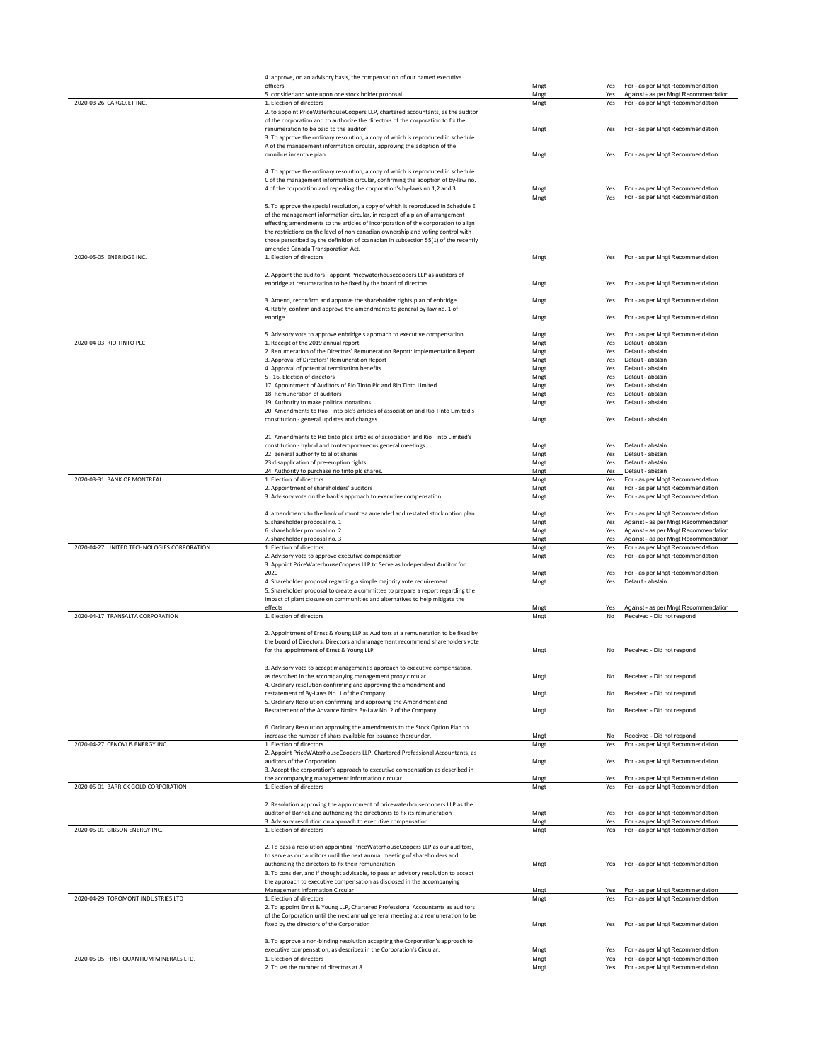| | | | | |
|---|---|---|---|---|
| | 4. approve, on an advisory basis, the compensation of our named executive officers | Mngt | Yes | For - as per Mngt Recommendation |
| | 5. consider and vote upon one stock holder proposal | Mngt | Yes | Against - as per Mngt Recommendation |
| 2020-03-26 CARGOJET INC. | 1. Election of directors | Mngt | Yes | For - as per Mngt Recommendation |
| | 2. to appoint PriceWaterhouseCoopers LLP, chartered accountants, as the auditor of the corporation and to authorize the directors of the corporation to fix the renumeration to be paid to the auditor | Mngt | Yes | For - as per Mngt Recommendation |
| | 3. To approve the ordinary resolution, a copy of which is reproduced in schedule A of the management information circular, approving the adoption of the omnibus incentive plan | Mngt | Yes | For - as per Mngt Recommendation |
| | 4. To approve the ordinary resolution, a copy of which is reproduced in schedule C of the management information circular, confirming the adoption of by-law no. 4 of the corporation and repealing the corporation's by-laws no 1,2 and 3 | Mngt | Yes | For - as per Mngt Recommendation |
| | | Mngt | Yes | For - as per Mngt Recommendation |
| | 5. To approve the special resolution, a copy of which is reproduced in Schedule E of the management information circular, in respect of a plan of arrangement effecting amendments to the articles of incorporation of the corporation to align the restrictions on the level of non-canadian ownership and voting control with those perscribed by the definition of ccanadian in subsection 55(1) of the recently amended Canada Transporation Act. | | | |
| 2020-05-05 ENBRIDGE INC. | 1. Election of directors | Mngt | Yes | For - as per Mngt Recommendation |
| | 2. Appoint the auditors - appoint Pricewaterhousecoopers LLP as auditors of enbridge at renumeration to be fixed by the board of directors | Mngt | Yes | For - as per Mngt Recommendation |
| | 3. Amend, reconfirm and approve the shareholder rights plan of enbridge | Mngt | Yes | For - as per Mngt Recommendation |
| | 4. Ratify, confirm and approve the amendments to general by-law no. 1 of enbrige | Mngt | Yes | For - as per Mngt Recommendation |
| | 5. Advisory vote to approve enbridge's approach to executive compensation | Mngt | Yes | For - as per Mngt Recommendation |
| 2020-04-03 RIO TINTO PLC | 1. Receipt of the 2019 annual report | Mngt | Yes | Default - abstain |
| | 2. Renumeration of the Directors' Remuneration Report: Implementation Report | Mngt | Yes | Default - abstain |
| | 3. Approval of Directors' Remuneration Report | Mngt | Yes | Default - abstain |
| | 4. Approval of potential termination benefits | Mngt | Yes | Default - abstain |
| | 5 - 16. Election of directors | Mngt | Yes | Default - abstain |
| | 17. Appointment of Auditors of Rio Tinto Plc and Rio Tinto Limited | Mngt | Yes | Default - abstain |
| | 18. Remuneration of auditors | Mngt | Yes | Default - abstain |
| | 19. Authority to make political donations | Mngt | Yes | Default - abstain |
| | 20. Amendments to Riio Tinto plc's articles of association and Rio Tinto Limited's constitution - general updates and changes | Mngt | Yes | Default - abstain |
| | 21. Amendments to Rio tinto plc's articles of association and Rio Tinto Limited's constitution - hybrid and contemporaneous general meetings | Mngt | Yes | Default - abstain |
| | 22. general authority to allot shares | Mngt | Yes | Default - abstain |
| | 23 disapplication of pre-emption rights | Mngt | Yes | Default - abstain |
| | 24. Authority to purchase rio tinto plc shares. | Mngt | Yes | Default - abstain |
| 2020-03-31 BANK OF MONTREAL | 1. Election of directors | Mngt | Yes | For - as per Mngt Recommendation |
| | 2. Appointment of shareholders' auditors | Mngt | Yes | For - as per Mngt Recommendation |
| | 3. Advisory vote on the bank's approach to executive compensation | Mngt | Yes | For - as per Mngt Recommendation |
| | 4. amendments to the bank of montrea amended and restated stock option plan | Mngt | Yes | For - as per Mngt Recommendation |
| | 5. shareholder proposal no. 1 | Mngt | Yes | Against - as per Mngt Recommendation |
| | 6. shareholder proposal no. 2 | Mngt | Yes | Against - as per Mngt Recommendation |
| | 7. shareholder proposal no. 3 | Mngt | Yes | Against - as per Mngt Recommendation |
| 2020-04-27 UNITED TECHNOLOGIES CORPORATION | 1. Election of directors | Mngt | Yes | For - as per Mngt Recommendation |
| | 2. Advisory vote to approve executive compensation | Mngt | Yes | For - as per Mngt Recommendation |
| | 3. Appoint PriceWaterhouseCoopers LLP to Serve as Independent Auditor for 2020 | Mngt | Yes | For - as per Mngt Recommendation |
| | 4. Shareholder proposal regarding a simple majority vote requirement | Mngt | Yes | Default - abstain |
| | 5. Shareholder proposal to create a committee to prepare a report regarding the impact of plant closure on communities and alternatives to help mitigate the effects | Mngt | Yes | Against - as per Mngt Recommendation |
| 2020-04-17 TRANSALTA CORPORATION | 1. Election of directors | Mngt | No | Received - Did not respond |
| | 2. Appointment of Ernst & Young LLP as Auditors at a remuneration to be fixed by the board of Directors. Directors and management recommend shareholders vote for the appointment of Ernst & Young LLP | Mngt | No | Received - Did not respond |
| | 3. Advisory vote to accept management's approach to executive compensation, as described in the accompanying management proxy circular | Mngt | No | Received - Did not respond |
| | 4. Ordinary resolution confirming and approving the amendment and restatement of By-Laws No. 1 of the Company. | Mngt | No | Received - Did not respond |
| | 5. Ordinary Resolution confirming and approving the Amendment and Restatement of the Advance Notice By-Law No. 2 of the Company. | Mngt | No | Received - Did not respond |
| | 6. Ordinary Resolution approving the amendments to the Stock Option Plan to increase the number of shars available for issuance thereunder. | Mngt | No | Received - Did not respond |
| 2020-04-27 CENOVUS ENERGY INC. | 1. Election of directors | Mngt | Yes | For - as per Mngt Recommendation |
| | 2. Appoint PriceWAterhouseCoopers LLP, Chartered Professional Accountants, as auditors of the Corporation | Mngt | Yes | For - as per Mngt Recommendation |
| | 3. Accept the corporation's approach to executive compensation as described in the accompanying management information circular | Mngt | Yes | For - as per Mngt Recommendation |
| 2020-05-01 BARRICK GOLD CORPORATION | 1. Election of directors | Mngt | Yes | For - as per Mngt Recommendation |
| | 2. Resolution approving the appointment of pricewaterhousecoopers LLP as the auditor of Barrick and authorizing the directions to fix its remuneration | Mngt | Yes | For - as per Mngt Recommendation |
| | 3. Advisory resolution on approach to executive compensation | Mngt | Yes | For - as per Mngt Recommendation |
| 2020-05-01 GIBSON ENERGY INC. | 1. Election of directors | Mngt | Yes | For - as per Mngt Recommendation |
| | 2. To pass a resolution appointing PriceWaterHouseCoopers LLP as our auditors, to serve as our auditors until the next annual meeting of shareholders and authorizing the directors to fix their remuneration | Mngt | Yes | For - as per Mngt Recommendation |
| | 3. To consider, and if thought advisable, to pass an advisory resolution to accept the approach to executive compensation as disclosed in the accompanying Management Information Circular | Mngt | Yes | For - as per Mngt Recommendation |
| 2020-04-29 TOROMONT INDUSTRIES LTD | 1. Election of directors | Mngt | Yes | For - as per Mngt Recommendation |
| | 2. To appoint Ernst & Young LLP, Chartered Professional Accountants as auditors of the Corporation until the next annual general meeting at a remuneration to be fixed by the directors of the Corporation | Mngt | Yes | For - as per Mngt Recommendation |
| | 3. To approve a non-binding resolution accepting the Corporation's approach to executive compensation, as describex in the Corporation's Circular. | Mngt | Yes | For - as per Mngt Recommendation |
| 2020-05-05 FIRST QUANTIUM MINERALS LTD. | 1. Election of directors | Mngt | Yes | For - as per Mngt Recommendation |
| | 2. To set the number of directors at 8 | Mngt | Yes | For - as per Mngt Recommendation |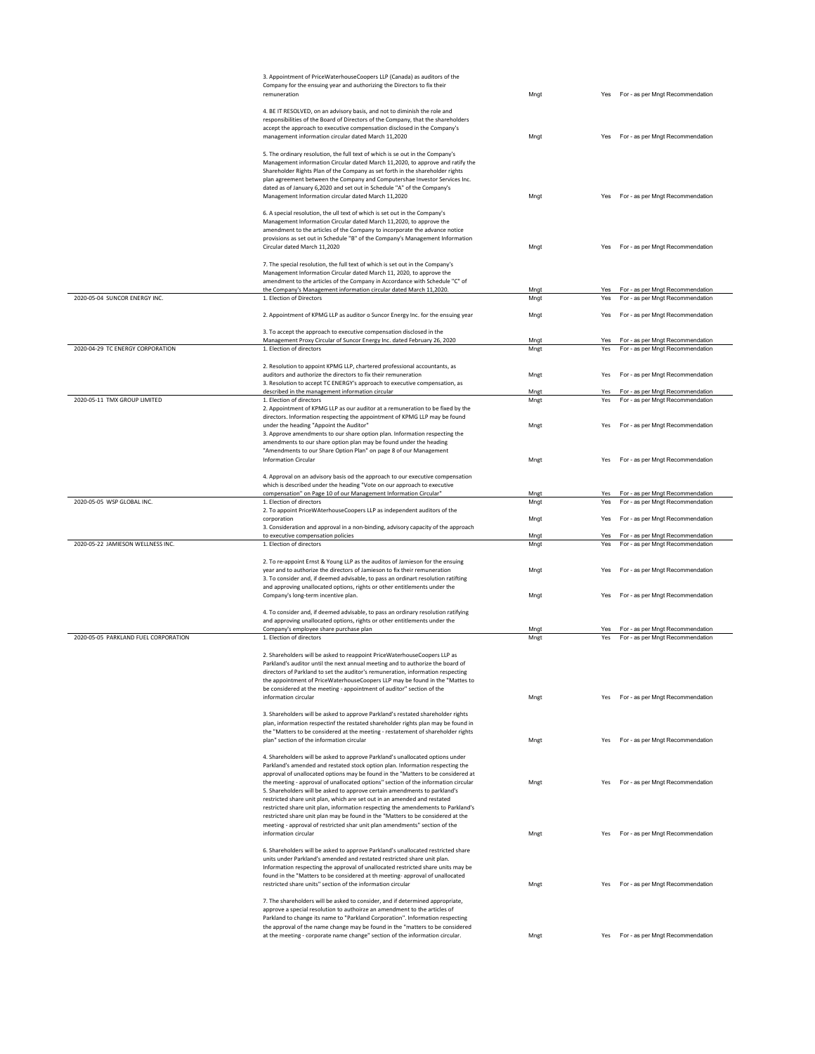| | | | | |
|---|---|---|---|---|
| | 3. Appointment of PriceWaterhouseCoopers LLP (Canada) as auditors of the Company for the ensuing year and authorizing the Directors to fix their remuneration | Mngt | Yes | For - as per Mngt Recommendation |
| | 4. BE IT RESOLVED, on an advisory basis, and not to diminish the role and responsibilities of the Board of Directors of the Company, that the shareholders accept the approach to executive compensation disclosed in the Company's management information circular dated March 11,2020 | Mngt | Yes | For - as per Mngt Recommendation |
| | 5. The ordinary resolution, the full text of which is se out in the Company's Management information Circular dated March 11,2020, to approve and ratify the Shareholder Rights Plan of the Company as set forth in the shareholder rights plan agreement between the Company and Computershae Investor Services Inc. dated as of January 6,2020 and set out in Schedule "A" of the Company's Management Information circular dated March 11,2020 | Mngt | Yes | For - as per Mngt Recommendation |
| | 6. A special resolution, the ull text of which is set out in the Company's Management Information Circular dated March 11,2020, to approve the amendment to the articles of the Company to incorporate the advance notice provisions as set out in Schedule "B" of the Company's Management Information Circular dated March 11,2020 | Mngt | Yes | For - as per Mngt Recommendation |
| | 7. The special resolution, the full text of which is set out in the Company's Management Information Circular dated March 11, 2020, to approve the amendment to the articles of the Company in Accordance with Schedule "C" of the Company's Management information circular dated March 11,2020. | Mngt | Yes | For - as per Mngt Recommendation |
| 2020-05-04 SUNCOR ENERGY INC. | 1. Election of Directors | Mngt | Yes | For - as per Mngt Recommendation |
| | 2. Appointment of KPMG LLP as auditor o Suncor Energy Inc. for the ensuing year | Mngt | Yes | For - as per Mngt Recommendation |
| | 3. To accept the approach to executive compensation disclosed in the Management Proxy Circular of Suncor Energy Inc. dated February 26, 2020 | Mngt | Yes | For - as per Mngt Recommendation |
| 2020-04-29 TC ENERGY CORPORATION | 1. Election of directors | Mngt | Yes | For - as per Mngt Recommendation |
| | 2. Resolution to appoint KPMG LLP, chartered professional accountants, as auditors and authorize the directors to fix their remuneration | Mngt | Yes | For - as per Mngt Recommendation |
| | 3. Resolution to accept TC ENERGY's approach to executive compensation, as described in the management information circular | Mngt | Yes | For - as per Mngt Recommendation |
| 2020-05-11 TMX GROUP LIMITED | 1. Election of directors | Mngt | Yes | For - as per Mngt Recommendation |
| | 2. Appointment of KPMG LLP as our auditor at a remuneration to be fixed by the directors. Information respecting the appointment of KPMG LLP may be found under the heading "Appoint the Auditor" | Mngt | Yes | For - as per Mngt Recommendation |
| | 3. Approve amendments to our share option plan. Information respecting the amendments to our share option plan may be found under the heading "Amendments to our Share Option Plan" on page 8 of our Management Information Circular | Mngt | Yes | For - as per Mngt Recommendation |
| | 4. Approval on an advisory basis od the approach to our executive compensation which is described under the heading "Vote on our approach to executive compensation" on Page 10 of our Management Information Circular" | Mngt | Yes | For - as per Mngt Recommendation |
| 2020-05-05 WSP GLOBAL INC. | 1. Election of directors | Mngt | Yes | For - as per Mngt Recommendation |
| | 2. To appoint PriceWAterhouseCoopers LLP as independent auditors of the corporation | Mngt | Yes | For - as per Mngt Recommendation |
| | 3. Consideration and approval in a non-binding, advisory capacity of the approach to executive compensation policies | Mngt | Yes | For - as per Mngt Recommendation |
| 2020-05-22 JAMIESON WELLNESS INC. | 1. Election of directors | Mngt | Yes | For - as per Mngt Recommendation |
| | 2. To re-appoint Ernst & Young LLP as the auditos of Jamieson for the ensuing year and to authorize the directors of Jamieson to fix their remuneration | Mngt | Yes | For - as per Mngt Recommendation |
| | 3. To consider and, if deemed advisable, to pass an ordinart resolution ratifting and approving unallocated options, rights or other entitlements under the Company's long-term incentive plan. | Mngt | Yes | For - as per Mngt Recommendation |
| | 4. To consider and, if deemed advisable, to pass an ordinary resolution ratifying and approving unallocated options, rights or other entitlements under the Company's employee share purchase plan | Mngt | Yes | For - as per Mngt Recommendation |
| 2020-05-05 PARKLAND FUEL CORPORATION | 1. Election of directors | Mngt | Yes | For - as per Mngt Recommendation |
| | 2. Shareholders will be asked to reappoint PriceWaterhouseCoopers LLP as Parkland's auditor until the next annual meeting and to authorize the board of directors of Parkland to set the auditor's remuneration, information respecting the appointment of PriceWaterhouseCoopers LLP may be found in the "Mattes to be considered at the meeting - appointment of auditor" section of the information circular | Mngt | Yes | For - as per Mngt Recommendation |
| | 3. Shareholders will be asked to approve Parkland's restated shareholder rights plan, information respectinf the restated shareholder rights plan may be found in the "Matters to be considered at the meeting - restatement of shareholder rights plan" section of the information circular | Mngt | Yes | For - as per Mngt Recommendation |
| | 4. Shareholders will be asked to approve Parkland's unallocated options under Parkland's amended and restated stock option plan. Information respecting the approval of unallocated options may be found in the "Matters to be considered at the meeting - approval of unallocated options" section of the information circular | Mngt | Yes | For - as per Mngt Recommendation |
| | 5. Shareholders will be asked to approve certain amendments to parkland's restricted share unit plan, which are set out in an amended and restated restricted share unit plan, information respecting the amendements to Parkland's restricted share unit plan may be found in the "Matters to be considered at the meeting - approval of restricted shar unit plan amendments" section of the information circular | Mngt | Yes | For - as per Mngt Recommendation |
| | 6. Shareholders will be asked to approve Parkland's unallocated restricted share units under Parkland's amended and restated restricted share unit plan. Information respecting the approval of unallocated restricted share units may be found in the "Matters to be considered at th meeting- approval of unallocated restricted share units" section of the information circular | Mngt | Yes | For - as per Mngt Recommendation |
| | 7. The shareholders will be asked to consider, and if determined appropriate, approve a special resolution to authoirze an amendment to the articles of Parkland to change its name to "Parkland Corporation". Information respecting the approval of the name change may be found in the "matters to be considered at the meeting - corporate name change" section of the information circular. | Mngt | Yes | For - as per Mngt Recommendation |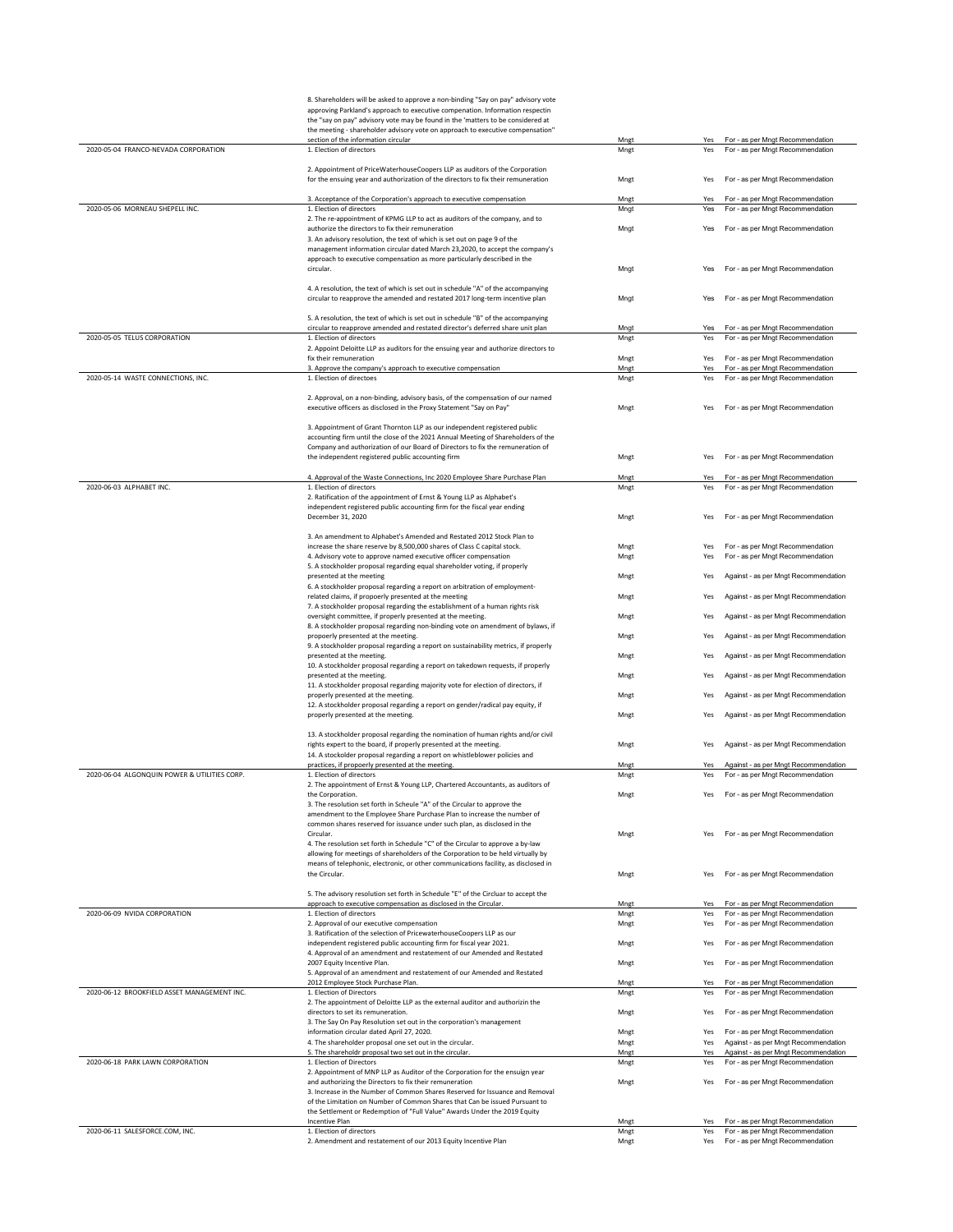| Meeting | Proposal | Proposed by | Voted | Vote |
|---|---|---|---|---|
| | 8. Shareholders will be asked to approve a non-binding "Say on pay" advisory vote approving Parkland's approach to executive compenation. Information respectin the "say on pay" advisory vote may be found in the 'matters to be considered at the meeting - shareholder advisory vote on approach to executive compensation" section of the information circular | Mngt | Yes | For - as per Mngt Recommendation |
| 2020-05-04 FRANCO-NEVADA CORPORATION | 1. Election of directors | Mngt | Yes | For - as per Mngt Recommendation |
| | 2. Appointment of PriceWaterhouseCoopers LLP as auditors of the Corporation for the ensuing year and authorization of the directors to fix their remuneration | Mngt | Yes | For - as per Mngt Recommendation |
| | 3. Acceptance of the Corporation's approach to executive compensation | Mngt | Yes | For - as per Mngt Recommendation |
| 2020-05-06 MORNEAU SHEPELL INC. | 1. Election of directors | Mngt | Yes | For - as per Mngt Recommendation |
| | 2. The re-appointment of KPMG LLP to act as auditors of the company, and to authorize the directors to fix their remuneration | Mngt | Yes | For - as per Mngt Recommendation |
| | 3. An advisory resolution, the text of which is set out on page 9 of the management information circular dated March 23,2020, to accept the company's approach to executive compensation as more particularly described in the circular. | Mngt | Yes | For - as per Mngt Recommendation |
| | 4. A resolution, the text of which is set out in schedule "A" of the accompanying circular to reapprove the amended and restated 2017 long-term incentive plan | Mngt | Yes | For - as per Mngt Recommendation |
| | 5. A resolution, the text of which is set out in schedule "B" of the accompanying circular to reapprove amended and restated director's deferred share unit plan | Mngt | Yes | For - as per Mngt Recommendation |
| 2020-05-05 TELUS CORPORATION | 1. Election of directors | Mngt | Yes | For - as per Mngt Recommendation |
| | 2. Appoint Deloitte LLP as auditors for the ensuing year and authorize directors to fix their remuneration | Mngt | Yes | For - as per Mngt Recommendation |
| | 3. Approve the company's approach to executive compensation | Mngt | Yes | For - as per Mngt Recommendation |
| 2020-05-14 WASTE CONNECTIONS, INC. | 1. Election of directoes | Mngt | Yes | For - as per Mngt Recommendation |
| | 2. Approval, on a non-binding, advisory basis, of the compensation of our named executive officers as disclosed in the Proxy Statement "Say on Pay" | Mngt | Yes | For - as per Mngt Recommendation |
| | 3. Appointment of Grant Thornton LLP as our independent registered public accounting firm until the close of the 2021 Annual Meeting of Shareholders of the Company and authorization of our Board of Directors to fix the remuneration of the independent registered public accounting firm | Mngt | Yes | For - as per Mngt Recommendation |
| | 4. Approval of the Waste Connections, Inc 2020 Employee Share Purchase Plan | Mngt | Yes | For - as per Mngt Recommendation |
| 2020-06-03 ALPHABET INC. | 1. Election of directors | Mngt | Yes | For - as per Mngt Recommendation |
| | 2. Ratification of the appointment of Ernst & Young LLP as Alphabet's independent registered public accounting firm for the fiscal year ending December 31, 2020 | Mngt | Yes | For - as per Mngt Recommendation |
| | 3. An amendment to Alphabet's Amended and Restated 2012 Stock Plan to increase the share reserve by 8,500,000 shares of Class C capital stock. | Mngt | Yes | For - as per Mngt Recommendation |
| | 4. Advisory vote to approve named executive officer compensation | Mngt | Yes | For - as per Mngt Recommendation |
| | 5. A stockholder proposal regarding equal shareholder voting, if properly presented at the meeting | Mngt | Yes | Against - as per Mngt Recommendation |
| | 6. A stockholder proposal regarding a report on arbitration of employment-related claims, if propoerly presented at the meeting | Mngt | Yes | Against - as per Mngt Recommendation |
| | 7. A stockholder proposal regarding the establishment of a human rights risk oversight committee, if properly presented at the meeting. | Mngt | Yes | Against - as per Mngt Recommendation |
| | 8. A stockholder proposal regarding non-binding vote on amendment of bylaws, if propoerly presented at the meeting. | Mngt | Yes | Against - as per Mngt Recommendation |
| | 9. A stockholder proposal regarding a report on sustainability metrics, if properly presented at the meeting. | Mngt | Yes | Against - as per Mngt Recommendation |
| | 10. A stockholder proposal regarding a report on takedown requests, if properly presented at the meeting. | Mngt | Yes | Against - as per Mngt Recommendation |
| | 11. A stockholder proposal regarding majority vote for election of directors, if properly presented at the meeting. | Mngt | Yes | Against - as per Mngt Recommendation |
| | 12. A stockholder proposal regarding a report on gender/radical pay equity, if properly presented at the meeting. | Mngt | Yes | Against - as per Mngt Recommendation |
| | 13. A stockholder proposal regarding the nomination of human rights and/or civil rights expert to the board, if properly presented at the meeting. | Mngt | Yes | Against - as per Mngt Recommendation |
| | 14. A stockolder proposal regarding a report on whistleblower policies and practices, if propoerly presented at the meeting. | Mngt | Yes | Against - as per Mngt Recommendation |
| 2020-06-04 ALGONQUIN POWER & UTILITIES CORP. | 1. Election of directors | Mngt | Yes | For - as per Mngt Recommendation |
| | 2. The appointment of Ernst & Young LLP, Chartered Accountants, as auditors of the Corporation. | Mngt | Yes | For - as per Mngt Recommendation |
| | 3. The resolution set forth in Scheule "A" of the Circular to approve the amendment to the Employee Share Purchase Plan to increase the number of common shares reserved for issuance under such plan, as disclosed in the Circular. | Mngt | Yes | For - as per Mngt Recommendation |
| | 4. The resolution set forth in Schedule "C" of the Circular to approve a by-law allowing for meetings of shareholders of the Corporation to be held virtually by means of telephonic, electronic, or other communications facility, as disclosed in the Circular. | Mngt | Yes | For - as per Mngt Recommendation |
| | 5. The advisory resolution set forth in Schedule "E" of the Circluar to accept the approach to executive compensation as disclosed in the Circular. | Mngt | Yes | For - as per Mngt Recommendation |
| 2020-06-09 NVIDA CORPORATION | 1. Election of directors | Mngt | Yes | For - as per Mngt Recommendation |
| | 2. Approval of our executive compensation | Mngt | Yes | For - as per Mngt Recommendation |
| | 3. Ratification of the selection of PricewaterhouseCoopers LLP as our independent registered public accounting firm for fiscal year 2021. | Mngt | Yes | For - as per Mngt Recommendation |
| | 4. Approval of an amendment and restatement of our Amended and Restated 2007 Equity Incentive Plan. | Mngt | Yes | For - as per Mngt Recommendation |
| | 5. Approval of an amendment and restatement of our Amended and Restated 2012 Employee Stock Purchase Plan. | Mngt | Yes | For - as per Mngt Recommendation |
| 2020-06-12 BROOKFIELD ASSET MANAGEMENT INC. | 1. Election of Directors | Mngt | Yes | For - as per Mngt Recommendation |
| | 2. The appointment of Deloitte LLP as the external auditor and authorizin the directors to set its remuneration. | Mngt | Yes | For - as per Mngt Recommendation |
| | 3. The Say On Pay Resolution set out in the corporation's management information circular dated April 27, 2020. | Mngt | Yes | For - as per Mngt Recommendation |
| | 4. The shareholder proposal one set out in the circular. | Mngt | Yes | Against - as per Mngt Recommendation |
| | 5. The shareholdr proposal two set out in the circular. | Mngt | Yes | Against - as per Mngt Recommendation |
| 2020-06-18 PARK LAWN CORPORATION | 1. Election of Directors | Mngt | Yes | For - as per Mngt Recommendation |
| | 2. Appointment of MNP LLP as Auditor of the Corporation for the ensuign year and authorizing the Directors to fix their remuneration | Mngt | Yes | For - as per Mngt Recommendation |
| | 3. Increase in the Number of Common Shares Reserved for Issuance and Removal of the Limitation on Number of Common Shares that Can be issued Pursuant to the Settlement or Redemption of "Full Value" Awards Under the 2019 Equity Incentive Plan | Mngt | Yes | For - as per Mngt Recommendation |
| 2020-06-11 SALESFORCE.COM, INC. | 1. Election of directors | Mngt | Yes | For - as per Mngt Recommendation |
| | 2. Amendment and restatement of our 2013 Equity Incentive Plan | Mngt | Yes | For - as per Mngt Recommendation |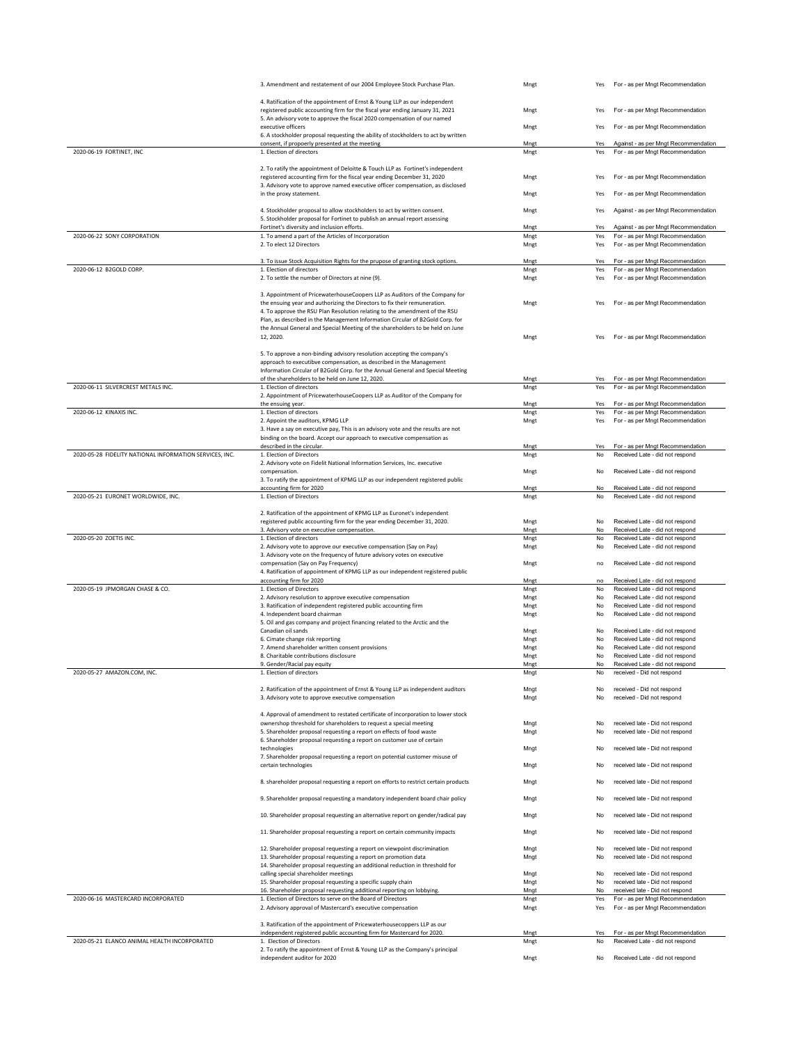| | | | | |
|---|---|---|---|---|
| | 3. Amendment and restatement of our 2004 Employee Stock Purchase Plan. | Mngt | Yes | For - as per Mngt Recommendation |
| | 4. Ratification of the appointment of Ernst & Young LLP as our independent registered public accounting firm for the fiscal year ending January 31, 2021 | Mngt | Yes | For - as per Mngt Recommendation |
| | 5. An advisory vote to approve the fiscal 2020 compensation of our named executive officers | Mngt | Yes | For - as per Mngt Recommendation |
| | 6. A stockholder proposal requesting the ability of stockholders to act by written consent, if propoerly presented at the meeting | Mngt | Yes | Against - as per Mngt Recommendation |
| 2020-06-19 FORTINET, INC | 1. Election of directors | Mngt | Yes | For - as per Mngt Recommendation |
| | 2. To ratify the appointment of Deloitte & Touch LLP as Fortinet's independent registered accounting firm for the fiscal year ending December 31, 2020 | Mngt | Yes | For - as per Mngt Recommendation |
| | 3. Advisory vote to approve named executive officer compensation, as disclosed in the proxy statement. | Mngt | Yes | For - as per Mngt Recommendation |
| | 4. Stockholder proposal to allow stockholders to act by written consent. | Mngt | Yes | Against - as per Mngt Recommendation |
| | 5. Stockholder proposal for Fortinet to publish an annual report assessing Fortinet's diversity and inclusion efforts. | Mngt | Yes | Against - as per Mngt Recommendation |
| 2020-06-22 SONY CORPORATION | 1. To amend a part of the Articles of Incorporation | Mngt | Yes | For - as per Mngt Recommendation |
| | 2. To elect 12 Directors | Mngt | Yes | For - as per Mngt Recommendation |
| | 3. To issue Stock Acquisition Rights for the prupose of granting stock options. | Mngt | Yes | For - as per Mngt Recommendation |
| 2020-06-12 B2GOLD CORP. | 1. Election of directors | Mngt | Yes | For - as per Mngt Recommendation |
| | 2. To settle the number of Directors at nine (9). | Mngt | Yes | For - as per Mngt Recommendation |
| | 3. Appointment of PricewaterhouseCoopers LLP as Auditors of the Company for the ensuing year and authorizing the Directors to fix their remuneration. | Mngt | Yes | For - as per Mngt Recommendation |
| | 4. To approve the RSU Plan Resolution relating to the amendment of the RSU Plan, as described in the Management Information Circular of B2Gold Corp. for the Annual General and Special Meeting of the shareholders to be held on June 12, 2020. | Mngt | Yes | For - as per Mngt Recommendation |
| | 5. To approve a non-binding advisory resolution accepting the company's approach to executibve compensation, as described in the Management Information Circular of B2Gold Corp. for the Annual General and Special Meeting of the shareholders to be held on June 12, 2020. | Mngt | Yes | For - as per Mngt Recommendation |
| 2020-06-11 SILVERCREST METALS INC. | 1. Election of directors | Mngt | Yes | For - as per Mngt Recommendation |
| | 2. Appointment of PricewaterhouseCoopers LLP as Auditor of the Company for the ensuing year. | Mngt | Yes | For - as per Mngt Recommendation |
| 2020-06-12 KINAXIS INC. | 1. Election of directors | Mngt | Yes | For - as per Mngt Recommendation |
| | 2. Appoint the auditors, KPMG LLP | Mngt | Yes | For - as per Mngt Recommendation |
| | 3. Have a say on executive pay, This is an advisory vote and the results are not binding on the board. Accept our approach to executive compensation as described in the circular. | Mngt | Yes | For - as per Mngt Recommendation |
| 2020-05-28 FIDELITY NATIONAL INFORMATION SERVICES, INC. | 1. Election of Directors | Mngt | No | Received Late - did not respond |
| | 2. Advisory vote on Fidelit National Information Services, Inc. executive compensation. | Mngt | No | Received Late - did not respond |
| | 3. To ratify the appointment of KPMG LLP as our independent registered public accounting firm for 2020 | Mngt | No | Received Late - did not respond |
| 2020-05-21 EURONET WORLDWIDE, INC. | 1. Election of Directors | Mngt | No | Received Late - did not respond |
| | 2. Ratification of the appointment of KPMG LLP as Euronet's independent registered public accounting firm for the year ending December 31, 2020. | Mngt | No | Received Late - did not respond |
| | 3. Advisory vote on executive compensation. | Mngt | No | Received Late - did not respond |
| 2020-05-20 ZOETIS INC. | 1. Election of directors | Mngt | No | Received Late - did not respond |
| | 2. Advisory vote to approve our executive compensation (Say on Pay) | Mngt | No | Received Late - did not respond |
| | 3. Advisory vote on the frequency of future advisory votes on executive compensation (Say on Pay Frequency) | Mngt | no | Received Late - did not respond |
| | 4. Ratification of appointment of KPMG LLP as our independent registered public accounting firm for 2020 | Mngt | no | Received Late - did not respond |
| 2020-05-19 JPMORGAN CHASE & CO. | 1. Election of Directors | Mngt | No | Received Late - did not respond |
| | 2. Advisory resolution to approve executive compensation | Mngt | No | Received Late - did not respond |
| | 3. Ratification of independent registered public accounting firm | Mngt | No | Received Late - did not respond |
| | 4. Independent board chairman | Mngt | No | Received Late - did not respond |
| | 5. Oil and gas company and project financing related to the Arctic and the Canadian oil sands | Mngt | No | Received Late - did not respond |
| | 6. Cimate change risk reporting | Mngt | No | Received Late - did not respond |
| | 7. Amend shareholder written consent provisions | Mngt | No | Received Late - did not respond |
| | 8. Charitable contributions disclosure | Mngt | No | Received Late - did not respond |
| | 9. Gender/Racial pay equity | Mngt | No | Received Late - did not respond |
| 2020-05-27 AMAZON.COM, INC. | 1. Election of directors | Mngt | No | received - Did not respond |
| | 2. Ratification of the appointment of Ernst & Young LLP as independent auditors | Mngt | No | received - Did not respond |
| | 3. Advisory vote to approve executive compensation | Mngt | No | received - Did not respond |
| | 4. Approval of amendment to restated certificate of incorporation to lower stock ownershop threshold for shareholders to request a special meeting | Mngt | No | received late - Did not respond |
| | 5. Shareholder proposal requesting a report on effects of food waste | Mngt | No | received late - Did not respond |
| | 6. Shareholder proposal requesting a report on customer use of certain technologies | Mngt | No | received late - Did not respond |
| | 7. Shareholder proposal requesting a report on potential customer misuse of certain technologies | Mngt | No | received late - Did not respond |
| | 8. shareholder proposal requesting a report on efforts to restrict certain products | Mngt | No | received late - Did not respond |
| | 9. Shareholder proposal requesting a mandatory independent board chair policy | Mngt | No | received late - Did not respond |
| | 10. Shareholder proposal requesting an alternative report on gender/radical pay | Mngt | No | received late - Did not respond |
| | 11. Shareholder proposal requesting a report on certain community impacts | Mngt | No | received late - Did not respond |
| | 12. Shareholder proposal requesting a report on viewpoint discrimination | Mngt | No | received late - Did not respond |
| | 13. Shareholder proposal requesting a report on promotion data | Mngt | No | received late - Did not respond |
| | 14. Shareholder proposal requesting an additional reduction in threshold for calling special shareholder meetings | Mngt | No | received late - Did not respond |
| | 15. Shareholder proposal requesting a specific supply chain | Mngt | No | received late - Did not respond |
| | 16. Shareholder proposal requesting additional reporting on lobbying. | Mngt | No | received late - Did not respond |
| 2020-06-16 MASTERCARD INCORPORATED | 1. Election of Directors to serve on the Board of Directors | Mngt | Yes | For - as per Mngt Recommendation |
| | 2. Advisory approval of Mastercard's executive compensation | Mngt | Yes | For - as per Mngt Recommendation |
| | 3. Ratification of the appointment of Pricewaterhousecoppers LLP as our independent registered public accounting firm for Mastercard for 2020. | Mngt | Yes | For - as per Mngt Recommendation |
| 2020-05-21 ELANCO ANIMAL HEALTH INCORPORATED | 1. Election of Directors | Mngt | No | Received Late - did not respond |
| | 2. To ratify the appointment of Ernst & Young LLP as the Company's principal independent auditor for 2020 | Mngt | No | Received Late - did not respond |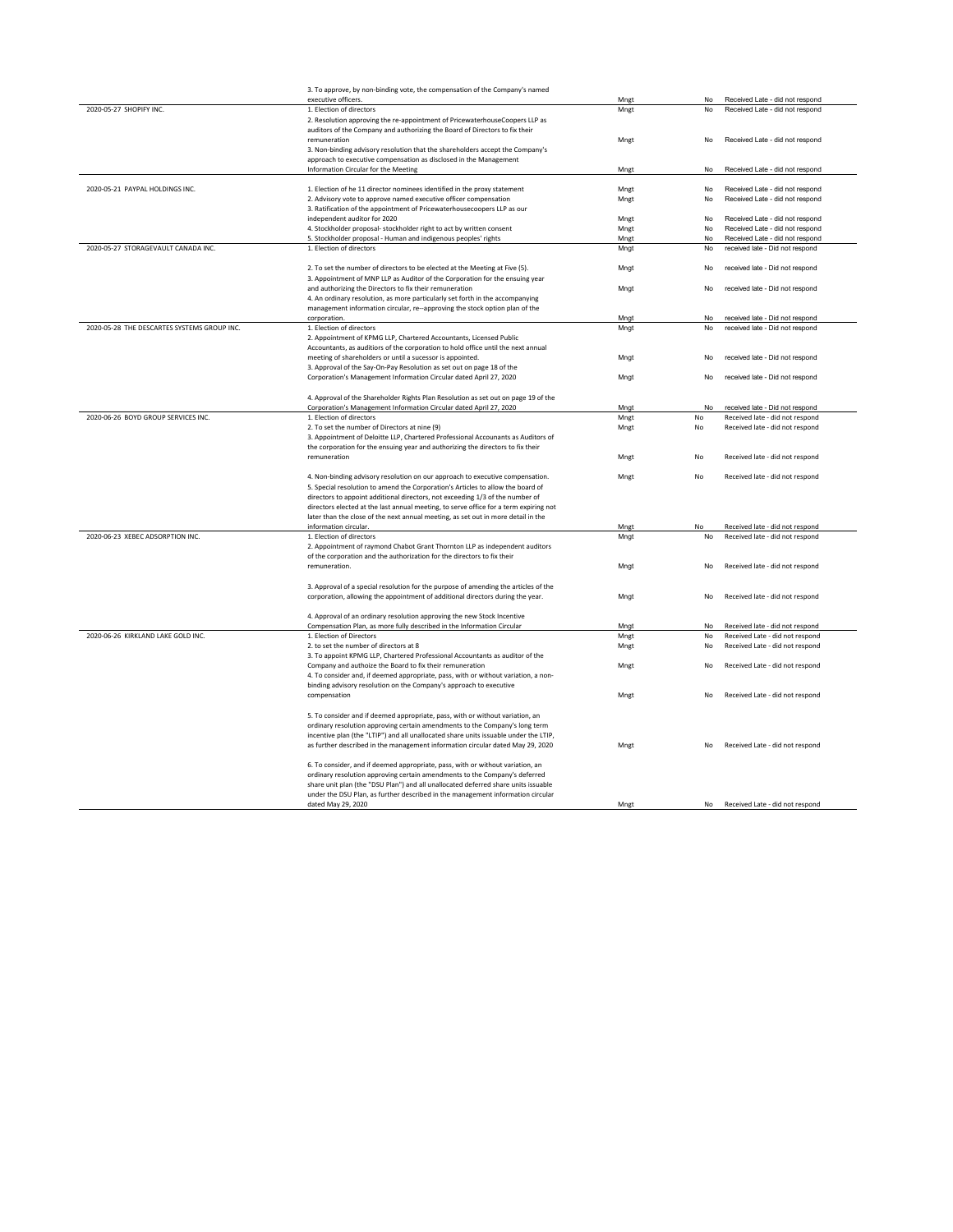| | | | | |
|---|---|---|---|---|
| | 3. To approve, by non-binding vote, the compensation of the Company's named executive officers. | Mngt | No | Received Late - did not respond |
| 2020-05-27 SHOPIFY INC. | 1. Election of directors | Mngt | No | Received Late - did not respond |
| | 2. Resolution approving the re-appointment of PricewaterhouseCoopers LLP as auditors of the Company and authorizing the Board of Directors to fix their remuneration | Mngt | No | Received Late - did not respond |
| | 3. Non-binding advisory resolution that the shareholders accept the Company's approach to executive compensation as disclosed in the Management Information Circular for the Meeting | Mngt | No | Received Late - did not respond |
| 2020-05-21 PAYPAL HOLDINGS INC. | 1. Election of he 11 director nominees identified in the proxy statement | Mngt | No | Received Late - did not respond |
| | 2. Advisory vote to approve named executive officer compensation | Mngt | No | Received Late - did not respond |
| | 3. Ratification of the appointment of Pricewaterhousecoopers LLP as our independent auditor for 2020 | Mngt | No | Received Late - did not respond |
| | 4. Stockholder proposal- stockholder right to act by written consent | Mngt | No | Received Late - did not respond |
| | 5. Stockholder proposal - Human and indigenous peoples' rights | Mngt | No | Received Late - did not respond |
| 2020-05-27 STORAGEVAULT CANADA INC. | 1. Election of directors | Mngt | No | received late - Did not respond |
| | 2. To set the number of directors to be elected at the Meeting at Five (5). | Mngt | No | received late - Did not respond |
| | 3. Appointment of MNP LLP as Auditor of the Corporation for the ensuing year and authorizing the Directors to fix their remuneration | Mngt | No | received late - Did not respond |
| | 4. An ordinary resolution, as more particularly set forth in the accompanying management information circular, re--approving the stock option plan of the corporation. | Mngt | No | received late - Did not respond |
| 2020-05-28 THE DESCARTES SYSTEMS GROUP INC. | 1. Election of directors | Mngt | No | received late - Did not respond |
| | 2. Appointment of KPMG LLP, Chartered Accountants, Licensed Public Accountants, as auditors of the corporation to hold office until the next annual meeting of shareholders or until a sucessor is appointed. | Mngt | No | received late - Did not respond |
| | 3. Approval of the Say-On-Pay Resolution as set out on page 18 of the Corporation's Management Information Circular dated April 27, 2020 | Mngt | No | received late - Did not respond |
| | 4. Approval of the Shareholder Rights Plan Resolution as set out on page 19 of the Corporation's Management Information Circular dated April 27, 2020 | Mngt | No | received late - Did not respond |
| 2020-06-26 BOYD GROUP SERVICES INC. | 1. Election of directors | Mngt | No | Received late - did not respond |
| | 2. To set the number of Directors at nine (9) | Mngt | No | Received late - did not respond |
| | 3. Appointment of Deloitte LLP, Chartered Professional Accounants as Auditors of the corporation for the ensuing year and authorizing the directors to fix their remuneration | Mngt | No | Received late - did not respond |
| | 4. Non-binding advisory resolution on our approach to executive compensation. | Mngt | No | Received late - did not respond |
| | 5. Special resolution to amend the Corporation's Articles to allow the board of directors to appoint additional directors, not exceeding 1/3 of the number of directors elected at the last annual meeting, to serve office for a term expiring not later than the close of the next annual meeting, as set out in more detail in the information circular. | Mngt | No | Received late - did not respond |
| 2020-06-23 XEBEC ADSORPTION INC. | 1. Election of directors | Mngt | No | Received late - did not respond |
| | 2. Appointment of raymond Chabot Grant Thornton LLP as independent auditors of the corporation and the authorization for the directors to fix their remuneration. | Mngt | No | Received late - did not respond |
| | 3. Approval of a special resolution for the purpose of amending the articles of the corporation, allowing the appointment of additional directors during the year. | Mngt | No | Received late - did not respond |
| | 4. Approval of an ordinary resolution approving the new Stock Incentive Compensation Plan, as more fully described in the Information Circular | Mngt | No | Received late - did not respond |
| 2020-06-26 KIRKLAND LAKE GOLD INC. | 1. Election of Directors | Mngt | No | Received Late - did not respond |
| | 2. to set the number of directors at 8 | Mngt | No | Received Late - did not respond |
| | 3. To appoint KPMG LLP, Chartered Professional Accountants as auditor of the Company and authoize the Board to fix their remuneration | Mngt | No | Received Late - did not respond |
| | 4. To consider and, if deemed appropriate, pass, with or without variation, a non-binding advisory resolution on the Company's approach to executive compensation | Mngt | No | Received Late - did not respond |
| | 5. To consider and if deemed appropriate, pass, with or without variation, an ordinary resolution approving certain amendments to the Company's long term incentive plan (the "LTIP") and all unallocated share units issuable under the LTIP, as further described in the management information circular dated May 29, 2020 | Mngt | No | Received Late - did not respond |
| | 6. To consider, and if deemed appropriate, pass, with or without variation, an ordinary resolution approving certain amendments to the Company's deferred share unit plan (the "DSU Plan") and all unallocated deferred share units issuable under the DSU Plan, as further described in the management information circular dated May 29, 2020 | Mngt | No | Received Late - did not respond |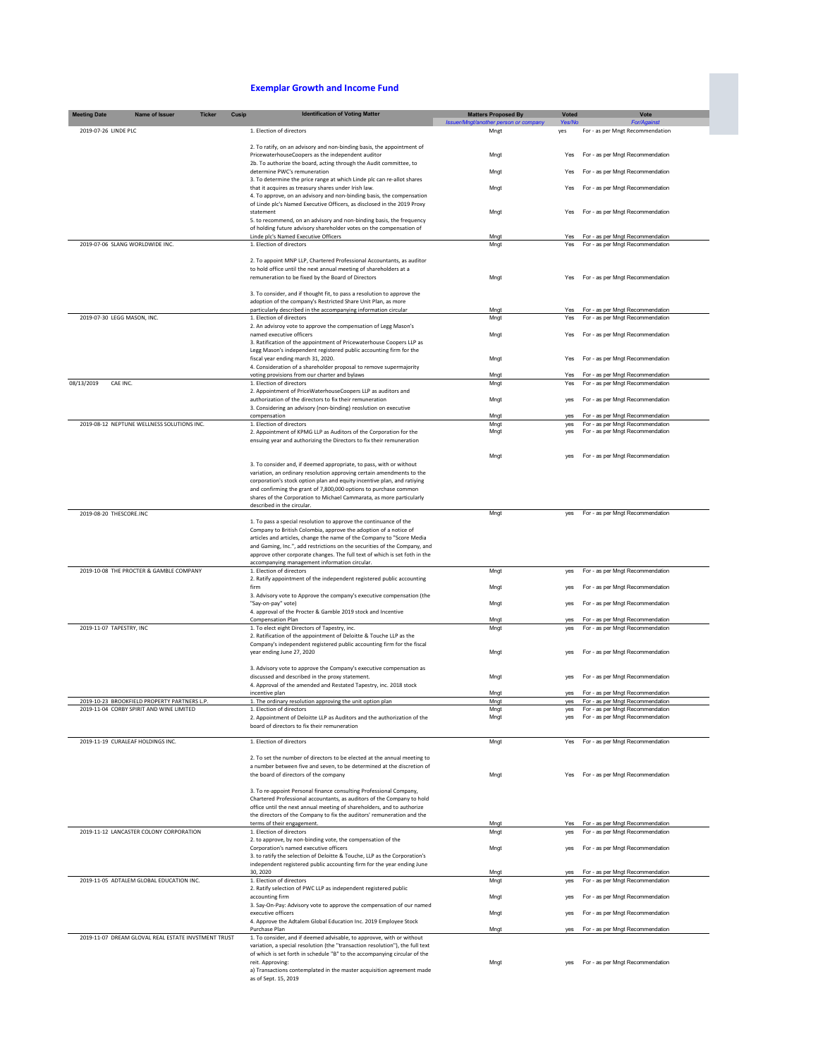# Exemplar Growth and Income Fund

| Meeting Date | Name of Issuer | Ticker | Cusip | Identification of Voting Matter | Matters Proposed By<br>*Issuer/Mngt/another person or company* | Voted<br>*Yes/No* | Vote<br>*For/Against* |
|---|---|---|---|---|---|---|---|
| 2019-07-26 | LINDE PLC | | | 1. Election of directors | Mngt | yes | For - as per Mngt Recommendation |
| | | | | 2. To ratify, on an advisory and non-binding basis, the appointment of PricewaterhouseCoopers as the independent auditor | Mngt | Yes | For - as per Mngt Recommendation |
| | | | | 2b. To authorize the board, acting through the Audit committee, to determine PWC's remuneration | Mngt | Yes | For - as per Mngt Recommendation |
| | | | | 3. To determine the price range at which Linde plc can re-allot shares that it acquires as treasury shares under Irish law. | Mngt | Yes | For - as per Mngt Recommendation |
| | | | | 4. To approve, on an advisory and non-binding basis, the compensation of Linde plc's Named Executive Officers, as disclosed in the 2019 Proxy statement | Mngt | Yes | For - as per Mngt Recommendation |
| | | | | 5. to recommend, on an advisory and non-binding basis, the frequency of holding future advisory shareholder votes on the compensation of Linde plc's Named Executive Officers | Mngt | Yes | For - as per Mngt Recommendation |
| 2019-07-06 | SLANG WORLDWIDE INC. | | | 1. Election of directors | Mngt | Yes | For - as per Mngt Recommendation |
| | | | | 2. To appoint MNP LLP, Chartered Professional Accountants, as auditor to hold office until the next annual meeting of shareholders at a remuneration to be fixed by the Board of Directors | Mngt | Yes | For - as per Mngt Recommendation |
| | | | | 3. To consider, and if thought fit, to pass a resolution to approve the adoption of the company's Restricted Share Unit Plan, as more particularly described in the accompanying information circular | Mngt | Yes | For - as per Mngt Recommendation |
| 2019-07-30 | LEGG MASON, INC. | | | 1. Election of directors | Mngt | Yes | For - as per Mngt Recommendation |
| | | | | 2. An advisroy vote to approve the compensation of Legg Mason's named executive officers | Mngt | Yes | For - as per Mngt Recommendation |
| | | | | 3. Ratification of the appointment of Pricewaterhouse Coopers LLP as Legg Mason's independent registered public accounting firm for the fiscal year ending march 31, 2020. | Mngt | Yes | For - as per Mngt Recommendation |
| | | | | 4. Consideration of a shareholder proposal to remove supermajority voting provisions from our charter and bylaws | Mngt | Yes | For - as per Mngt Recommendation |
| 08/13/2019 | CAE INC. | | | 1. Election of directors | Mngt | Yes | For - as per Mngt Recommendation |
| | | | | 2. Appointment of PriceWaterhouseCoopers LLP as auditors and authorization of the directors to fix their remuneration | Mngt | yes | For - as per Mngt Recommendation |
| | | | | 3. Considering an advisory (non-binding) reeolution on executive compensation | Mngt | yes | For - as per Mngt Recommendation |
| 2019-08-12 | NEPTUNE WELLNESS SOLUTIONS INC. | | | 1. Election of directors | Mngt | yes | For - as per Mngt Recommendation |
| | | | | 2. Appointment of KPMG LLP as Auditors of the Corporation for the ensuing year and authorizing the Directors to fix their remuneration | Mngt | yes | For - as per Mngt Recommendation |
| | | | | | Mngt | yes | For - as per Mngt Recommendation |
| | | | | 3. To consider and, if deemed appropriate, to pass, with or without variation, an ordinary resolution approving certain amendments to the corporation's stock option plan and equity incentive plan, and ratiying and confirming the grant of 7,800,000 options to purchase common shares of the Corporation to Michael Cammarata, as more particularly described in the circular. | | | |
| 2019-08-20 | THESCORE.INC | | | | Mngt | yes | For - as per Mngt Recommendation |
| | | | | 1. To pass a special resolution to approve the continuance of the Company to British Colombia, approve the adoption of a notice of articles and articles, change the name of the Company to "Score Media and Gaming, Inc.", add restrictions on the securities of the Company, and approve other corporate changes. The full text of which is set foth in the accompanying management information circular. | | | |
| 2019-10-08 | THE PROCTER & GAMBLE COMPANY | | | 1. Election of directors | Mngt | yes | For - as per Mngt Recommendation |
| | | | | 2. Ratify appointment of the independent registered public accounting firm | Mngt | yes | For - as per Mngt Recommendation |
| | | | | 3. Advisory vote to Approve the company's executive compensation (the "Say-on-pay" vote) | Mngt | yes | For - as per Mngt Recommendation |
| | | | | 4. approval of the Procter & Gamble 2019 stock and Incentive Compensation Plan | Mngt | yes | For - as per Mngt Recommendation |
| 2019-11-07 | TAPESTRY, INC | | | 1. To elect eight Directors of Tapestry, inc. | Mngt | yes | For - as per Mngt Recommendation |
| | | | | 2. Ratification of the appointment of Deloitte & Touche LLP as the Company's independent registered public accounting firm for the fiscal year ending June 27, 2020 | Mngt | yes | For - as per Mngt Recommendation |
| | | | | 3. Advisory vote to approve the Company's executive compensation as discussed and described in the proxy statement. | Mngt | yes | For - as per Mngt Recommendation |
| | | | | 4. Approval of the amended and Restated Tapestry, inc. 2018 stock incentive plan | Mngt | yes | For - as per Mngt Recommendation |
| 2019-10-23 | BROOKFIELD PROPERTY PARTNERS L.P. | | | 1. The ordinary resolution approving the unit option plan | Mngt | yes | For - as per Mngt Recommendation |
| 2019-11-04 | CORBY SPIRIT AND WINE LIMITED | | | 1. Election of directors | Mngt | yes | For - as per Mngt Recommendation |
| | | | | 2. Appointment of Deloitte LLP as Auditors and the authorization of the board of directors to fix their remuneration | Mngt | yes | For - as per Mngt Recommendation |
| 2019-11-19 | CURALEAF HOLDINGS INC. | | | 1. Election of directors | Mngt | Yes | For - as per Mngt Recommendation |
| | | | | 2. To set the number of directors to be elected at the annual meeting to a number between five and seven, to be determined at the discretion of the board of directors of the company | Mngt | Yes | For - as per Mngt Recommendation |
| | | | | 3. To re-appoint Personal finance consulting Professional Company, Chartered Professional accountants, as auditors of the Company to hold office until the next annual meeting of shareholders, and to authorize the directors of the Company to fix the auditors' remuneration and the terms of their engagement. | Mngt | Yes | For - as per Mngt Recommendation |
| 2019-11-12 | LANCASTER COLONY CORPORATION | | | 1. Election of directors | Mngt | yes | For - as per Mngt Recommendation |
| | | | | 2. to approve, by non-binding vote, the compensation of the Corporation's named executive officers | Mngt | yes | For - as per Mngt Recommendation |
| | | | | 3. to ratify the selection of Deloitte & Touche, LLP as the Corporation's independent registered public accounting firm for the year ending June 30, 2020 | Mngt | yes | For - as per Mngt Recommendation |
| 2019-11-05 | ADTALEM GLOBAL EDUCATION INC. | | | 1. Election of directors | Mngt | yes | For - as per Mngt Recommendation |
| | | | | 2. Ratify selection of PWC LLP as independent registered public accounting firm | Mngt | yes | For - as per Mngt Recommendation |
| | | | | 3. Say-On-Pay: Advisory vote to approve the compensation of our named executive officers | Mngt | yes | For - as per Mngt Recommendation |
| | | | | 4. Approve the Adtalem Global Education Inc. 2019 Employee Stock Purchase Plan | Mngt | yes | For - as per Mngt Recommendation |
| 2019-11-07 | DREAM GLOVAL REAL ESTATE INVSTMENT TRUST | | | 1. To consider, and if deemed advisable, to approve, with or without variation, a special resolution (the "transaction resolution"), the full text of which is set forth in schedule "B" to the accompanying circular of the reit. Approving:<br>a) Transactions contemplated in the master acquisition agreement made as of Sept. 15, 2019 | Mngt | yes | For - as per Mngt Recommendation |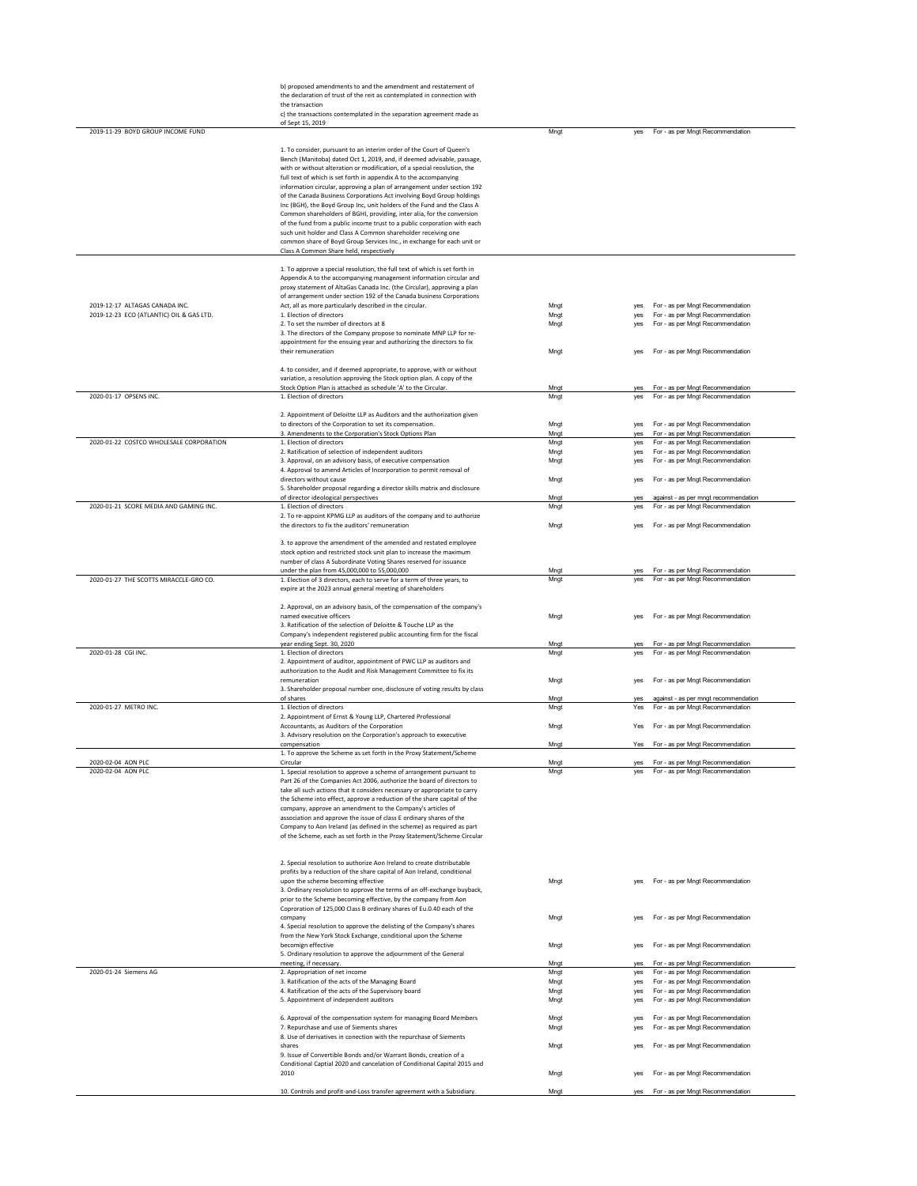| | | | | |
|---|---|---|---|---|
| | b) proposed amendments to and the amendment and restatement of the declaration of trust of the reit as contemplated in connection with the transaction<br>c) the transactions contemplated in the separation agreement made as of Sept 15, 2019 | | | |
| 2019-11-29 BOYD GROUP INCOME FUND | 1. To consider, pursuant to an interim order of the Court of Queen's Bench (Manitoba) dated Oct 1, 2019, and, if deemed advisable, passage, with or without alteration or modification, of a special reoslution, the full text of which is set forth in appendix A to the accompanying information circular, approving a plan of arrangement under section 192 of the Canada Business Corporations Act involving Boyd Group holdings Inc (BGH), the Boyd Group Inc, unit holders of the Fund and the Class A Common shareholders of BGHI, providing, inter alia, for the conversion of the fund from a public income trust to a public corporation with each such unit holder and Class A Common shareholder receiving one common share of Boyd Group Services Inc., in exchange for each unit or Class A Common Share held, respectively | Mngt | yes | For - as per Mngt Recommendation |
| 2019-12-17 ALTAGAS CANADA INC. | 1. To approve a special resolution, the full text of which is set forth in Appendix A to the accompanying management information circular and proxy statement of AltaGas Canada Inc. (the Circular), approving a plan of arrangement under section 192 of the Canada business Corporations Act, all as more particularly described in the circular. | Mngt | yes | For - as per Mngt Recommendation |
| 2019-12-23 ECO (ATLANTIC) OIL & GAS LTD. | 1. Election of directors | Mngt | yes | For - as per Mngt Recommendation |
| | 2. To set the number of directors at 8 | Mngt | yes | For - as per Mngt Recommendation |
| | 3. The directors of the Company propose to nominate MNP LLP for re-appointment for the ensuing year and authorizing the directors to fix their remuneration | Mngt | yes | For - as per Mngt Recommendation |
| | 4. to consider, and if deemed appropriate, to approve, with or without variation, a resolution approving the Stock option plan. A copy of the Stock Option Plan is attached as schedule 'A' to the Circular. | Mngt | yes | For - as per Mngt Recommendation |
| 2020-01-17 OPSENS INC. | 1. Election of directors | Mngt | yes | For - as per Mngt Recommendation |
| | 2. Appointment of Deloitte LLP as Auditors and the authorization given to directors of the Corporation to set its compensation. | Mngt | yes | For - as per Mngt Recommendation |
| | 3. Amendments to the Corporation's Stock Options Plan | Mngt | yes | For - as per Mngt Recommendation |
| 2020-01-22 COSTCO WHOLESALE CORPORATION | 1. Election of directors | Mngt | yes | For - as per Mngt Recommendation |
| | 2. Ratification of selection of independent auditors | Mngt | yes | For - as per Mngt Recommendation |
| | 3. Approval, on an advisory basis, of executive compensation | Mngt | yes | For - as per Mngt Recommendation |
| | 4. Approval to amend Articles of Incorporation to permit removal of directors without cause | Mngt | yes | For - as per Mngt Recommendation |
| | 5. Shareholder proposal regarding a director skills matrix and disclosure of director ideological perspectives | Mngt | yes | against - as per mngt recommendation |
| 2020-01-21 SCORE MEDIA AND GAMING INC. | 1. Election of directors | Mngt | yes | For - as per Mngt Recommendation |
| | 2. To re-appoint KPMG LLP as auditors of the company and to authorize the directors to fix the auditors' remuneration | Mngt | yes | For - as per Mngt Recommendation |
| | 3. to approve the amendment of the amended and restated employee stock option and restricted stock unit plan to increase the maximum number of class A Subordinate Voting Shares reserved for issuance under the plan from 45,000,000 to 55,000,000 | Mngt | yes | For - as per Mngt Recommendation |
| 2020-01-27 THE SCOTTS MIRACCLE-GRO CO. | 1. Election of 3 directors, each to serve for a term of three years, to expire at the 2023 annual general meeting of shareholders | Mngt | yes | For - as per Mngt Recommendation |
| | 2. Approval, on an advisory basis, of the compensation of the company's named executive officers | Mngt | yes | For - as per Mngt Recommendation |
| | 3. Ratification of the selection of Deloitte & Touche LLP as the Company's independent registered public accounting firm for the fiscal year ending Sept. 30, 2020 | Mngt | yes | For - as per Mngt Recommendation |
| 2020-01-28 CGI INC. | 1. Election of directors | Mngt | yes | For - as per Mngt Recommendation |
| | 2. Appointment of auditor, appointment of PWC LLP as auditors and authorization to the Audit and Risk Management Committee to fix its remuneration | Mngt | yes | For - as per Mngt Recommendation |
| | 3. Shareholder proposal number one, disclosure of voting results by class of shares | Mngt | yes | against - as per mngt recommendation |
| 2020-01-27 METRO INC. | 1. Election of directors | Mngt | Yes | For - as per Mngt Recommendation |
| | 2. Appointment of Ernst & Young LLP, Chartered Professional Accountants, as Auditors of the Corporation | Mngt | Yes | For - as per Mngt Recommendation |
| | 3. Advisory resolution on the Corporation's approach to executive compensation | Mngt | Yes | For - as per Mngt Recommendation |
| 2020-02-04 AON PLC | 1. To approve the Scheme as set forth in the Proxy Statement/Scheme Circular | Mngt | yes | For - as per Mngt Recommendation |
| 2020-02-04 AON PLC | 1. Special resolution to approve a scheme of arrangement pursuant to Part 26 of the Companies Act 2006, authorize the board of directors to take all such actions that it considers necessary or appropriate to carry the Scheme into effect, approve a reduction of the share capital of the company, approve an amendment to the Company's articles of association and approve the issue of class E ordinary shares of the Company to Aon Ireland (as defined in the scheme) as required as part of the Scheme, each as set forth in the Proxy Statement/Scheme Circular | Mngt | yes | For - as per Mngt Recommendation |
| | 2. Special resolution to authorize Aon Ireland to create distributable profits by a reduction of the share capital of Aon Ireland, conditional upon the scheme becoming effective | Mngt | yes | For - as per Mngt Recommendation |
| | 3. Ordinary resolution to approve the terms of an off-exchange buyback, prior to the Scheme becoming effective, by the company from Aon Coproration of 125,000 Class B ordinary shares of Eu.0.40 each of the company | Mngt | yes | For - as per Mngt Recommendation |
| | 4. Special resolution to approve the delisting of the Company's shares from the New York Stock Exchange, conditional upon the Scheme becomign effective | Mngt | yes | For - as per Mngt Recommendation |
| | 5. Ordinary resolution to approve the adjournment of the General meeting, if necessary. | Mngt | yes | For - as per Mngt Recommendation |
| 2020-01-24 Siemens AG | 2. Appropriation of net income | Mngt | yes | For - as per Mngt Recommendation |
| | 3. Ratification of the acts of the Managing Board | Mngt | yes | For - as per Mngt Recommendation |
| | 4. Ratification of the acts of the Supervisory board | Mngt | yes | For - as per Mngt Recommendation |
| | 5. Appointment of independent auditors | Mngt | yes | For - as per Mngt Recommendation |
| | 6. Approval of the compensation system for managing Board Members | Mngt | yes | For - as per Mngt Recommendation |
| | 7. Repurchase and use of Siements shares | Mngt | yes | For - as per Mngt Recommendation |
| | 8. Use of derivatives in conection with the repurchase of Siements shares | Mngt | yes | For - as per Mngt Recommendation |
| | 9. Issue of Convertible Bonds and/or Warrant Bonds, creation of a Conditional Captial 2020 and cancelation of Conditional Capital 2015 and 2010 | Mngt | yes | For - as per Mngt Recommendation |
| | 10. Controls and profit-and-Loss transfer agreement with a Subsidiary. | Mngt | yes | For - as per Mngt Recommendation |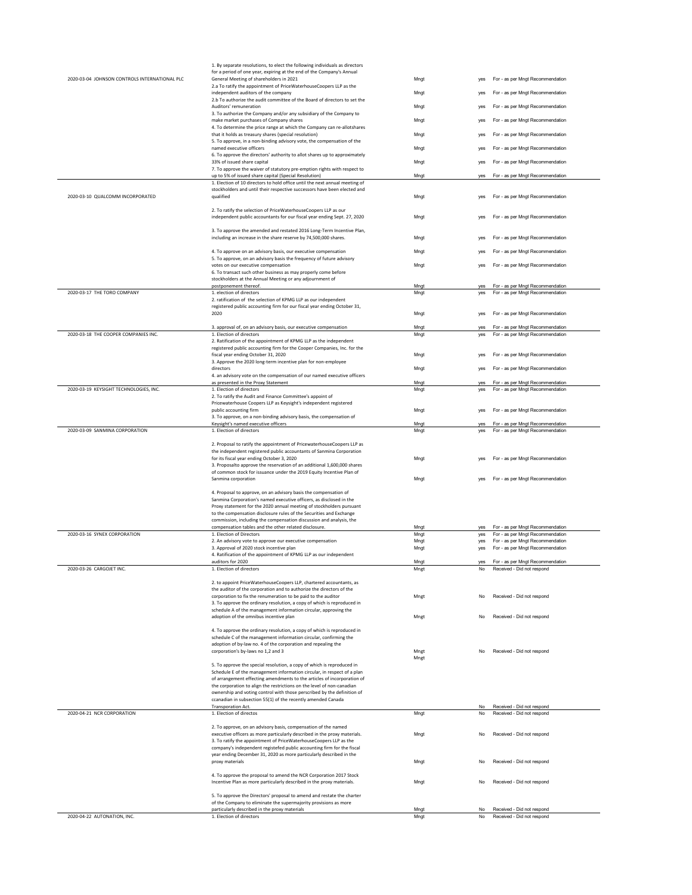| | | | | |
|---|---|---|---|---|
| 2020-03-04 JOHNSON CONTROLS INTERNATIONAL PLC | 1. By separate resolutions, to elect the following individuals as directors for a period of one year, expiring at the end of the Company's Annual General Meeting of shareholders in 2021 | Mngt | yes | For - as per Mngt Recommendation |
| | 2.a To ratify the appointment of PriceWaterhouseCoopers LLP as the independent auditors of the company | Mngt | yes | For - as per Mngt Recommendation |
| | 2.b To authorize the audit committee of the Board of directors to set the Auditors' remuneration | Mngt | yes | For - as per Mngt Recommendation |
| | 3. To authorize the Company and/or any subsidiary of the Company to make market purchases of Company shares | Mngt | yes | For - as per Mngt Recommendation |
| | 4. To determine the price range at which the Company can re-allotshares that it holds as treasury shares (special resolution) | Mngt | yes | For - as per Mngt Recommendation |
| | 5. To approve, in a non-binding advisory vote, the compensation of the named executive officers | Mngt | yes | For - as per Mngt Recommendation |
| | 6. To approve the directors' authority to allot shares up to approximately 33% of issued share capital | Mngt | yes | For - as per Mngt Recommendation |
| | 7. To approve the waiver of statutory pre-emption rights with respect to up to 5% of issued share capital (Special Resolution) | Mngt | yes | For - as per Mngt Recommendation |
| 2020-03-10 QUALCOMM INCORPORATED | 1. Election of 10 directors to hold office until the next annual meeting of stockholders and until their respective successors have been elected and qualified | Mngt | yes | For - as per Mngt Recommendation |
| | 2. To ratify the selection of PriceWaterhouseCoopers LLP as our independent public accountants for our fiscal year ending Sept. 27, 2020 | Mngt | yes | For - as per Mngt Recommendation |
| | 3. To approve the amended and restated 2016 Long-Term Incentive Plan, including an increase in the share reserve by 74,500,000 shares. | Mngt | yes | For - as per Mngt Recommendation |
| | 4. To approve on an advisory basis, our executive compensation | Mngt | yes | For - as per Mngt Recommendation |
| | 5. To approve, on an advisory basis the frequency of future advisory votes on our executive compensation | Mngt | yes | For - as per Mngt Recommendation |
| | 6. To transact such other business as may properly come before stockholders at the Annual Meeting or any adjournment of postponement thereof. | Mngt | yes | For - as per Mngt Recommendation |
| 2020-03-17 THE TORO COMPANY | 1. election of directors | Mngt | yes | For - as per Mngt Recommendation |
| | 2. ratification of the selection of KPMG LLP as our independent registered public accounting firm for our fiscal year ending October 31, 2020 | Mngt | yes | For - as per Mngt Recommendation |
| | 3. approval of, on an advisory basis, our executive compensation | Mngt | yes | For - as per Mngt Recommendation |
| 2020-03-18 THE COOPER COMPANIES INC. | 1. Election of directors | Mngt | yes | For - as per Mngt Recommendation |
| | 2. Ratification of the appointment of KPMG LLP as the independent registered public accounting firm for the Cooper Companies, Inc. for the fiscal year ending October 31, 2020 | Mngt | yes | For - as per Mngt Recommendation |
| | 3. Approve the 2020 long-term incentive plan for non-employee directors | Mngt | yes | For - as per Mngt Recommendation |
| | 4. an advisory vote on the compensation of our named executive officers as presented in the Proxy Statement | Mngt | yes | For - as per Mngt Recommendation |
| 2020-03-19 KEYSIGHT TECHNOLOGIES, INC. | 1. Election of directors | Mngt | yes | For - as per Mngt Recommendation |
| | 2. To ratify the Audit and Finance Committee's appoint of Pricewaterhouse Coopers LLP as Keysight's independent registered public accounting firm | Mngt | yes | For - as per Mngt Recommendation |
| | 3. To approve, on a non-binding advisory basis, the compensation of Keysight's named executive officers | Mngt | yes | For - as per Mngt Recommendation |
| 2020-03-09 SANMINA CORPORATION | 1. Election of directors | Mngt | yes | For - as per Mngt Recommendation |
| | 2. Proposal to ratify the appointment of PricewaterhouseCoopers LLP as the independent registered public accountants of Sanmina Corporation for its fiscal year ending October 3, 2020 | Mngt | yes | For - as per Mngt Recommendation |
| | 3. Proposalto approve the reservation of an additional 1,600,000 shares of common stock for issuance under the 2019 Equity Incentive Plan of Sanmina corporation | Mngt | yes | For - as per Mngt Recommendation |
| | 4. Proposal to approve, on an advisory basis the compensation of Sanmina Corporation's named executive officers, as disclosed in the Proxy statement for the 2020 annual meeting of stockholders pursuant to the compensation disclosure rules of the Securities and Exchange commission, including the compensation discussion and analysis, the compensation tables and the other related disclosure. | Mngt | yes | For - as per Mngt Recommendation |
| 2020-03-16 SYNEX CORPORATION | 1. Election of Directors | Mngt | yes | For - as per Mngt Recommendation |
| | 2. An advisory vote to approve our executive compensation | Mngt | yes | For - as per Mngt Recommendation |
| | 3. Approval of 2020 stock incentive plan | Mngt | yes | For - as per Mngt Recommendation |
| | 4. Ratification of the appointment of KPMG LLP as our independent auditors for 2020 | Mngt | yes | For - as per Mngt Recommendation |
| 2020-03-26 CARGOJET INC. | 1. Election of directors | Mngt | No | Received - Did not respond |
| | 2. to appoint PriceWaterhouseCoopers LLP, chartered accountants, as the auditor of the corporation and to authorize the directors of the corporation to fix the renumeration to be paid to the auditor | Mngt | No | Received - Did not respond |
| | 3. To approve the ordinary resolution, a copy of which is reproduced in schedule A of the management information circular, approving the adoption of the omnibus incentive plan | Mngt | No | Received - Did not respond |
| | 4. To approve the ordinary resolution, a copy of which is reproduced in schedule C of the management information circular, confirming the adoption of by-law no. 4 of the corporation and repealing the corporation's by-laws no 1,2 and 3 | Mngt | No | Received - Did not respond |
| | 5. To approve the special resolution, a copy of which is reproduced in Schedule E of the management information circular, in respect of a plan of arrangement effecting amendments to the articles of incorporation of the corporation to align the restrictions on the level of non-canadian ownership and voting control with those perscribed by the definition of ccanadian in subsection 55(1) of the recently amended Canada Transporation Act. | Mngt | No | Received - Did not respond |
| 2020-04-21 NCR CORPORATION | 1. Election of directos | Mngt | No | Received - Did not respond |
| | 2. To approve, on an advisory basis, compensation of the named executive officers as more particularly described in the proxy materials. | Mngt | No | Received - Did not respond |
| | 3. To ratify the appointment of PriceWaterhouseCoopers LLP as the company's independent registefed public accounting firm for the fiscal year ending December 31, 2020 as more particularly described in the proxy materials | Mngt | No | Received - Did not respond |
| | 4. To approve the proposal to amend the NCR Corporation 2017 Stock Incentive Plan as more particularly described in the proxy materials. | Mngt | No | Received - Did not respond |
| | 5. To approve the Directors' proposal to amend and restate the charter of the Company to eliminate the supermajority provisions as more particularly described in the proxy materials | Mngt | No | Received - Did not respond |
| 2020-04-22 AUTONATION, INC. | 1. Election of directors | Mngt | No | Received - Did not respond |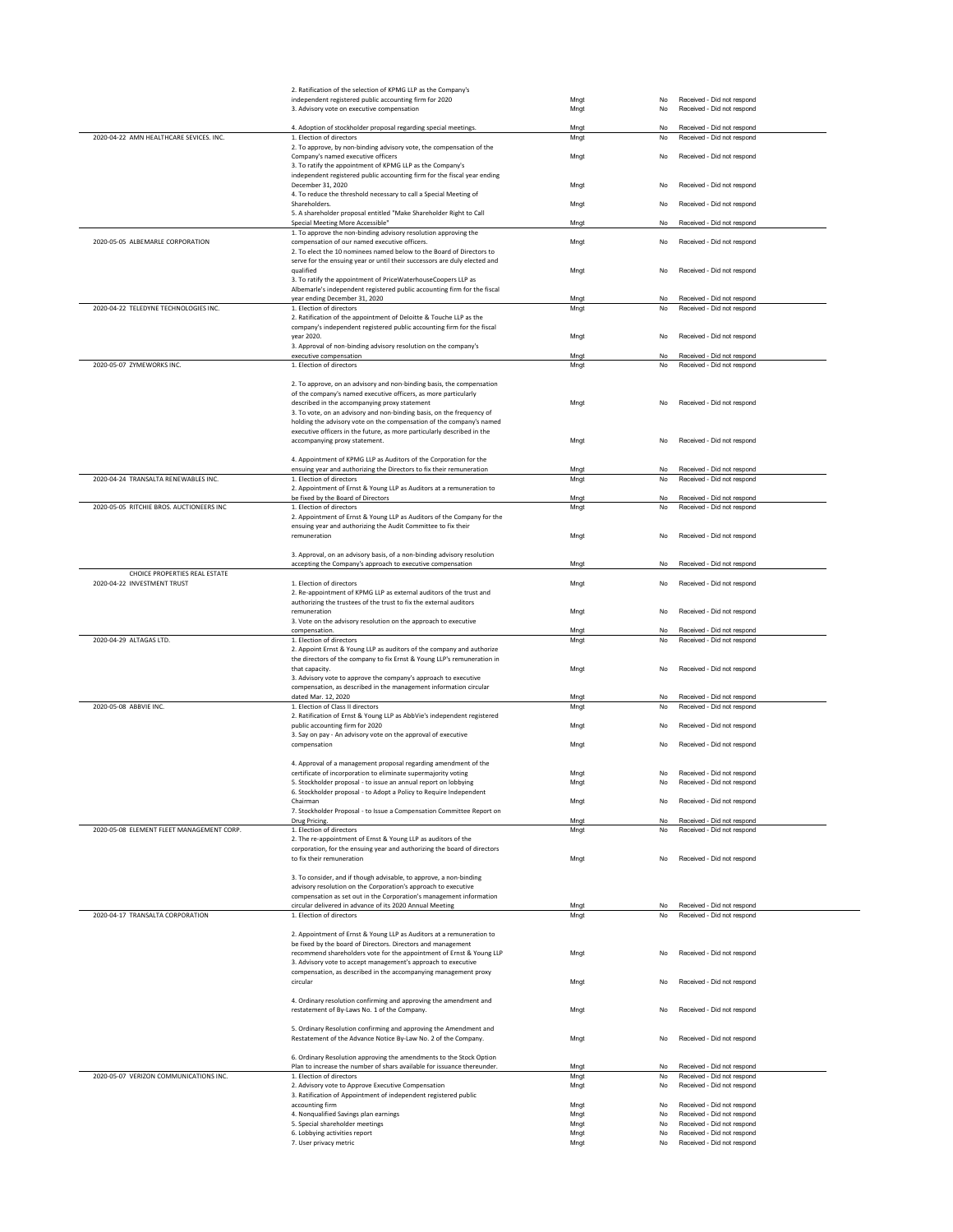| | | | | |
|---|---|---|---|---|
| | 2. Ratification of the selection of KPMG LLP as the Company's independent registered public accounting firm for 2020 | Mngt | No | Received - Did not respond |
| | 3. Advisory vote on executive compensation | Mngt | No | Received - Did not respond |
| | 4. Adoption of stockholder proposal regarding special meetings. | Mngt | No | Received - Did not respond |
| 2020-04-22 AMN HEALTHCARE SEVICES. INC. | 1. Election of directors | Mngt | No | Received - Did not respond |
| | 2. To approve, by non-binding advisory vote, the compensation of the Company's named executive officers | Mngt | No | Received - Did not respond |
| | 3. To ratify the appointment of KPMG LLP as the Company's independent registered public accounting firm for the fiscal year ending December 31, 2020 | Mngt | No | Received - Did not respond |
| | 4. To reduce the threshold necessary to call a Special Meeting of Shareholders. | Mngt | No | Received - Did not respond |
| | 5. A shareholder proposal entitled "Make Shareholder Right to Call Special Meeting More Accessible" | Mngt | No | Received - Did not respond |
| 2020-05-05 ALBEMARLE CORPORATION | 1. To approve the non-binding advisory resolution approving the compensation of our named executive officers. | Mngt | No | Received - Did not respond |
| | 2. To elect the 10 nominees named below to the Board of Directors to serve for the ensuing year or until their successors are duly elected and qualified | Mngt | No | Received - Did not respond |
| | 3. To ratify the appointment of PriceWaterhouseCoopers LLP as Albemarle's independent registered public accounting firm for the fiscal year ending December 31, 2020 | Mngt | No | Received - Did not respond |
| 2020-04-22 TELEDYNE TECHNOLOGIES INC. | 1. Election of directors | Mngt | No | Received - Did not respond |
| | 2. Ratification of the appointment of Deloitte & Touche LLP as the company's independent registered public accounting firm for the fiscal year 2020. | Mngt | No | Received - Did not respond |
| | 3. Approval of non-binding advisory resolution on the company's executive compensation | Mngt | No | Received - Did not respond |
| 2020-05-07 ZYMEWORKS INC. | 1. Election of directors | Mngt | No | Received - Did not respond |
| | 2. To approve, on an advisory and non-binding basis, the compensation of the company's named executive officers, as more particularly described in the accompanying proxy statement | Mngt | No | Received - Did not respond |
| | 3. To vote, on an advisory and non-binding basis, on the frequency of holding the advisory vote on the compensation of the company's named executive officers in the future, as more particularly described in the accompanying proxy statement. | Mngt | No | Received - Did not respond |
| | 4. Appointment of KPMG LLP as Auditors of the Corporation for the ensuing year and authorizing the Directors to fix their remuneration | Mngt | No | Received - Did not respond |
| 2020-04-24 TRANSALTA RENEWABLES INC. | 1. Election of directors | Mngt | No | Received - Did not respond |
| | 2. Appointment of Ernst & Young LLP as Auditors at a remuneration to be fixed by the Board of Directors | Mngt | No | Received - Did not respond |
| 2020-05-05 RITCHIE BROS. AUCTIONEERS INC | 1. Election of directors | Mngt | No | Received - Did not respond |
| | 2. Appointment of Ernst & Young LLP as Auditors of the Company for the ensuing year and authorizing the Audit Committee to fix their remuneration | Mngt | No | Received - Did not respond |
| | 3. Approval, on an advisory basis, of a non-binding advisory resolution accepting the Company's approach to executive compensation | Mngt | No | Received - Did not respond |
| 2020-04-22 CHOICE PROPERTIES REAL ESTATE INVESTMENT TRUST | 1. Election of directors | Mngt | No | Received - Did not respond |
| | 2. Re-appointment of KPMG LLP as external auditors of the trust and authorizing the trustees of the trust to fix the external auditors remuneration | Mngt | No | Received - Did not respond |
| | 3. Vote on the advisory resolution on the approach to executive compensation. | Mngt | No | Received - Did not respond |
| 2020-04-29 ALTAGAS LTD. | 1. Election of directors | Mngt | No | Received - Did not respond |
| | 2. Appoint Ernst & Young LLP as auditors of the company and authorize the directors of the company to fix Ernst & Young LLP's remuneration in that capacity. | Mngt | No | Received - Did not respond |
| | 3. Advisory vote to approve the company's approach to executive compensation, as described in the management information circular dated Mar. 12, 2020 | Mngt | No | Received - Did not respond |
| 2020-05-08 ABBVIE INC. | 1. Election of Class II directors | Mngt | No | Received - Did not respond |
| | 2. Ratification of Ernst & Young LLP as AbbVie's independent registered public accounting firm for 2020 | Mngt | No | Received - Did not respond |
| | 3. Say on pay - An advisory vote on the approval of executive compensation | Mngt | No | Received - Did not respond |
| | 4. Approval of a management proposal regarding amendment of the certificate of incorporation to eliminate supermajority voting | Mngt | No | Received - Did not respond |
| | 5. Stockholder proposal - to issue an annual report on lobbying | Mngt | No | Received - Did not respond |
| | 6. Stockholder proposal - to Adopt a Policy to Require Independent Chairman | Mngt | No | Received - Did not respond |
| | 7. Stockholder Proposal - to Issue a Compensation Committee Report on Drug Pricing. | Mngt | No | Received - Did not respond |
| 2020-05-08 ELEMENT FLEET MANAGEMENT CORP. | 1. Election of directors | Mngt | No | Received - Did not respond |
| | 2. The re-appointment of Ernst & Young LLP as auditors of the corporation, for the ensuing year and authorizing the board of directors to fix their remuneration | Mngt | No | Received - Did not respond |
| | 3. To consider, and if though advisable, to approve, a non-binding advisory resolution on the Corporation's approach to executive compensation as set out in the Corporation's management information circular delivered in advance of its 2020 Annual Meeting | Mngt | No | Received - Did not respond |
| 2020-04-17 TRANSALTA CORPORATION | 1. Election of directors | Mngt | No | Received - Did not respond |
| | 2. Appointment of Ernst & Young LLP as Auditors at a remuneration to be fixed by the board of directors. Directors and management recommend shareholders vote for the appointment of Ernst & Young LLP | Mngt | No | Received - Did not respond |
| | 3. Advisory vote to accept management's approach to executive compensation, as described in the accompanying management proxy circular | Mngt | No | Received - Did not respond |
| | 4. Ordinary resolution confirming and approving the amendment and restatement of By-Laws No. 1 of the Company. | Mngt | No | Received - Did not respond |
| | 5. Ordinary Resolution confirming and approving the Amendment and Restatement of the Advance Notice By-Law No. 2 of the Company. | Mngt | No | Received - Did not respond |
| | 6. Ordinary Resolution approving the amendments to the Stock Option Plan to increase the number of shars available for issuance thereunder. | Mngt | No | Received - Did not respond |
| 2020-05-07 VERIZON COMMUNICATIONS INC. | 1. Election of directors | Mngt | No | Received - Did not respond |
| | 2. Advisory vote to Approve Executive Compensation | Mngt | No | Received - Did not respond |
| | 3. Ratification of Appointment of independent registered public accounting firm | Mngt | No | Received - Did not respond |
| | 4. Nonqualified Savings plan earnings | Mngt | No | Received - Did not respond |
| | 5. Special shareholder meetings | Mngt | No | Received - Did not respond |
| | 6. Lobbying activities report | Mngt | No | Received - Did not respond |
| | 7. User privacy metric | Mngt | No | Received - Did not respond |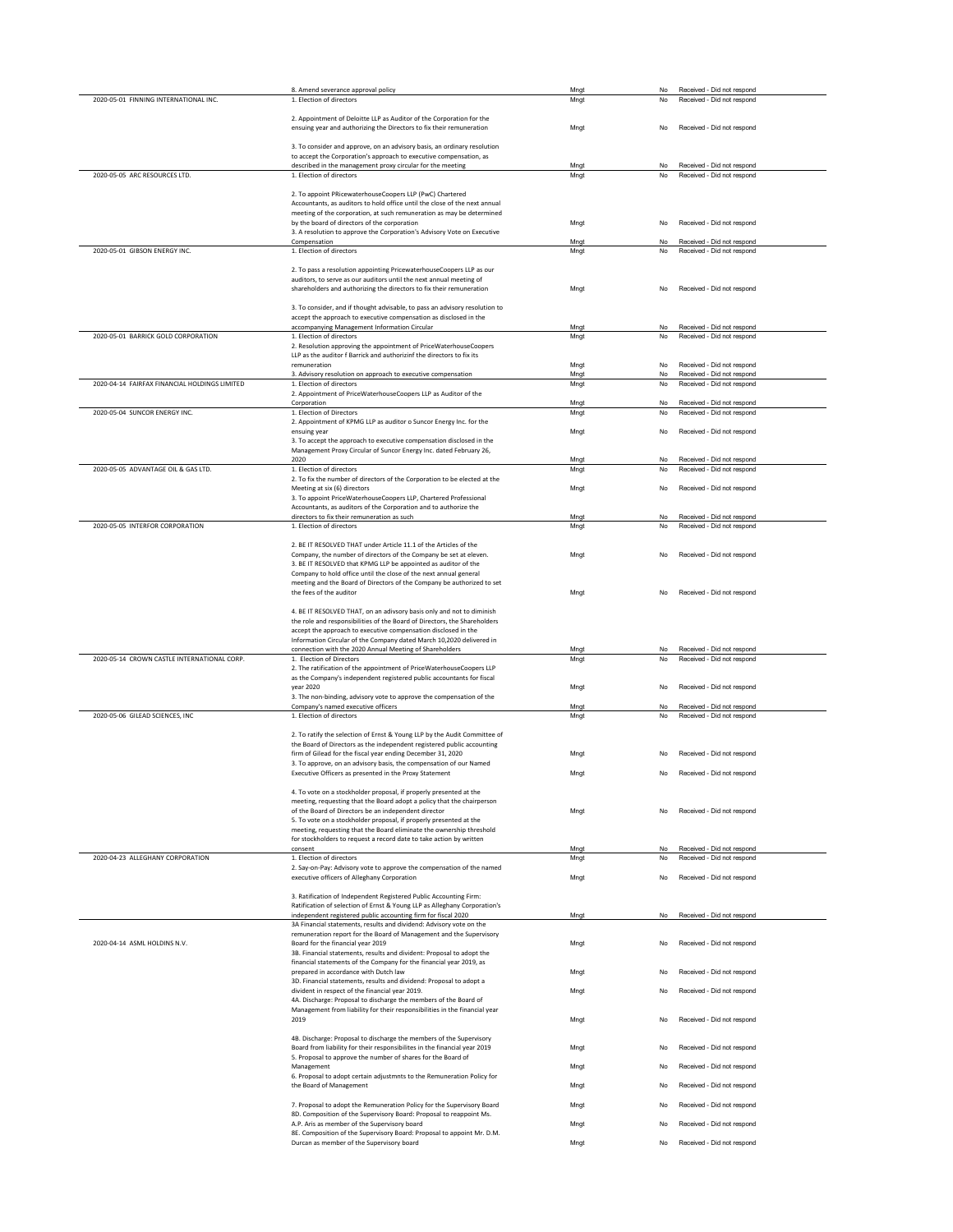| Meeting Date / Company | Proposal | Proponent | Voted | Vote |
|---|---|---|---|---|
| | 8. Amend severance approval policy | Mngt | No | Received - Did not respond |
| 2020-05-01 FINNING INTERNATIONAL INC. | 1. Election of directors | Mngt | No | Received - Did not respond |
| | 2. Appointment of Deloitte LLP as Auditor of the Corporation for the ensuing year and authorizing the Directors to fix their remuneration | Mngt | No | Received - Did not respond |
| | 3. To consider and approve, on an advisory basis, an ordinary resolution to accept the Corporation's approach to executive compensation, as described in the management proxy circular for the meeting | Mngt | No | Received - Did not respond |
| 2020-05-05 ARC RESOURCES LTD. | 1. Election of directors | Mngt | No | Received - Did not respond |
| | 2. To appoint PRicewaterhouseCoopers LLP (PwC) Chartered Accountants, as auditors to hold office until the close of the next annual meeting of the corporation, at such remuneration as may be determined by the board of directors of the corporation | Mngt | No | Received - Did not respond |
| | 3. A resolution to approve the Corporation's Advisory Vote on Executive Compensation | Mngt | No | Received - Did not respond |
| 2020-05-01 GIBSON ENERGY INC. | 1. Election of directors | Mngt | No | Received - Did not respond |
| | 2. To pass a resolution appointing PricewaterhouseCoopers LLP as our auditors, to serve as our auditors until the next annual meeting of shareholders and authorizing the directors to fix their remuneration | Mngt | No | Received - Did not respond |
| | 3. To consider, and if thought advisable, to pass an advisory resolution to accept the approach to executive compensation as disclosed in the accompanying Management Information Circular | Mngt | No | Received - Did not respond |
| 2020-05-01 BARRICK GOLD CORPORATION | 1. Election of directors | Mngt | No | Received - Did not respond |
| | 2. Resolution approving the appointment of PriceWaterhouseCoopers LLP as the auditor f Barrick and authorizinf the directors to fix its remuneration | Mngt | No | Received - Did not respond |
| | 3. Advisory resolution on approach to executive compensation | Mngt | No | Received - Did not respond |
| 2020-04-14 FAIRFAX FINANCIAL HOLDINGS LIMITED | 1. Election of directors | Mngt | No | Received - Did not respond |
| | 2. Appointment of PriceWaterhouseCoopers LLP as Auditor of the Corporation | Mngt | No | Received - Did not respond |
| 2020-05-04 SUNCOR ENERGY INC. | 1. Election of Directors | Mngt | No | Received - Did not respond |
| | 2. Appointment of KPMG LLP as auditor o Suncor Energy Inc. for the ensuing year | Mngt | No | Received - Did not respond |
| | 3. To accept the approach to executive compensation disclosed in the Management Proxy Circular of Suncor Energy Inc. dated February 26, 2020 | Mngt | No | Received - Did not respond |
| 2020-05-05 ADVANTAGE OIL & GAS LTD. | 1. Election of directors | Mngt | No | Received - Did not respond |
| | 2. To fix the number of directors of the Corporation to be elected at the Meeting at six (6) directors | Mngt | No | Received - Did not respond |
| | 3. To appoint PriceWaterhouseCoopers LLP, Chartered Professional Accountants, as auditors of the Corporation and to authorize the directors to fix their remuneration as such | Mngt | No | Received - Did not respond |
| 2020-05-05 INTERFOR CORPORATION | 1. Election of directors | Mngt | No | Received - Did not respond |
| | 2. BE IT RESOLVED THAT under Article 11.1 of the Articles of the Company, the number of directors of the Company be set at eleven. | Mngt | No | Received - Did not respond |
| | 3. BE IT RESOLVED that KPMG LLP be appointed as auditor of the Company to hold office until the close of the next annual general meeting and the Board of Directors of the Company be authorized to set the fees of the auditor | Mngt | No | Received - Did not respond |
| | 4. BE IT RESOLVED THAT, on an adivsory basis only and not to diminish the role and responsibilities of the Board of Directors, the Shareholders accept the approach to executive compensation disclosed in the Information Circular of the Company dated March 10,2020 delivered in connection with the 2020 Annual Meeting of Shareholders | Mngt | No | Received - Did not respond |
| 2020-05-14 CROWN CASTLE INTERNATIONAL CORP. | 1. Election of Directors | Mngt | No | Received - Did not respond |
| | 2. The ratification of the appointment of PriceWaterhouseCoopers LLP as the Company's independent registered public accountants for fiscal year 2020 | Mngt | No | Received - Did not respond |
| | 3. The non-binding, advisory vote to approve the compensation of the Company's named executive officers | Mngt | No | Received - Did not respond |
| 2020-05-06 GILEAD SCIENCES, INC | 1. Election of directors | Mngt | No | Received - Did not respond |
| | 2. To ratify the selection of Ernst & Young LLP by the Audit Committee of the Board of Directors as the independent registered public accounting firm of Gilead for the fiscal year ending December 31, 2020 | Mngt | No | Received - Did not respond |
| | 3. To approve, on an advisory basis, the compensation of our Named Executive Officers as presented in the Proxy Statement | Mngt | No | Received - Did not respond |
| | 4. To vote on a stockholder proposal, if properly presented at the meeting, requesting that the Board adopt a policy that the chairperson of the Board of Directors be an independent director | Mngt | No | Received - Did not respond |
| | 5. To vote on a stockholder proposal, if properly presented at the meeting, requesting that the Board eliminate the ownership threshold for stockholders to request a record date to take action by written consent | Mngt | No | Received - Did not respond |
| 2020-04-23 ALLEGHANY CORPORATION | 1. Election of directors | Mngt | No | Received - Did not respond |
| | 2. Say-on-Pay: Advisory vote to approve the compensation of the named executive officers of Alleghany Corporation | Mngt | No | Received - Did not respond |
| | 3. Ratification of Independent Registered Public Accounting Firm: Ratification of selection of Ernst & Young LLP as Alleghany Corporation's independent registered public accounting firm for fiscal 2020 | Mngt | No | Received - Did not respond |
| 2020-04-14 ASML HOLDINS N.V. | 3A Financial statements, results and dividend: Advisory vote on the remuneration report for the Board of Management and the Supervisory Board for the financial year 2019 | Mngt | No | Received - Did not respond |
| | 3B. Financial statements, results and divident: Proposal to adopt the financial statements of the Company for the financial year 2019, as prepared in accordance with Dutch law | Mngt | No | Received - Did not respond |
| | 3D. Financial statements, results and dividend: Proposal to adopt a divident in respect of the financial year 2019. | Mngt | No | Received - Did not respond |
| | 4A. Discharge: Proposal to discharge the members of the Board of Management from liability for their responsibilities in the financial year 2019 | Mngt | No | Received - Did not respond |
| | 4B. Discharge: Proposal to discharge the members of the Supervisory Board from liability for their responsibilites in the financial year 2019 | Mngt | No | Received - Did not respond |
| | 5. Proposal to approve the number of shares for the Board of Management | Mngt | No | Received - Did not respond |
| | 6. Proposal to adopt certain adjustmnts to the Remuneration Policy for the Board of Management | Mngt | No | Received - Did not respond |
| | 7. Proposal to adopt the Remuneration Policy for the Supervisory Board | Mngt | No | Received - Did not respond |
| | 8D. Composition of the Supervisory Board: Proposal to reappoint Ms. A.P. Aris as member of the Supervisory board | Mngt | No | Received - Did not respond |
| | 8E. Composition of the Supervisory Board: Proposal to appoint Mr. D.M. Durcan as member of the Supervisory board | Mngt | No | Received - Did not respond |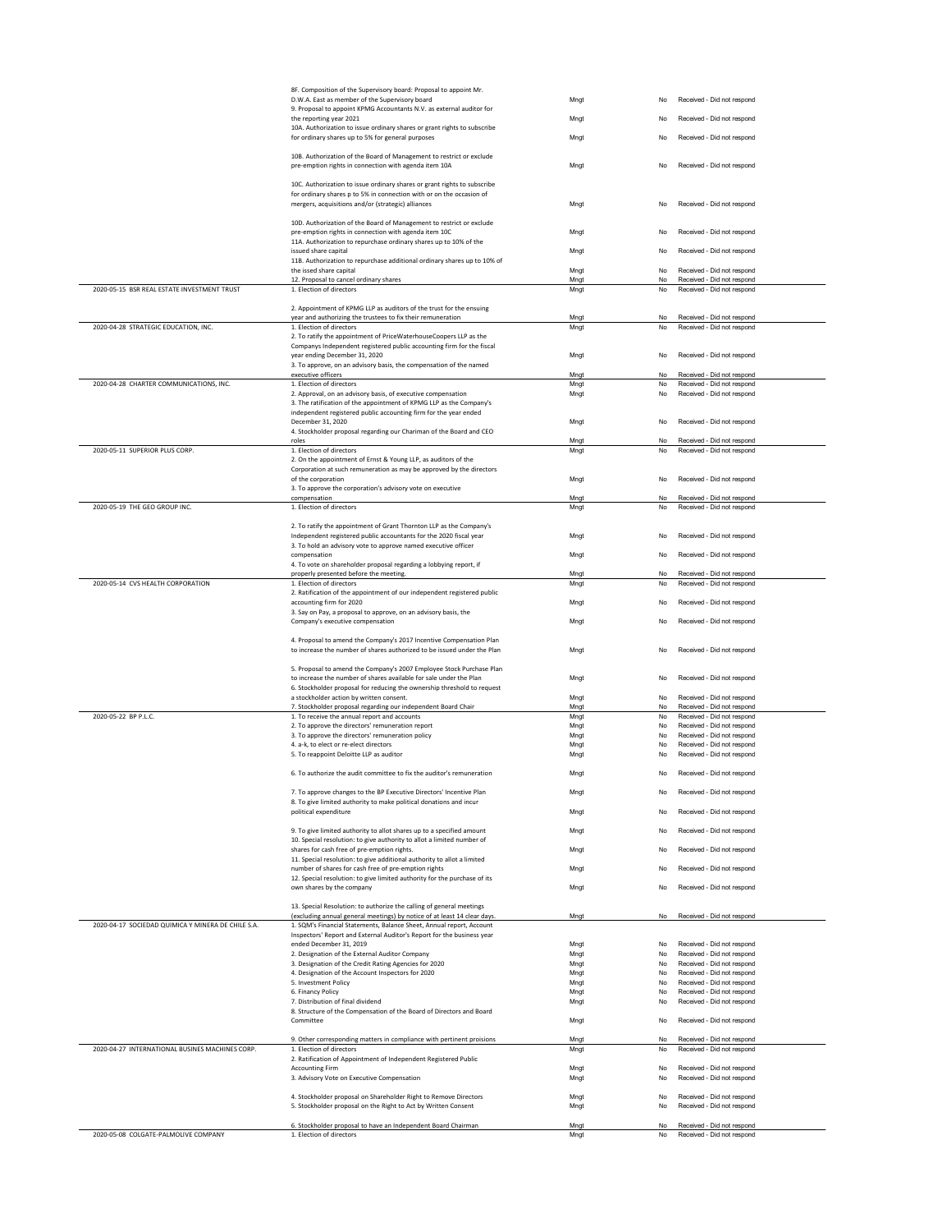| | | | | |
|---|---|---|---|---|
| | 8F. Composition of the Supervisory board: Proposal to appoint Mr. D.W.A. East as member of the Supervisory board | Mngt | No | Received - Did not respond |
| | 9. Proposal to appoint KPMG Accountants N.V. as external auditor for the reporting year 2021 | Mngt | No | Received - Did not respond |
| | 10A. Authorization to issue ordinary shares or grant rights to subscribe for ordinary shares up to 5% for general purposes | Mngt | No | Received - Did not respond |
| | 10B. Authorization of the Board of Management to restrict or exclude pre-emption rights in connection with agenda item 10A | Mngt | No | Received - Did not respond |
| | 10C. Authorization to issue ordinary shares or grant rights to subscribe for ordinary shares p to 5% in connection with or on the occasion of mergers, acquisitions and/or (strategic) alliances | Mngt | No | Received - Did not respond |
| | 10D. Authorization of the Board of Management to restrict or exclude pre-emption rights in connection with agenda item 10C | Mngt | No | Received - Did not respond |
| | 11A. Authorization to repurchase ordinary shares up to 10% of the issued share capital | Mngt | No | Received - Did not respond |
| | 11B. Authorization to repurchase additional ordinary shares up to 10% of the issed share capital | Mngt | No | Received - Did not respond |
| | 12. Proposal to cancel ordinary shares | Mngt | No | Received - Did not respond |
| 2020-05-15 BSR REAL ESTATE INVESTMENT TRUST | 1. Election of directors | Mngt | No | Received - Did not respond |
| | 2. Appointment of KPMG LLP as auditors of the trust for the ensuing year and authorizing the trustees to fix their remuneration | Mngt | No | Received - Did not respond |
| 2020-04-28 STRATEGIC EDUCATION, INC. | 1. Election of directors | Mngt | No | Received - Did not respond |
| | 2. To ratify the appointment of PriceWaterhouseCoopers LLP as the Companys Independent registered public accounting firm for the fiscal year ending December 31, 2020 | Mngt | No | Received - Did not respond |
| | 3. To approve, on an advisory basis, the compensation of the named executive officers | Mngt | No | Received - Did not respond |
| 2020-04-28 CHARTER COMMUNICATIONS, INC. | 1. Election of directors | Mngt | No | Received - Did not respond |
| | 2. Approval, on an advisory basis, of executive compensation | Mngt | No | Received - Did not respond |
| | 3. The ratification of the appointment of KPMG LLP as the Company's independent registered public accounting firm for the year ended December 31, 2020 | Mngt | No | Received - Did not respond |
| | 4. Stockholder proposal regarding our Chariman of the Board and CEO roles | Mngt | No | Received - Did not respond |
| 2020-05-11 SUPERIOR PLUS CORP. | 1. Election of directors | Mngt | No | Received - Did not respond |
| | 2. On the appointment of Ernst & Young LLP, as auditors of the Corporation at such remuneration as may be approved by the directors of the corporation | Mngt | No | Received - Did not respond |
| | 3. To approve the corporation's advisory vote on executive compensation | Mngt | No | Received - Did not respond |
| 2020-05-19 THE GEO GROUP INC. | 1. Election of directors | Mngt | No | Received - Did not respond |
| | 2. To ratify the appointment of Grant Thornton LLP as the Company's Independent registered public accountants for the 2020 fiscal year | Mngt | No | Received - Did not respond |
| | 3. To hold an advisory vote to approve named executive officer compensation | Mngt | No | Received - Did not respond |
| | 4. To vote on shareholder proposal regarding a lobbying report, if properly presented before the meeting. | Mngt | No | Received - Did not respond |
| 2020-05-14 CVS HEALTH CORPORATION | 1. Election of directors | Mngt | No | Received - Did not respond |
| | 2. Ratification of the appointment of our independent registered public accounting firm for 2020 | Mngt | No | Received - Did not respond |
| | 3. Say on Pay, a proposal to approve, on an advisory basis, the Company's executive compensation | Mngt | No | Received - Did not respond |
| | 4. Proposal to amend the Company's 2017 Incentive Compensation Plan to increase the number of shares authorized to be issued under the Plan | Mngt | No | Received - Did not respond |
| | 5. Proposal to amend the Company's 2007 Employee Stock Purchase Plan to increase the number of shares available for sale under the Plan | Mngt | No | Received - Did not respond |
| | 6. Stockholder proposal for reducing the ownership threshold to request a stockholder action by written consent. | Mngt | No | Received - Did not respond |
| | 7. Stockholder proposal regarding our independent Board Chair | Mngt | No | Received - Did not respond |
| 2020-05-22 BP P.L.C. | 1. To receive the annual report and accounts | Mngt | No | Received - Did not respond |
| | 2. To approve the directors' remuneration report | Mngt | No | Received - Did not respond |
| | 3. To approve the directors' remuneration policy | Mngt | No | Received - Did not respond |
| | 4. a-k, to elect or re-elect directors | Mngt | No | Received - Did not respond |
| | 5. To reappoint Deloitte LLP as auditor | Mngt | No | Received - Did not respond |
| | 6. To authorize the audit committee to fix the auditor's remuneration | Mngt | No | Received - Did not respond |
| | 7. To approve changes to the BP Executive Directors' Incentive Plan | Mngt | No | Received - Did not respond |
| | 8. To give limited authority to make political donations and incur political expenditure | Mngt | No | Received - Did not respond |
| | 9. To give limited authority to allot shares up to a specified amount | Mngt | No | Received - Did not respond |
| | 10. Special resolution: to give authority to allot a limited number of shares for cash free of pre-emption rights. | Mngt | No | Received - Did not respond |
| | 11. Special resolution: to give additional authority to allot a limited number of shares for cash free of pre-emption rights | Mngt | No | Received - Did not respond |
| | 12. Special resolution: to give limited authority for the purchase of its own shares by the company | Mngt | No | Received - Did not respond |
| | 13. Special Resolution: to authorize the calling of general meetings (excluding annual general meetings) by notice of at least 14 clear days. | Mngt | No | Received - Did not respond |
| 2020-04-17 SOCIEDAD QUIMICA Y MINERA DE CHILE S.A. | 1. SQM's Financial Statements, Balance Sheet, Annual report, Account Inspectors' Report and External Auditor's Report for the business year ended December 31, 2019 | Mngt | No | Received - Did not respond |
| | 2. Designation of the External Auditor Company | Mngt | No | Received - Did not respond |
| | 3. Designation of the Credit Rating Agencies for 2020 | Mngt | No | Received - Did not respond |
| | 4. Designation of the Account Inspectors for 2020 | Mngt | No | Received - Did not respond |
| | 5. Investment Policy | Mngt | No | Received - Did not respond |
| | 6. Financy Policy | Mngt | No | Received - Did not respond |
| | 7. Distribution of final dividend | Mngt | No | Received - Did not respond |
| | 8. Structure of the Compensation of the Board of Directors and Board Committee | Mngt | No | Received - Did not respond |
| | 9. Other corresponding matters in compliance with pertinent proisions | Mngt | No | Received - Did not respond |
| 2020-04-27 INTERNATIONAL BUSINES MACHINES CORP. | 1. Election of directors | Mngt | No | Received - Did not respond |
| | 2. Ratification of Appointment of Independent Registered Public Accounting Firm | Mngt | No | Received - Did not respond |
| | 3. Advisory Vote on Executive Compensation | Mngt | No | Received - Did not respond |
| | 4. Stockholder proposal on Shareholder Right to Remove Directors | Mngt | No | Received - Did not respond |
| | 5. Stockholder proposal on the Right to Act by Written Consent | Mngt | No | Received - Did not respond |
| | 6. Stockholder proposal to have an Independent Board Chairman | Mngt | No | Received - Did not respond |
| 2020-05-08 COLGATE-PALMOLIVE COMPANY | 1. Election of directors | Mngt | No | Received - Did not respond |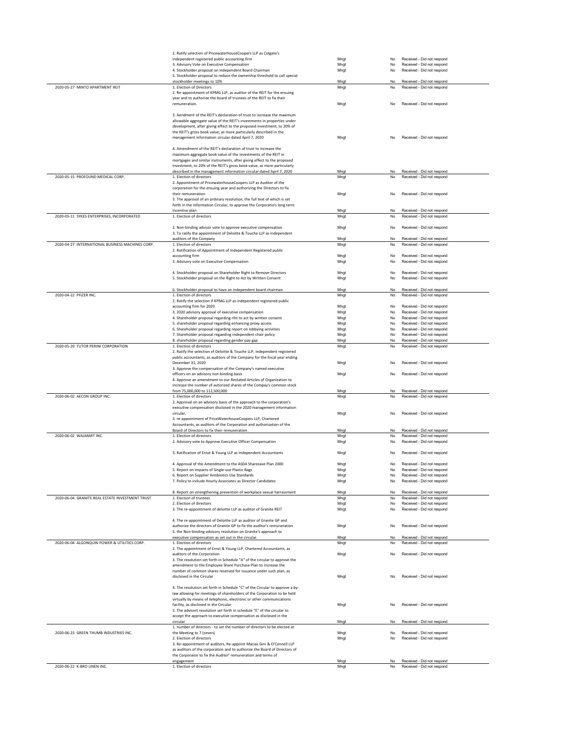| | | | | |
|---|---|---|---|---|
| | 2. Ratify selection of PricewaterhouseCoopers LLP as Colgate's independent registered public accounting firm | Mngt | No | Received - Did not respond |
| | 3. Advisory Vote on Executive Compensation | Mngt | No | Received - Did not respond |
| | 4. Stockholder proposal on independent Board Chairman | Mngt | No | Received - Did not respond |
| | 5. Stockholder proposal to reduce the ownership threshold to call special stockholder meetings to 10% | Mngt | No | Received - Did not respond |
| 2020-05-27 MINTO APARTMENT REIT | 1. Election of Directors | Mngt | No | Received - Did not respond |
| | 2. Re-appointment of KPMG LLP, as auditor of the REIT for the ensuing year and to authorize the board of trustees of the REIT to fix their remuneration. | Mngt | No | Received - Did not respond |
| | 3. Aendment of the REIT's declaration of trust to increase the maximum allowable aggregate value of the REIT's investments in properties under development, after giving effect to the proposed investment, to 20% of the REIT's gross book value, as more particularly described in the management information circular dated April 7, 2020 | Mngt | No | Received - Did not respond |
| | 4. Amendment of the REIT's declaration of trust to increase the maximum aggregate book value of the investments of the REIT in mortgages and similar instruments, after giving effect to the proposed investment, to 20% of the REIT's gross book value, as more particularly described in the management information circular dated April 7, 2020 | Mngt | No | Received - Did not respond |
| 2020-05-15 PROFOUND MEDICAL CORP. | 1. Election of directors | Mngt | No | Received - Did not respond |
| | 2. Appointment of PricewaterhouseCoopers LLP as Auditor of the corporation for the ensuing year and authorizing the Directors to fix their remuneration | Mngt | No | Received - Did not respond |
| | 3. The approval of an ordinary resolution, the full text of which is set forth in the Information Circular, to approve the Corporatio's long term incentive plan | Mngt | No | Received - Did not respond |
| 2020-05-11 SYKES ENTERPRISES, INCORPORATED | 1. Election of directors | Mngt | No | Received - Did not respond |
| | 2. Non-binding advisor vote to approve executive compensation | Mngt | No | Received - Did not respond |
| | 3. To ratify the appointment of Deloitte & Touche LLP as independent auditors of the Company | Mngt | No | Received - Did not respond |
| 2020-04-27 INTERNATIONAL BUSINESS MACHINES CORP. | 1. Election of directors | Mngt | No | Received - Did not respond |
| | 2. Ratification of Appointment of Independent Registered public accounting firm | Mngt | No | Received - Did not respond |
| | 3. Advisory vote on Executive Compensation | Mngt | No | Received - Did not respond |
| | 4. Stockholder proposal on Shareholder Right to Remove Directors | Mngt | No | Received - Did not respond |
| | 5. Stockholder proposal on the Right to Act by Written Consent | Mngt | No | Received - Did not respond |
| | 6. Stockholder proposal to have an independent board chairman | Mngt | No | Received - Did not respond |
| 2020-04-22 PFIZER INC. | 1. Election of directors | Mngt | No | Received - Did not respond |
| | 2. Ratify the selection if KPMG LLP as independent registered public accounting firm for 2020 | Mngt | No | Received - Did not respond |
| | 3. 2020 advisory approval of executive compensation | Mngt | No | Received - Did not respond |
| | 4. Shareholder proposal regarding riht to act by written consent | Mngt | No | Received - Did not respond |
| | 5. shareholder proposal regarding enhancing proxy access | Mngt | No | Received - Did not respond |
| | 6. Shareholder proposal regarding report on lobbying activities | Mngt | No | Received - Did not respond |
| | 7. Shareholder proposal regaeding independent chair policy | Mngt | No | Received - Did not respond |
| | 8. shareholder proposal regarding gender pay gap | Mngt | No | Received - Did not respond |
| 2020-05-20 TUTOR PERINI CORPORATION | 1. Election of directors | Mngt | No | Received - Did not respond |
| | 2. Ratify the selection of Deloitte & Touche LLP, independent registered public accountants, as auditors of the Company for the fiscal year ending December 31, 2020 | Mngt | No | Received - Did not respond |
| | 3. Approve the compensation of the Company's named executive officers on an advisory non-binding basis | Mngt | No | Received - Did not respond |
| | 4. Approve an amendment to our Restated Articles of Organization to increase the number of autorized shares of the Compay's common stock from 75,000,000 to 112,500,000 | Mngt | No | Received - Did not respond |
| 2020-06-02 AECON GROUP INC. | 1. Election of directors | Mngt | No | Received - Did not respond |
| | 2. Approval on an advisory basis of the approach to the corporation's executive compensation disclosed in the 2020 management information circular, | Mngt | No | Received - Did not respond |
| | 3. re-appointment of PriceWaterhouseCoopers LLP, Chartered Accountants, as auditors of the Corporation and authorization of the Board of Directors to fix their remuneration | Mngt | No | Received - Did not respond |
| 2020-06-02 WALMART INC. | 1. Election of directors | Mngt | No | Received - Did not respond |
| | 2. Advisory vote to Approve Executive Officer Compensation | Mngt | No | Received - Did not respond |
| | 3. Ratification of Ernst & Young LLP as Independent Accountants | Mngt | No | Received - Did not respond |
| | 4. Approval of the Amendment to the ASDA Sharesave Plan 2000 | Mngt | No | Received - Did not respond |
| | 5. Report on Impacts of Single-use Plastic Bags | Mngt | No | Received - Did not respond |
| | 6. Report on Supplier Antibiotics Use Standards | Mngt | No | Received - Did not respond |
| | 7. Policy to include Hourly Associates as Director Candidates | Mngt | No | Received - Did not respond |
| | 8. Report on strengthening prevention of workplace sexual harrassment | Mngt | No | Received - Did not respond |
| 2020-06-04 GRANITE REAL ESTATE INVESTMENT TRUST | 1. Election of trustees | Mngt | No | Received - Did not respond |
| | 2. Election of directors | Mngt | No | Received - Did not respond |
| | 3. The re-appointment of deloitte LLP as auditor of Granite REIT | Mngt | No | Received - Did not respond |
| | 4. The re-appointment of Deloitte LLP as auditor of Granite GP and authorize the directors of Granite GP to fix the auditor's remuneration | Mngt | No | Received - Did not respond |
| | 5. the Non-binding advisory resolution on Granite's approach to executive compensation as set out in the circular. | Mngt | No | Received - Did not respond |
| 2020-06-04 ALGONQUIN POWER & UTILITIES CORP. | 1. Election of directors | Mngt | No | Received - Did not respond |
| | 2. The appointment of Ernst & Young LLP, Chartered Accountants, as auditors of the Corporation | Mngt | No | Received - Did not respond |
| | 3. The resolution set forth in Schedule "A" of the circular to approve the amendment to the Employee Share Purchase Plan to increase the number of common shares reserved for issuance under such plan, as disclosed in the Circular | Mngt | No | Received - Did not respond |
| | 4. The resolution set forth in Schedule "C" of the Circular to approve a by-law allowing for meetings of shareholders of the Corporation to be held virtually by means of telephonic, electronic or other communications facility, as disclosed in the Circular | Mngt | No | Received - Did not respond |
| | 5. The advisort resolution set forth in schedule "E" of the circular to accept the approach to executive compensation as disclosed in the circular | Mngt | No | Received - Did not respond |
| 2020-06-23 GREEN THUMB INDUSTRIES INC. | 1. number of directors - to set the number of directors to be elected at the Meeting to 7 (seven) | Mngt | No | Received - Did not respond |
| | 2. Election of directors | Mngt | No | Received - Did not respond |
| | 3. Re-appointment of auditors, Re-appoint Macias Gini & O'Connell LLP as auditors of the corporation and to authorize the Board of Directors of the Corporaion to fix the Auditor' remuneration and terms of engagement | Mngt | No | Received - Did not respond |
| 2020-06-22 K-BRO LINEN INC. | 1. Election of directors | Mngt | No | Received - Did not respond |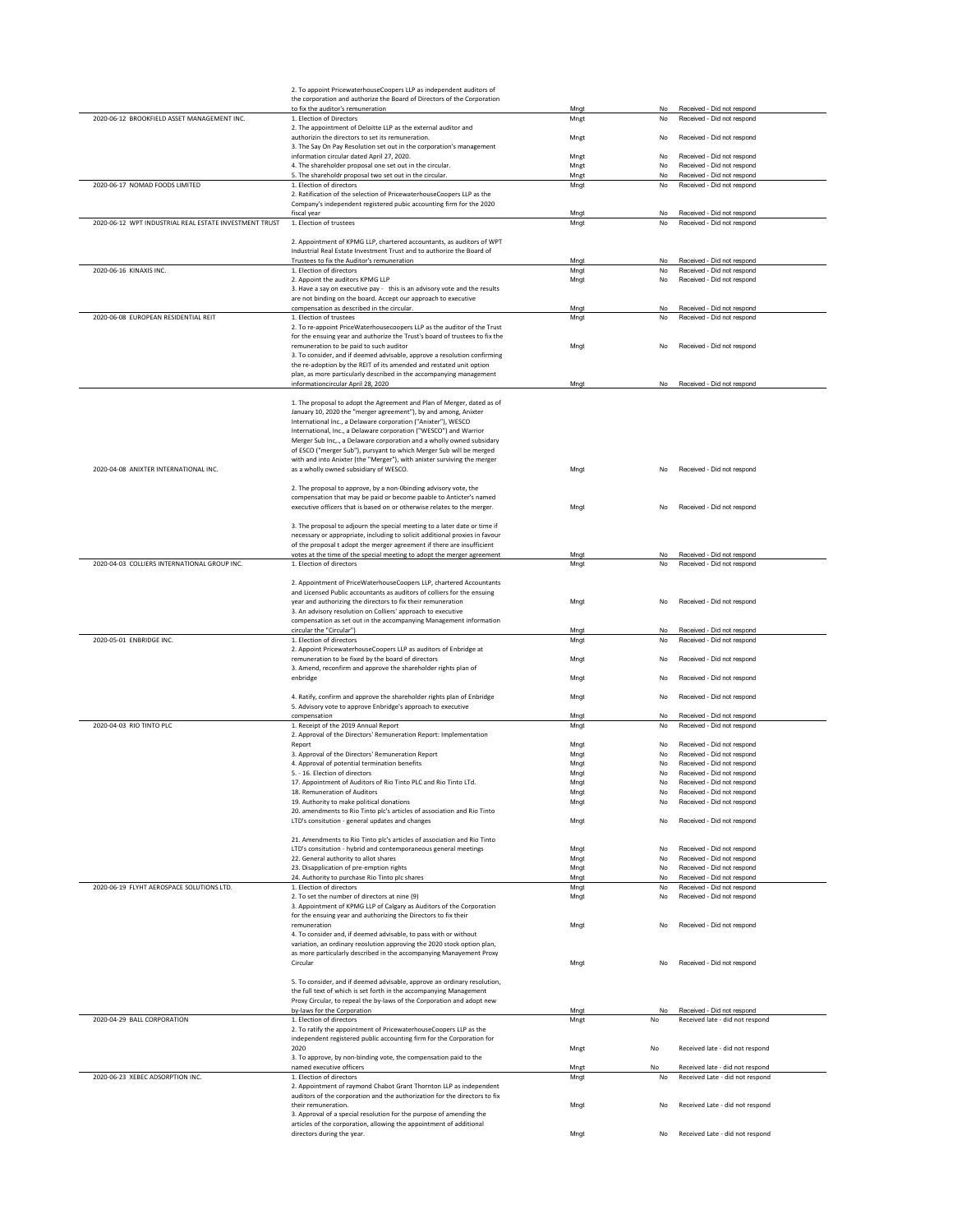| | | | | |
|---|---|---|---|---|
| | 2. To appoint PricewaterhouseCoopers LLP as independent auditors of the corporation and authorize the Board of Directors of the Corporation to fix the auditor's remuneration | Mngt | No | Received - Did not respond |
| 2020-06-12 BROOKFIELD ASSET MANAGEMENT INC. | 1. Election of Directors | Mngt | No | Received - Did not respond |
| | 2. The appointment of Deloitte LLP as the external auditor and authorizin the directors to set its remuneration. | Mngt | No | Received - Did not respond |
| | 3. The Say On Pay Resolution set out in the corporation's management information circular dated April 27, 2020. | Mngt | No | Received - Did not respond |
| | 4. The shareholder proposal one set out in the circular. | Mngt | No | Received - Did not respond |
| | 5. The shareholdr proposal two set out in the circular. | Mngt | No | Received - Did not respond |
| 2020-06-17 NOMAD FOODS LIMITED | 1. Election of directors | Mngt | No | Received - Did not respond |
| | 2. Ratification of the selection of PricewaterhouseCoopers LLP as the Company's independent registered pubic accounting firm for the 2020 fiscal year | Mngt | No | Received - Did not respond |
| 2020-06-12 WPT INDUSTRIAL REAL ESTATE INVESTMENT TRUST | 1. Election of trustees | Mngt | No | Received - Did not respond |
| | 2. Appointment of KPMG LLP, chartered accountants, as auditors of WPT Industrial Real Estate Investment Trust and to authorize the Board of Trustees to fix the Auditor's remuneration | Mngt | No | Received - Did not respond |
| 2020-06-16 KINAXIS INC. | 1. Election of directors | Mngt | No | Received - Did not respond |
| | 2. Appoint the auditors KPMG LLP | Mngt | No | Received - Did not respond |
| | 3. Have a say on executive pay - this is an advisory vote and the results are not binding on the board. Accept our approach to executive compensation as described in the circular. | Mngt | No | Received - Did not respond |
| 2020-06-08 EUROPEAN RESIDENTIAL REIT | 1. Election of trustees | Mngt | No | Received - Did not respond |
| | 2. To re-appoint PriceWaterhousecoopers LLP as the auditor of the Trust for the ensuing year and authorize the Trust's board of trustees to fix the remuneration to be paid to such auditor | Mngt | No | Received - Did not respond |
| | 3. To consider, and if deemed advisable, approve a resolution confirming the re-adoption by the REIT of its amended and restated unit option plan, as more particularly described in the accompanying management informationcircular April 28, 2020 | Mngt | No | Received - Did not respond |
| 2020-04-08 ANIXTER INTERNATIONAL INC. | 1. The proposal to adopt the Agreement and Plan of Merger, dated as of January 10, 2020 the "merger agreement"), by and among, Anixter International Inc., a Delaware corporation ("Anixter"), WESCO International, Inc., a Delaware corporation ("WESCO") and Warrior Merger Sub Inc,., a Delaware corporation and a wholly owned subsidiary of ESCO ("merger Sub"), pursyant to which Merger Sub will be merged with and into Anixter (the "Merger"), with anixter surviving the merger as a wholly owned subsidiary of WESCO. | Mngt | No | Received - Did not respond |
| | 2. The proposal to approve, by a non-0binding advisory vote, the compensation that may be paid or become paable to Anticter's named executive officers that is based on or otherwise relates to the merger. | Mngt | No | Received - Did not respond |
| | 3. The proposal to adjourn the special meeting to a later date or time if necessary or appropriate, including to solicit additional proxies in favour of the proposal t adopt the merger agreement if there are insufficient votes at the time of the special meeting to adopt the merger agreement | Mngt | No | Received - Did not respond |
| 2020-04-03 COLLIERS INTERNATIONAL GROUP INC. | 1. Election of directors | Mngt | No | Received - Did not respond |
| | 2. Appointment of PriceWaterhouseCoopers LLP, chartered Accountants and Licensed Public accountants as auditors of colliers for the ensuing year and authorizing the directors to fix their remuneration | Mngt | No | Received - Did not respond |
| | 3. An advisory resolution on Colliers' approach to executive compensation as set out in the accompanying Management information circular the "Circular") | Mngt | No | Received - Did not respond |
| 2020-05-01 ENBRIDGE INC. | 1. Election of directors | Mngt | No | Received - Did not respond |
| | 2. Appoint PricewaterhouseCoopers LLP as auditors of Enbridge at remuneration to be fixed by the board of directors | Mngt | No | Received - Did not respond |
| | 3. Amend, reconfirm and approve the shareholder rights plan of enbridge | Mngt | No | Received - Did not respond |
| | 4. Ratify, confirm and approve the shareholder rights plan of Enbridge | Mngt | No | Received - Did not respond |
| | 5. Advisory vote to approve Enbridge's approach to executive compensation | Mngt | No | Received - Did not respond |
| 2020-04-03 RIO TINTO PLC | 1. Receipt of the 2019 Annual Report | Mngt | No | Received - Did not respond |
| | 2. Approval of the Directors' Remuneration Report: Implementation Report | Mngt | No | Received - Did not respond |
| | 3. Approval of the Directors' Remuneration Report | Mngt | No | Received - Did not respond |
| | 4. Approval of potential termination benefits | Mngt | No | Received - Did not respond |
| | 5. - 16. Election of directors | Mngt | No | Received - Did not respond |
| | 17. Appointment of Auditors of Rio Tinto PLC and Rio Tinto LTd. | Mngt | No | Received - Did not respond |
| | 18. Remuneration of Auditors | Mngt | No | Received - Did not respond |
| | 19. Authority to make political donations | Mngt | No | Received - Did not respond |
| | 20. amendments to Rio Tinto plc's articles of association and Rio Tinto LTD's consitution - general updates and changes | Mngt | No | Received - Did not respond |
| | 21. Amendments to Rio Tinto plc's articles of association and Rio Tinto LTD's consitution - hybrid and contemporaneous general meetings | Mngt | No | Received - Did not respond |
| | 22. General authority to allot shares | Mngt | No | Received - Did not respond |
| | 23. Disapplication of pre-emption rights | Mngt | No | Received - Did not respond |
| | 24. Authority to purchase Rio Tinto plc shares | Mngt | No | Received - Did not respond |
| 2020-06-19 FLYHT AEROSPACE SOLUTIONS LTD. | 1. Election of directors | Mngt | No | Received - Did not respond |
| | 2. To set the number of directors at nine (9) | Mngt | No | Received - Did not respond |
| | 3. Appointment of KPMG LLP of Calgary as Auditors of the Corporation for the ensuing year and authorizing the Directors to fix their remuneration | Mngt | No | Received - Did not respond |
| | 4. To consider and, if deemed advisable, to pass with or without variation, an ordinary reoslution approving the 2020 stock option plan, as more particularly described in the accompanying Manayement Proxy Circular | Mngt | No | Received - Did not respond |
| | 5. To consider, and if deemed advisable, approve an ordinary resolution, the full text of which is set forth in the accompanying Management Proxy Circular, to repeal the by-laws of the Corporation and adopt new by-laws for the Corporation | Mngt | No | Received - Did not respond |
| 2020-04-29 BALL CORPORATION | 1. Election of directors | Mngt | No | Received late - did not respond |
| | 2. To ratify the appointment of PricewaterhouseCoopers LLP as the independent registered public accounting firm for the Corporation for 2020 | Mngt | No | Received late - did not respond |
| | 3. To approve, by non-binding vote, the compensation paid to the named executive officers | Mngt | No | Received late - did not respond |
| 2020-06-23 XEBEC ADSORPTION INC. | 1. Election of directors | Mngt | No | Received Late - did not respond |
| | 2. Appointment of raymond Chabot Grant Thornton LLP as independent auditors of the corporation and the authorization for the directors to fix their remuneration. | Mngt | No | Received Late - did not respond |
| | 3. Approval of a special resolution for the purpose of amending the articles of the corporation, allowing the appointment of additional directors during the year. | Mngt | No | Received Late - did not respond |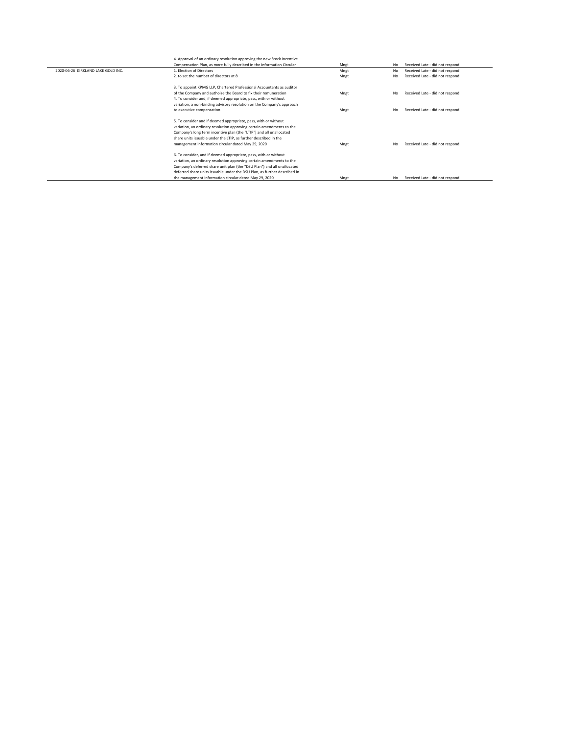| | | | | |
|---|---|---|---|---|
| | 4. Approval of an ordinary resolution approving the new Stock Incentive Compensation Plan, as more fully described in the Information Circular | Mngt | No | Received Late - did not respond |
| 2020-06-26 KIRKLAND LAKE GOLD INC. | 1. Election of Directors | Mngt | No | Received Late - did not respond |
| | 2. to set the number of directors at 8 | Mngt | No | Received Late - did not respond |
| | 3. To appoint KPMG LLP, Chartered Professional Accountants as auditor of the Company and authoize the Board to fix their remuneration | Mngt | No | Received Late - did not respond |
| | 4. To consider and, if deemed appropriate, pass, with or without variation, a non-binding advisory resolution on the Company's approach to executive compensation | Mngt | No | Received Late - did not respond |
| | 5. To consider and if deemed appropriate, pass, with or without variation, an ordinary resolution approving certain amendments to the Company's long term incentive plan (the "LTIP") and all unallocated share units issuable under the LTIP, as further described in the management information circular dated May 29, 2020 | Mngt | No | Received Late - did not respond |
| | 6. To consider, and if deemed appropriate, pass, with or without variation, an ordinary resolution approving certain amendments to the Company's deferred share unit plan (the "DSU Plan") and all unallocated deferred share units issuable under the DSU Plan, as further described in the management information circular dated May 29, 2020 | Mngt | No | Received Late - did not respond |